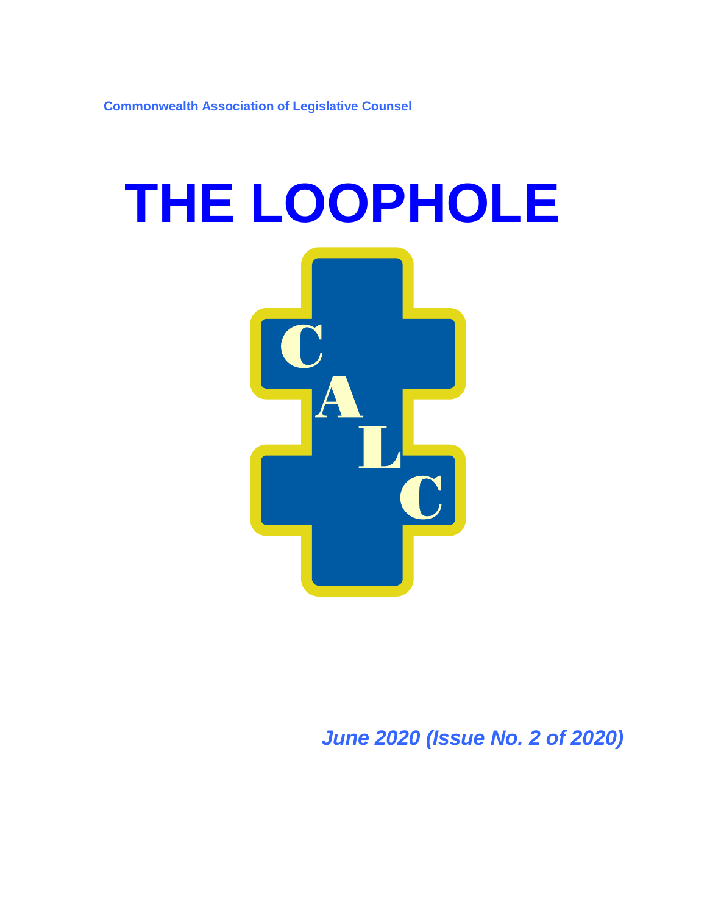Commonwealth Association of Legislative Counsel

# THE LOOPHOLE

C
A
L
C

*June 2020 (Issue No. 2 of 2020)*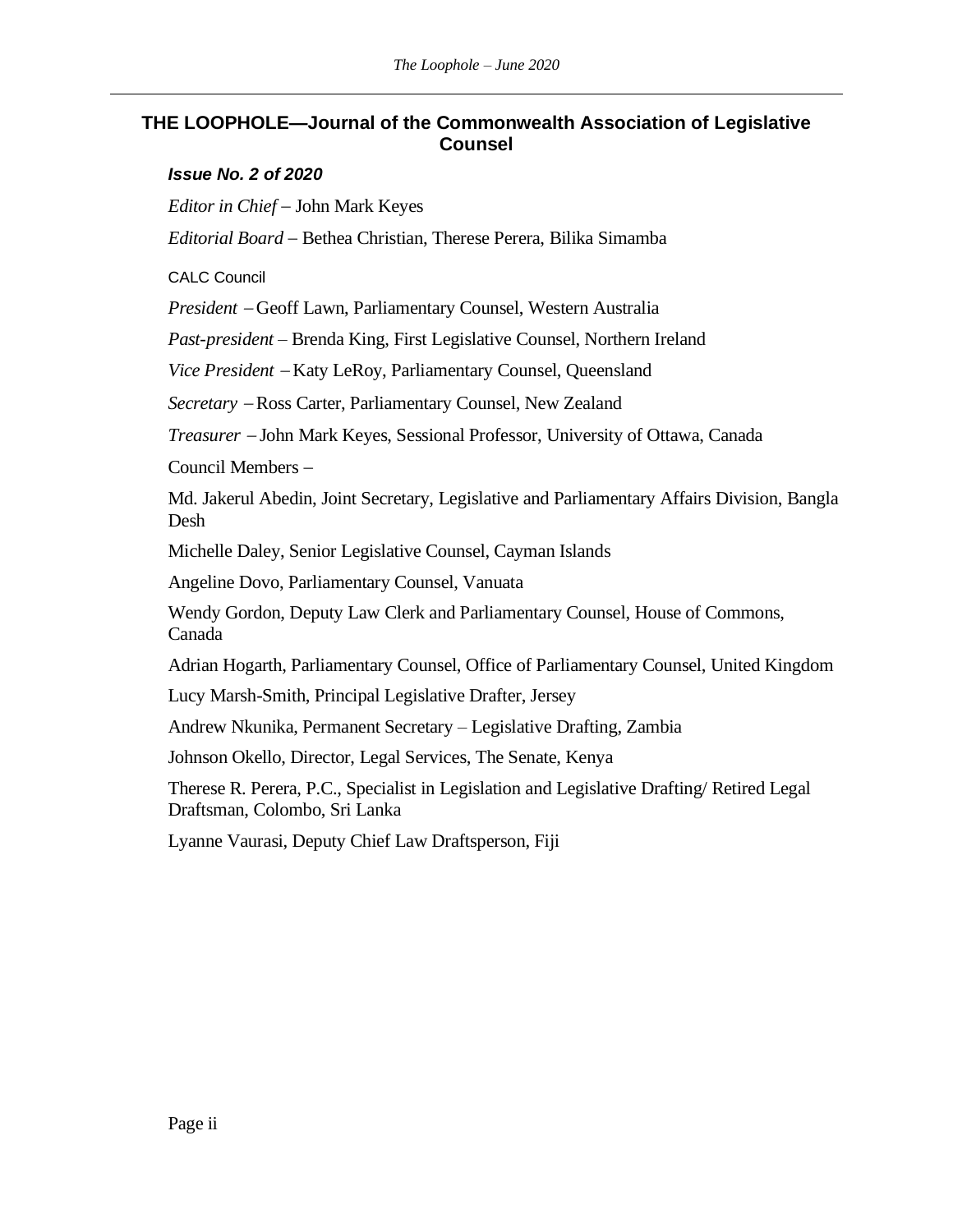## THE LOOPHOLE—Journal of the Commonwealth Association of Legislative Counsel

***Issue No. 2 of 2020***

*Editor in Chief* – John Mark Keyes

*Editorial Board* – Bethea Christian, Therese Perera, Bilika Simamba

CALC Council

*President* – Geoff Lawn, Parliamentary Counsel, Western Australia

*Past-president* – Brenda King, First Legislative Counsel, Northern Ireland

*Vice President* – Katy LeRoy, Parliamentary Counsel, Queensland

*Secretary* – Ross Carter, Parliamentary Counsel, New Zealand

*Treasurer* – John Mark Keyes, Sessional Professor, University of Ottawa, Canada

Council Members –

Md. Jakerul Abedin, Joint Secretary, Legislative and Parliamentary Affairs Division, Bangla Desh

Michelle Daley, Senior Legislative Counsel, Cayman Islands

Angeline Dovo, Parliamentary Counsel, Vanuata

Wendy Gordon, Deputy Law Clerk and Parliamentary Counsel, House of Commons, Canada

Adrian Hogarth, Parliamentary Counsel, Office of Parliamentary Counsel, United Kingdom

Lucy Marsh-Smith, Principal Legislative Drafter, Jersey

Andrew Nkunika, Permanent Secretary – Legislative Drafting, Zambia

Johnson Okello, Director, Legal Services, The Senate, Kenya

Therese R. Perera, P.C., Specialist in Legislation and Legislative Drafting/ Retired Legal Draftsman, Colombo, Sri Lanka

Lyanne Vaurasi, Deputy Chief Law Draftsperson, Fiji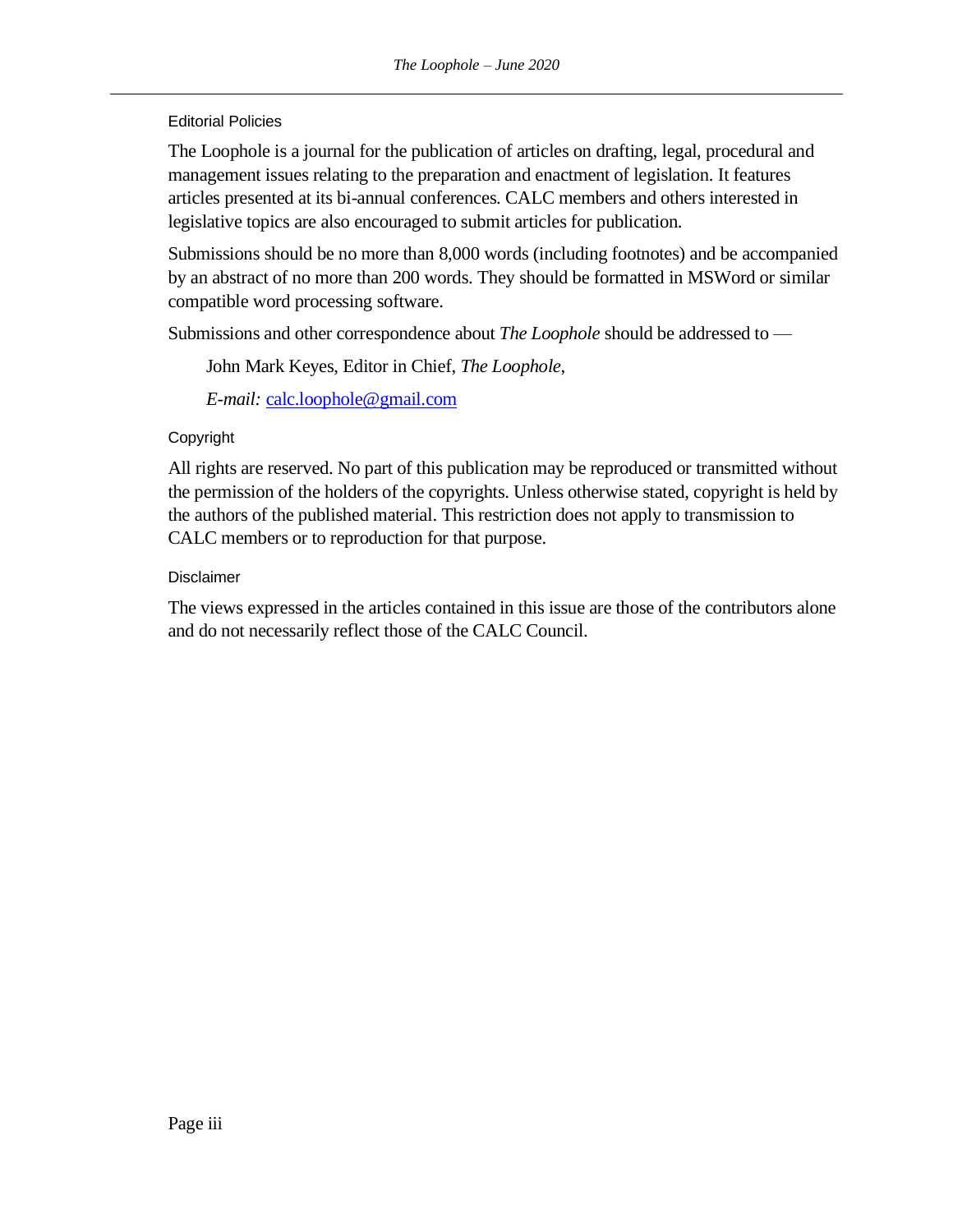## Editorial Policies

The Loophole is a journal for the publication of articles on drafting, legal, procedural and management issues relating to the preparation and enactment of legislation. It features articles presented at its bi-annual conferences. CALC members and others interested in legislative topics are also encouraged to submit articles for publication.

Submissions should be no more than 8,000 words (including footnotes) and be accompanied by an abstract of no more than 200 words. They should be formatted in MSWord or similar compatible word processing software.

Submissions and other correspondence about *The Loophole* should be addressed to —

> John Mark Keyes, Editor in Chief, *The Loophole*,
>
> *E-mail:* calc.loophole@gmail.com

## Copyright

All rights are reserved. No part of this publication may be reproduced or transmitted without the permission of the holders of the copyrights. Unless otherwise stated, copyright is held by the authors of the published material. This restriction does not apply to transmission to CALC members or to reproduction for that purpose.

## Disclaimer

The views expressed in the articles contained in this issue are those of the contributors alone and do not necessarily reflect those of the CALC Council.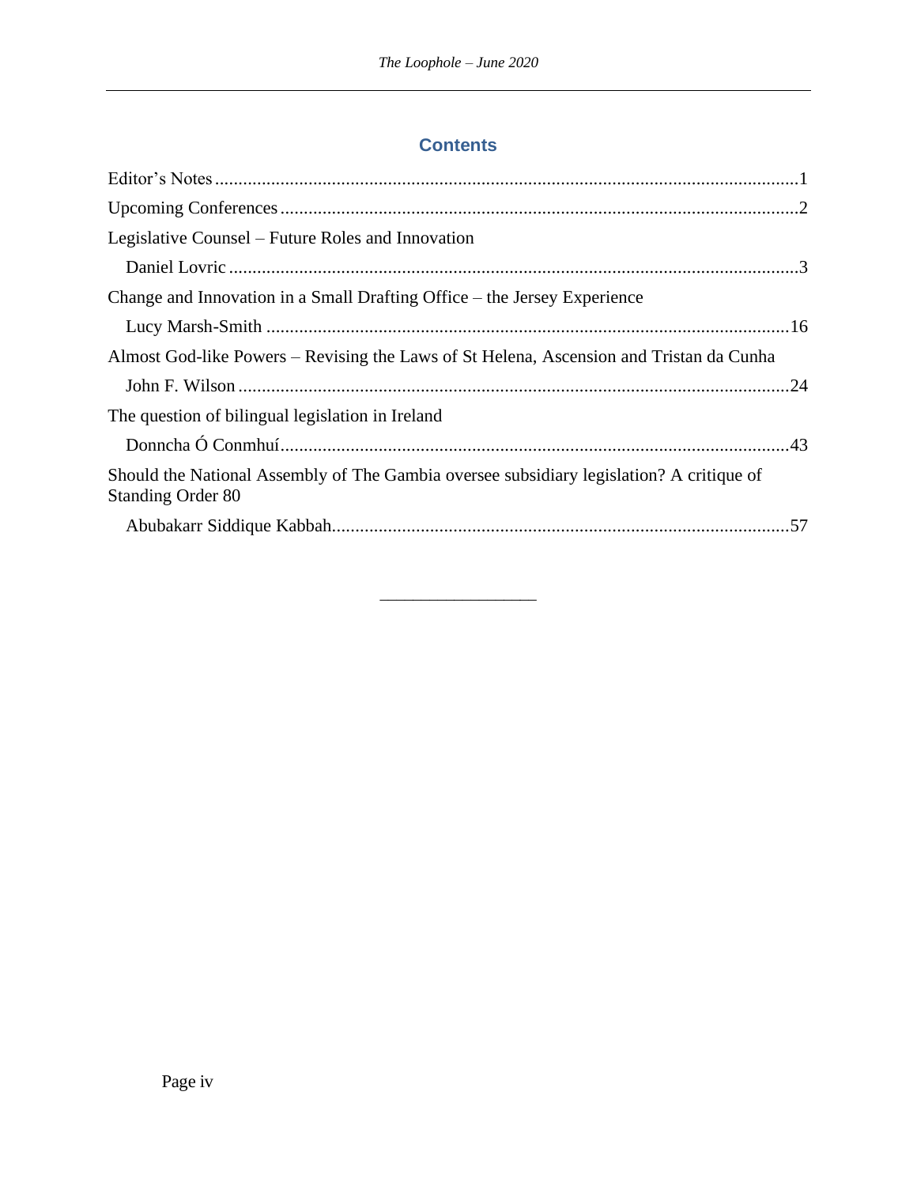## Contents

Editor's Notes ........................................................................................................................1

Upcoming Conferences ...........................................................................................................2

Legislative Counsel – Future Roles and Innovation

  Daniel Lovric ......................................................................................................................3

Change and Innovation in a Small Drafting Office – the Jersey Experience

  Lucy Marsh-Smith .............................................................................................................16

Almost God-like Powers – Revising the Laws of St Helena, Ascension and Tristan da Cunha

  John F. Wilson ...................................................................................................................24

The question of bilingual legislation in Ireland

  Donncha Ó Conmhuí..........................................................................................................43

Should the National Assembly of The Gambia oversee subsidiary legislation? A critique of Standing Order 80

  Abubakarr Siddique Kabbah...............................................................................................57

________________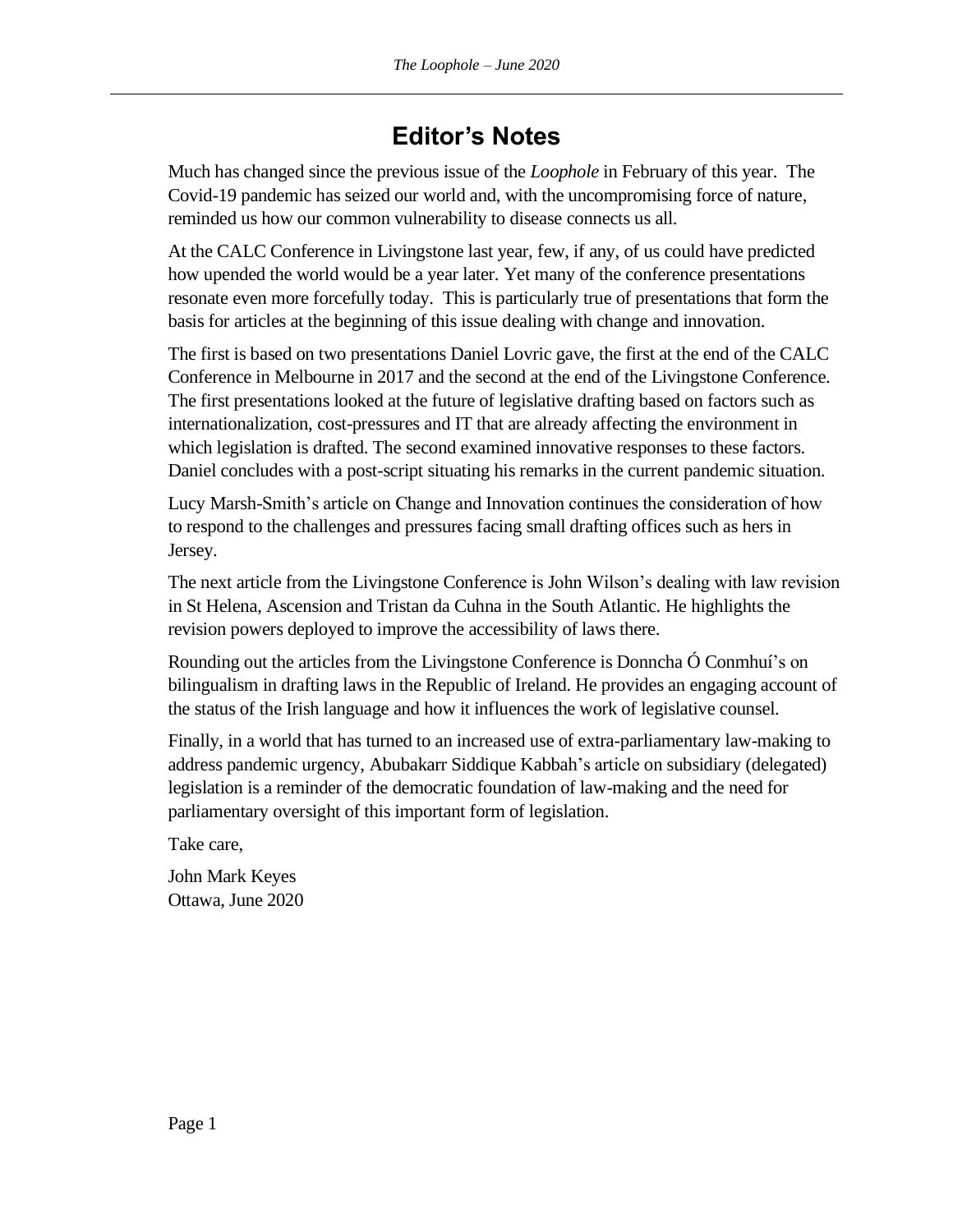# Editor's Notes

Much has changed since the previous issue of the *Loophole* in February of this year. The Covid-19 pandemic has seized our world and, with the uncompromising force of nature, reminded us how our common vulnerability to disease connects us all.

At the CALC Conference in Livingstone last year, few, if any, of us could have predicted how upended the world would be a year later. Yet many of the conference presentations resonate even more forcefully today. This is particularly true of presentations that form the basis for articles at the beginning of this issue dealing with change and innovation.

The first is based on two presentations Daniel Lovric gave, the first at the end of the CALC Conference in Melbourne in 2017 and the second at the end of the Livingstone Conference. The first presentations looked at the future of legislative drafting based on factors such as internationalization, cost-pressures and IT that are already affecting the environment in which legislation is drafted. The second examined innovative responses to these factors. Daniel concludes with a post-script situating his remarks in the current pandemic situation.

Lucy Marsh-Smith's article on Change and Innovation continues the consideration of how to respond to the challenges and pressures facing small drafting offices such as hers in Jersey.

The next article from the Livingstone Conference is John Wilson's dealing with law revision in St Helena, Ascension and Tristan da Cuhna in the South Atlantic. He highlights the revision powers deployed to improve the accessibility of laws there.

Rounding out the articles from the Livingstone Conference is Donncha Ó Conmhuí's on bilingualism in drafting laws in the Republic of Ireland. He provides an engaging account of the status of the Irish language and how it influences the work of legislative counsel.

Finally, in a world that has turned to an increased use of extra-parliamentary law-making to address pandemic urgency, Abubakarr Siddique Kabbah's article on subsidiary (delegated) legislation is a reminder of the democratic foundation of law-making and the need for parliamentary oversight of this important form of legislation.

Take care,

John Mark Keyes
Ottawa, June 2020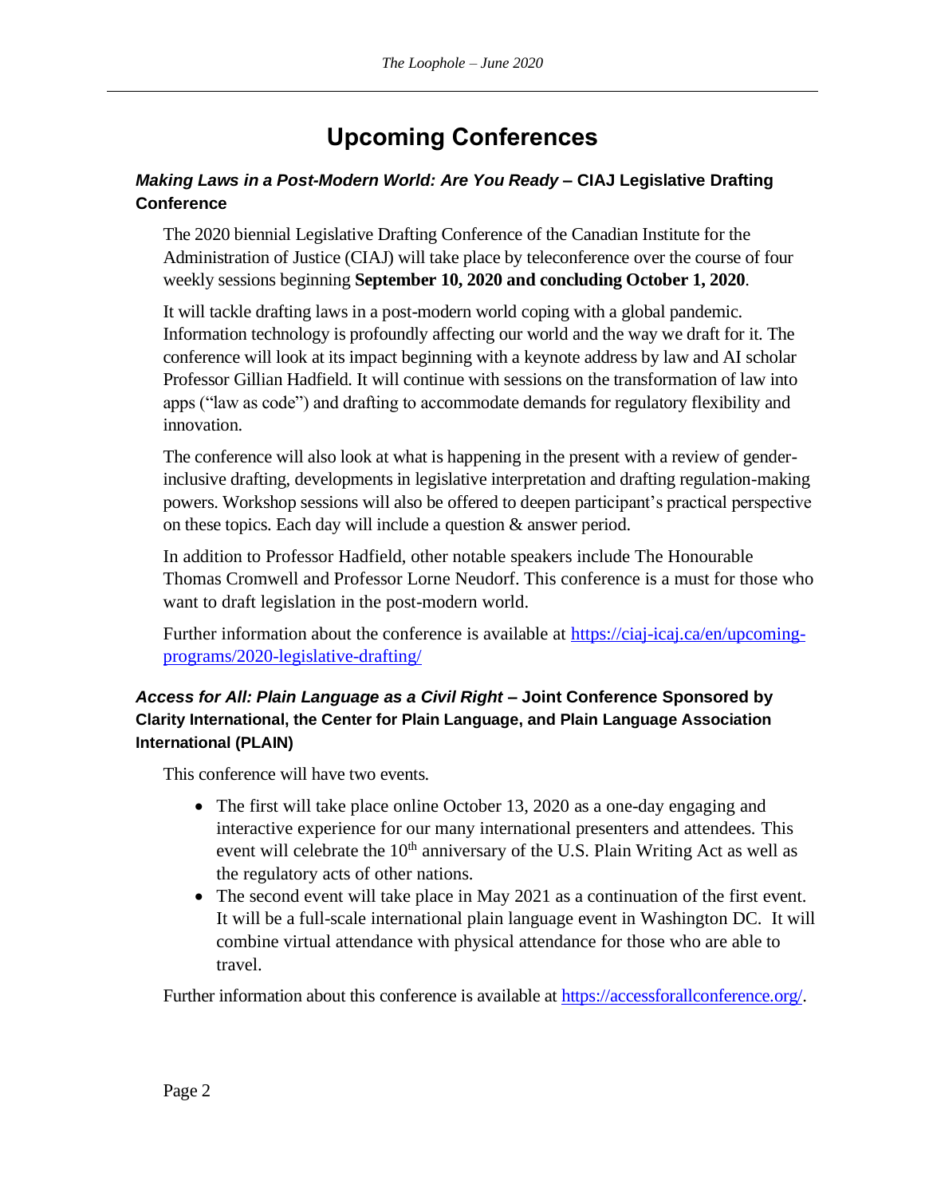# Upcoming Conferences

### *Making Laws in a Post-Modern World: Are You Ready* – CIAJ Legislative Drafting Conference

The 2020 biennial Legislative Drafting Conference of the Canadian Institute for the Administration of Justice (CIAJ) will take place by teleconference over the course of four weekly sessions beginning **September 10, 2020 and concluding October 1, 2020**.

It will tackle drafting laws in a post-modern world coping with a global pandemic. Information technology is profoundly affecting our world and the way we draft for it. The conference will look at its impact beginning with a keynote address by law and AI scholar Professor Gillian Hadfield. It will continue with sessions on the transformation of law into apps ("law as code") and drafting to accommodate demands for regulatory flexibility and innovation.

The conference will also look at what is happening in the present with a review of gender-inclusive drafting, developments in legislative interpretation and drafting regulation-making powers. Workshop sessions will also be offered to deepen participant's practical perspective on these topics. Each day will include a question & answer period.

In addition to Professor Hadfield, other notable speakers include The Honourable Thomas Cromwell and Professor Lorne Neudorf. This conference is a must for those who want to draft legislation in the post-modern world.

Further information about the conference is available at [https://ciaj-icaj.ca/en/upcoming-programs/2020-legislative-drafting/](https://ciaj-icaj.ca/en/upcoming-programs/2020-legislative-drafting/)

### *Access for All: Plain Language as a Civil Right* – Joint Conference Sponsored by Clarity International, the Center for Plain Language, and Plain Language Association International (PLAIN)

This conference will have two events.

- The first will take place online October 13, 2020 as a one-day engaging and interactive experience for our many international presenters and attendees. This event will celebrate the 10th anniversary of the U.S. Plain Writing Act as well as the regulatory acts of other nations.
- The second event will take place in May 2021 as a continuation of the first event. It will be a full-scale international plain language event in Washington DC. It will combine virtual attendance with physical attendance for those who are able to travel.

Further information about this conference is available at [https://accessforallconference.org/](https://accessforallconference.org/).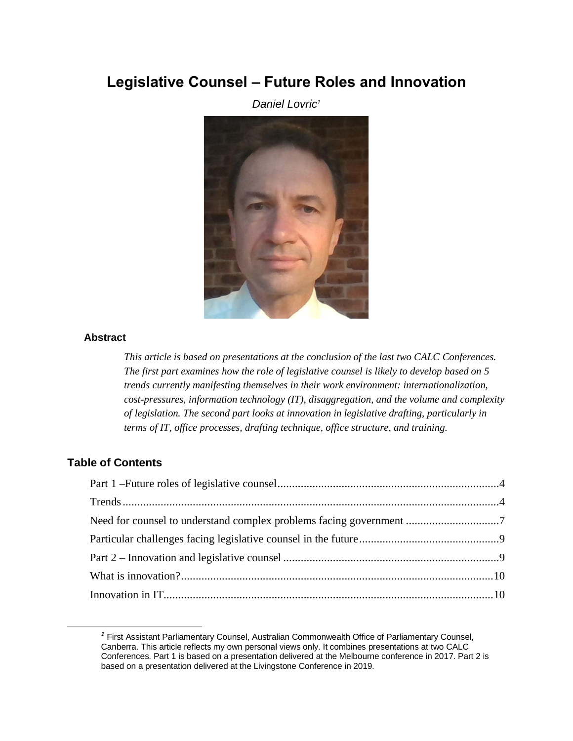# Legislative Counsel – Future Roles and Innovation

*Daniel Lovric*[1]

### Abstract

*This article is based on presentations at the conclusion of the last two CALC Conferences. The first part examines how the role of legislative counsel is likely to develop based on 5 trends currently manifesting themselves in their work environment: internationalization, cost-pressures, information technology (IT), disaggregation, and the volume and complexity of legislation. The second part looks at innovation in legislative drafting, particularly in terms of IT, office processes, drafting technique, office structure, and training.*

## Table of Contents

Part 1 –Future roles of legislative counsel....................4

Trends....................4

Need for counsel to understand complex problems facing government ....................7

Particular challenges facing legislative counsel in the future....................9

Part 2 – Innovation and legislative counsel....................9

What is innovation?....................10

Innovation in IT....................10

---

[1] First Assistant Parliamentary Counsel, Australian Commonwealth Office of Parliamentary Counsel, Canberra. This article reflects my own personal views only. It combines presentations at two CALC Conferences. Part 1 is based on a presentation delivered at the Melbourne conference in 2017. Part 2 is based on a presentation delivered at the Livingstone Conference in 2019.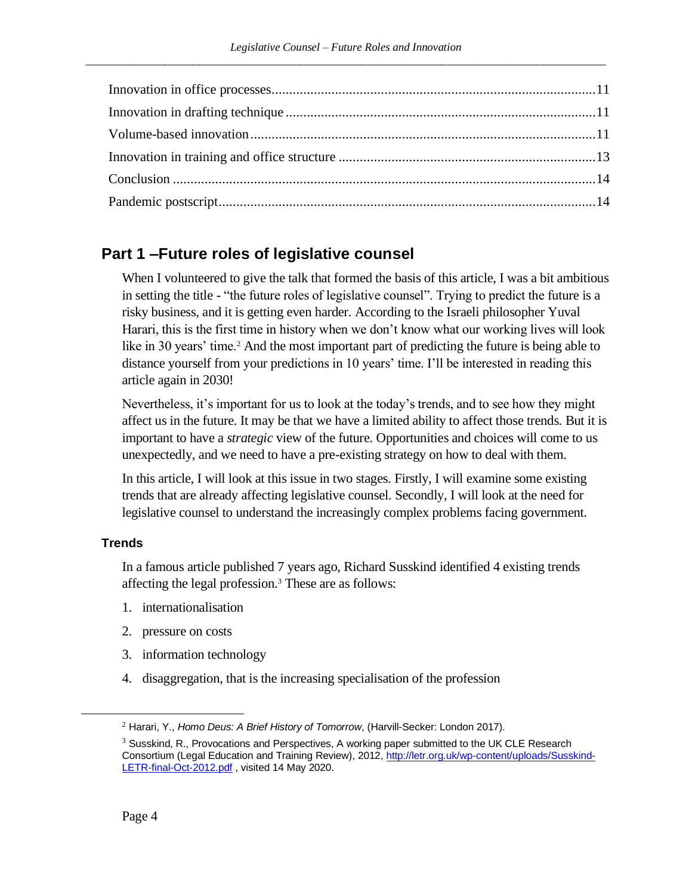Innovation in office processes...........................................................................................11

Innovation in drafting technique .......................................................................................11

Volume-based innovation..................................................................................................11

Innovation in training and office structure ........................................................................13

Conclusion ........................................................................................................................14

Pandemic postscript...........................................................................................................14

## Part 1 –Future roles of legislative counsel

When I volunteered to give the talk that formed the basis of this article, I was a bit ambitious in setting the title - "the future roles of legislative counsel". Trying to predict the future is a risky business, and it is getting even harder. According to the Israeli philosopher Yuval Harari, this is the first time in history when we don't know what our working lives will look like in 30 years' time.[2] And the most important part of predicting the future is being able to distance yourself from your predictions in 10 years' time. I'll be interested in reading this article again in 2030!

Nevertheless, it's important for us to look at the today's trends, and to see how they might affect us in the future. It may be that we have a limited ability to affect those trends. But it is important to have a *strategic* view of the future. Opportunities and choices will come to us unexpectedly, and we need to have a pre-existing strategy on how to deal with them.

In this article, I will look at this issue in two stages. Firstly, I will examine some existing trends that are already affecting legislative counsel. Secondly, I will look at the need for legislative counsel to understand the increasingly complex problems facing government.

### Trends

In a famous article published 7 years ago, Richard Susskind identified 4 existing trends affecting the legal profession.[3] These are as follows:

1. internationalisation
2. pressure on costs
3. information technology
4. disaggregation, that is the increasing specialisation of the profession

---

[2] Harari, Y., *Homo Deus: A Brief History of Tomorrow*, (Harvill-Secker: London 2017).

[3] Susskind, R., Provocations and Perspectives, A working paper submitted to the UK CLE Research Consortium (Legal Education and Training Review), 2012, http://letr.org.uk/wp-content/uploads/Susskind-LETR-final-Oct-2012.pdf , visited 14 May 2020.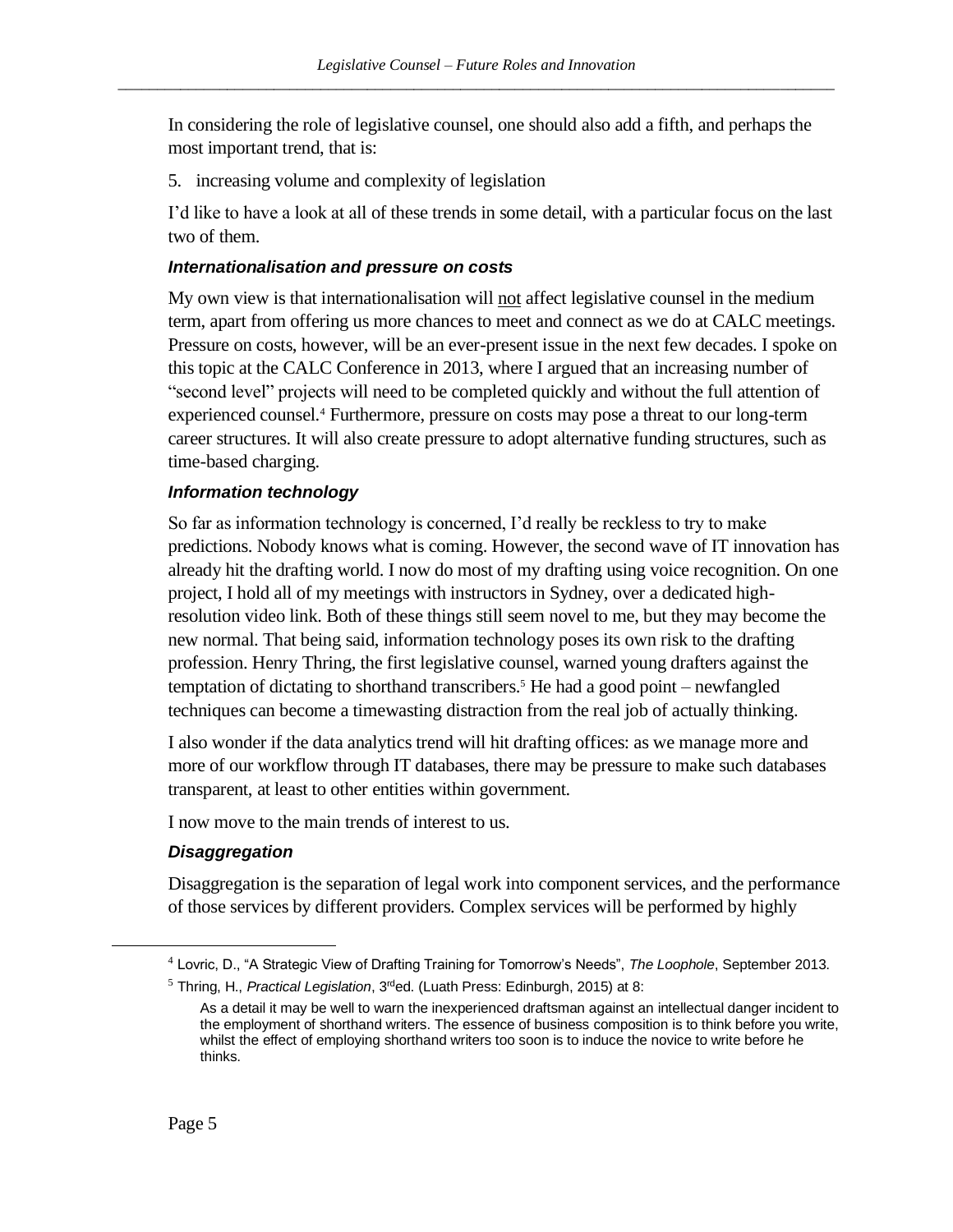In considering the role of legislative counsel, one should also add a fifth, and perhaps the most important trend, that is:

5. increasing volume and complexity of legislation

I'd like to have a look at all of these trends in some detail, with a particular focus on the last two of them.

### *Internationalisation and pressure on costs*

My own view is that internationalisation will not affect legislative counsel in the medium term, apart from offering us more chances to meet and connect as we do at CALC meetings. Pressure on costs, however, will be an ever-present issue in the next few decades. I spoke on this topic at the CALC Conference in 2013, where I argued that an increasing number of "second level" projects will need to be completed quickly and without the full attention of experienced counsel.[4] Furthermore, pressure on costs may pose a threat to our long-term career structures. It will also create pressure to adopt alternative funding structures, such as time-based charging.

### *Information technology*

So far as information technology is concerned, I'd really be reckless to try to make predictions. Nobody knows what is coming. However, the second wave of IT innovation has already hit the drafting world. I now do most of my drafting using voice recognition. On one project, I hold all of my meetings with instructors in Sydney, over a dedicated high-resolution video link. Both of these things still seem novel to me, but they may become the new normal. That being said, information technology poses its own risk to the drafting profession. Henry Thring, the first legislative counsel, warned young drafters against the temptation of dictating to shorthand transcribers.[5] He had a good point – newfangled techniques can become a timewasting distraction from the real job of actually thinking.

I also wonder if the data analytics trend will hit drafting offices: as we manage more and more of our workflow through IT databases, there may be pressure to make such databases transparent, at least to other entities within government.

I now move to the main trends of interest to us.

### *Disaggregation*

Disaggregation is the separation of legal work into component services, and the performance of those services by different providers. Complex services will be performed by highly

---

[4] Lovric, D., "A Strategic View of Drafting Training for Tomorrow's Needs", *The Loophole*, September 2013.

[5] Thring, H., *Practical Legislation*, 3rd ed. (Luath Press: Edinburgh, 2015) at 8:

> As a detail it may be well to warn the inexperienced draftsman against an intellectual danger incident to the employment of shorthand writers. The essence of business composition is to think before you write, whilst the effect of employing shorthand writers too soon is to induce the novice to write before he thinks.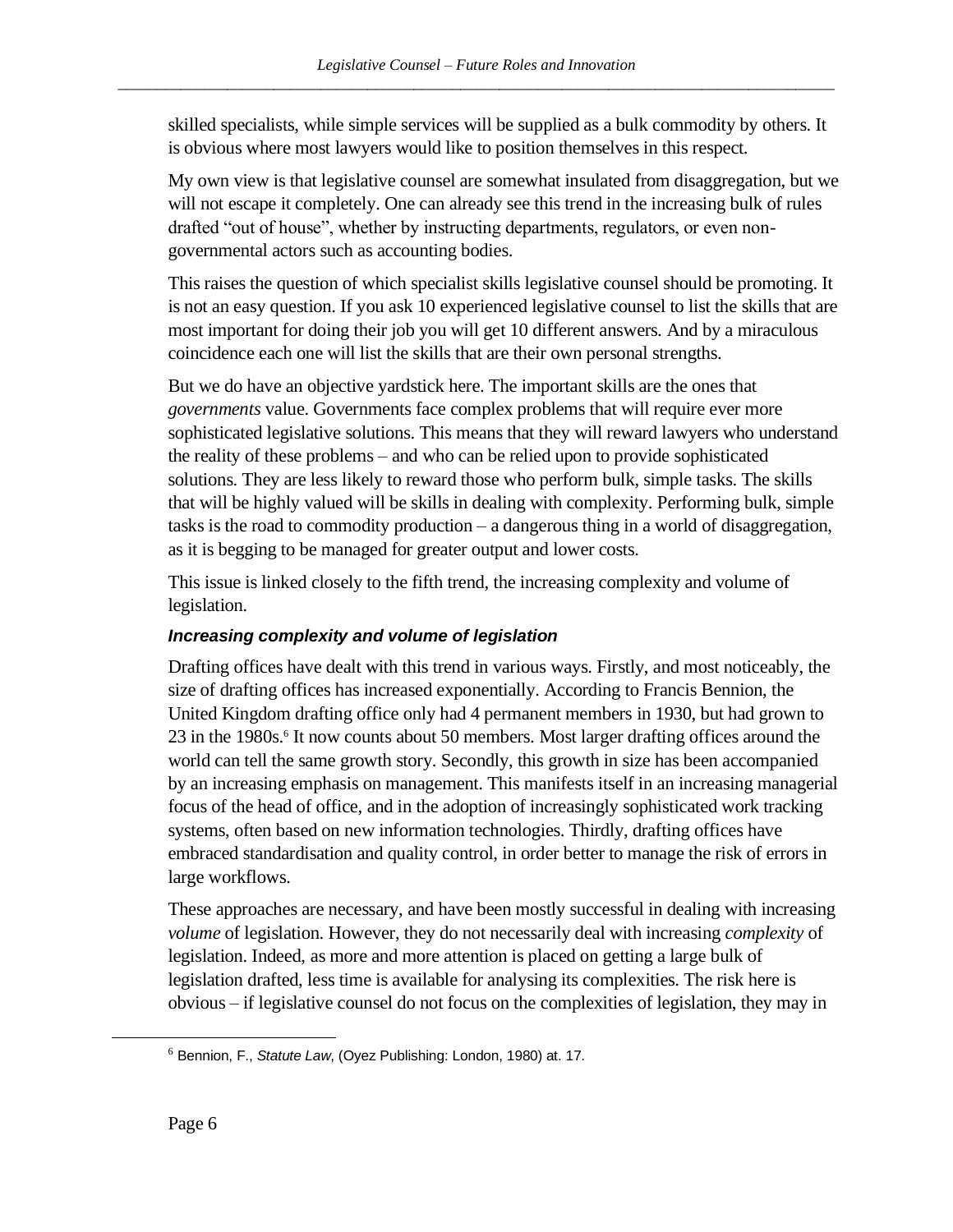skilled specialists, while simple services will be supplied as a bulk commodity by others. It is obvious where most lawyers would like to position themselves in this respect.

My own view is that legislative counsel are somewhat insulated from disaggregation, but we will not escape it completely. One can already see this trend in the increasing bulk of rules drafted "out of house", whether by instructing departments, regulators, or even non-governmental actors such as accounting bodies.

This raises the question of which specialist skills legislative counsel should be promoting. It is not an easy question. If you ask 10 experienced legislative counsel to list the skills that are most important for doing their job you will get 10 different answers. And by a miraculous coincidence each one will list the skills that are their own personal strengths.

But we do have an objective yardstick here. The important skills are the ones that *governments* value. Governments face complex problems that will require ever more sophisticated legislative solutions. This means that they will reward lawyers who understand the reality of these problems – and who can be relied upon to provide sophisticated solutions. They are less likely to reward those who perform bulk, simple tasks. The skills that will be highly valued will be skills in dealing with complexity. Performing bulk, simple tasks is the road to commodity production – a dangerous thing in a world of disaggregation, as it is begging to be managed for greater output and lower costs.

This issue is linked closely to the fifth trend, the increasing complexity and volume of legislation.

### *Increasing complexity and volume of legislation*

Drafting offices have dealt with this trend in various ways. Firstly, and most noticeably, the size of drafting offices has increased exponentially. According to Francis Bennion, the United Kingdom drafting office only had 4 permanent members in 1930, but had grown to 23 in the 1980s.[6] It now counts about 50 members. Most larger drafting offices around the world can tell the same growth story. Secondly, this growth in size has been accompanied by an increasing emphasis on management. This manifests itself in an increasing managerial focus of the head of office, and in the adoption of increasingly sophisticated work tracking systems, often based on new information technologies. Thirdly, drafting offices have embraced standardisation and quality control, in order better to manage the risk of errors in large workflows.

These approaches are necessary, and have been mostly successful in dealing with increasing *volume* of legislation. However, they do not necessarily deal with increasing *complexity* of legislation. Indeed, as more and more attention is placed on getting a large bulk of legislation drafted, less time is available for analysing its complexities. The risk here is obvious – if legislative counsel do not focus on the complexities of legislation, they may in

[6] Bennion, F., *Statute Law*, (Oyez Publishing: London, 1980) at. 17.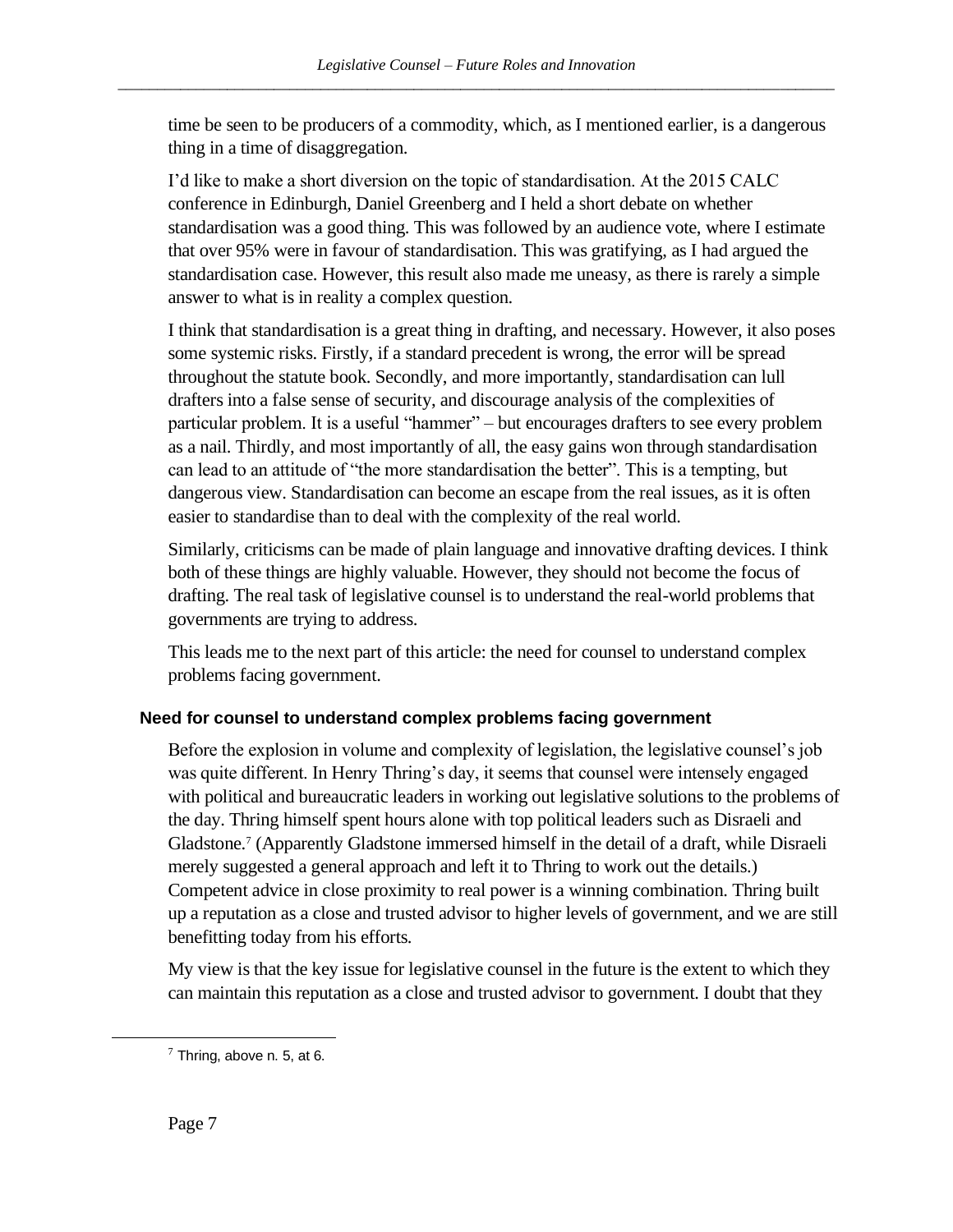time be seen to be producers of a commodity, which, as I mentioned earlier, is a dangerous thing in a time of disaggregation.

I'd like to make a short diversion on the topic of standardisation. At the 2015 CALC conference in Edinburgh, Daniel Greenberg and I held a short debate on whether standardisation was a good thing. This was followed by an audience vote, where I estimate that over 95% were in favour of standardisation. This was gratifying, as I had argued the standardisation case. However, this result also made me uneasy, as there is rarely a simple answer to what is in reality a complex question.

I think that standardisation is a great thing in drafting, and necessary. However, it also poses some systemic risks. Firstly, if a standard precedent is wrong, the error will be spread throughout the statute book. Secondly, and more importantly, standardisation can lull drafters into a false sense of security, and discourage analysis of the complexities of particular problem. It is a useful "hammer" – but encourages drafters to see every problem as a nail. Thirdly, and most importantly of all, the easy gains won through standardisation can lead to an attitude of "the more standardisation the better". This is a tempting, but dangerous view. Standardisation can become an escape from the real issues, as it is often easier to standardise than to deal with the complexity of the real world.

Similarly, criticisms can be made of plain language and innovative drafting devices. I think both of these things are highly valuable. However, they should not become the focus of drafting. The real task of legislative counsel is to understand the real-world problems that governments are trying to address.

This leads me to the next part of this article: the need for counsel to understand complex problems facing government.

### Need for counsel to understand complex problems facing government

Before the explosion in volume and complexity of legislation, the legislative counsel's job was quite different. In Henry Thring's day, it seems that counsel were intensely engaged with political and bureaucratic leaders in working out legislative solutions to the problems of the day. Thring himself spent hours alone with top political leaders such as Disraeli and Gladstone.[7] (Apparently Gladstone immersed himself in the detail of a draft, while Disraeli merely suggested a general approach and left it to Thring to work out the details.) Competent advice in close proximity to real power is a winning combination. Thring built up a reputation as a close and trusted advisor to higher levels of government, and we are still benefitting today from his efforts.

My view is that the key issue for legislative counsel in the future is the extent to which they can maintain this reputation as a close and trusted advisor to government. I doubt that they

[7] Thring, above n. 5, at 6.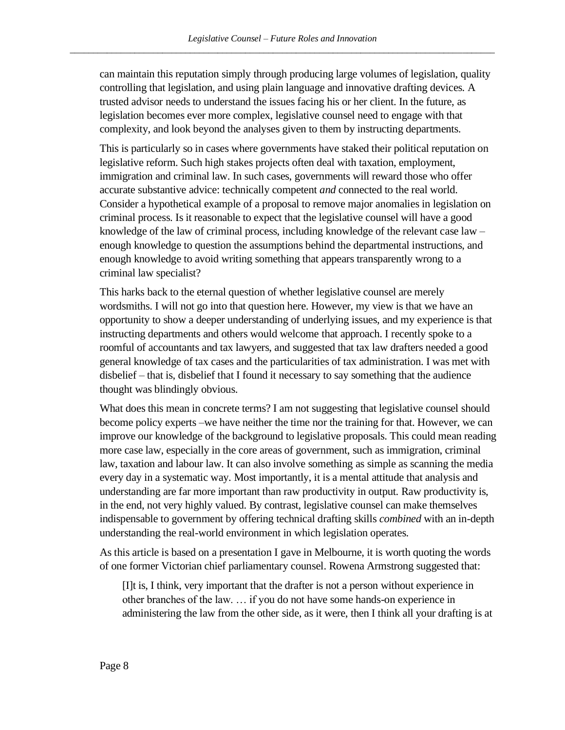can maintain this reputation simply through producing large volumes of legislation, quality controlling that legislation, and using plain language and innovative drafting devices. A trusted advisor needs to understand the issues facing his or her client. In the future, as legislation becomes ever more complex, legislative counsel need to engage with that complexity, and look beyond the analyses given to them by instructing departments.

This is particularly so in cases where governments have staked their political reputation on legislative reform. Such high stakes projects often deal with taxation, employment, immigration and criminal law. In such cases, governments will reward those who offer accurate substantive advice: technically competent *and* connected to the real world. Consider a hypothetical example of a proposal to remove major anomalies in legislation on criminal process. Is it reasonable to expect that the legislative counsel will have a good knowledge of the law of criminal process, including knowledge of the relevant case law – enough knowledge to question the assumptions behind the departmental instructions, and enough knowledge to avoid writing something that appears transparently wrong to a criminal law specialist?

This harks back to the eternal question of whether legislative counsel are merely wordsmiths. I will not go into that question here. However, my view is that we have an opportunity to show a deeper understanding of underlying issues, and my experience is that instructing departments and others would welcome that approach. I recently spoke to a roomful of accountants and tax lawyers, and suggested that tax law drafters needed a good general knowledge of tax cases and the particularities of tax administration. I was met with disbelief – that is, disbelief that I found it necessary to say something that the audience thought was blindingly obvious.

What does this mean in concrete terms? I am not suggesting that legislative counsel should become policy experts –we have neither the time nor the training for that. However, we can improve our knowledge of the background to legislative proposals. This could mean reading more case law, especially in the core areas of government, such as immigration, criminal law, taxation and labour law. It can also involve something as simple as scanning the media every day in a systematic way. Most importantly, it is a mental attitude that analysis and understanding are far more important than raw productivity in output. Raw productivity is, in the end, not very highly valued. By contrast, legislative counsel can make themselves indispensable to government by offering technical drafting skills *combined* with an in-depth understanding the real-world environment in which legislation operates.

As this article is based on a presentation I gave in Melbourne, it is worth quoting the words of one former Victorian chief parliamentary counsel. Rowena Armstrong suggested that:

> [I]t is, I think, very important that the drafter is not a person without experience in other branches of the law. … if you do not have some hands-on experience in administering the law from the other side, as it were, then I think all your drafting is at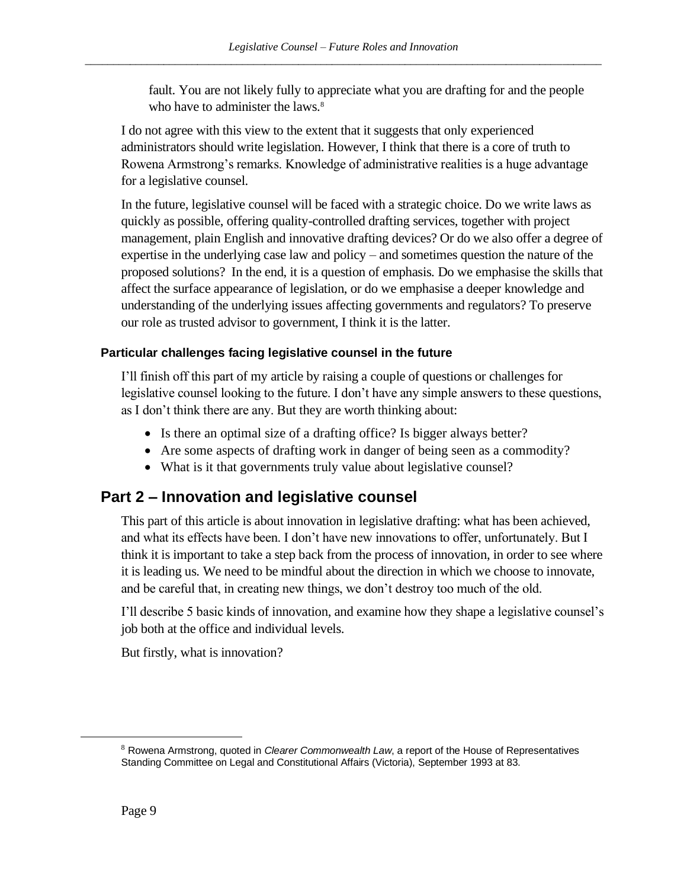fault. You are not likely fully to appreciate what you are drafting for and the people who have to administer the laws.[8]

I do not agree with this view to the extent that it suggests that only experienced administrators should write legislation. However, I think that there is a core of truth to Rowena Armstrong's remarks. Knowledge of administrative realities is a huge advantage for a legislative counsel.

In the future, legislative counsel will be faced with a strategic choice. Do we write laws as quickly as possible, offering quality-controlled drafting services, together with project management, plain English and innovative drafting devices? Or do we also offer a degree of expertise in the underlying case law and policy – and sometimes question the nature of the proposed solutions? In the end, it is a question of emphasis. Do we emphasise the skills that affect the surface appearance of legislation, or do we emphasise a deeper knowledge and understanding of the underlying issues affecting governments and regulators? To preserve our role as trusted advisor to government, I think it is the latter.

### Particular challenges facing legislative counsel in the future

I'll finish off this part of my article by raising a couple of questions or challenges for legislative counsel looking to the future. I don't have any simple answers to these questions, as I don't think there are any. But they are worth thinking about:

- Is there an optimal size of a drafting office? Is bigger always better?
- Are some aspects of drafting work in danger of being seen as a commodity?
- What is it that governments truly value about legislative counsel?

## Part 2 – Innovation and legislative counsel

This part of this article is about innovation in legislative drafting: what has been achieved, and what its effects have been. I don't have new innovations to offer, unfortunately. But I think it is important to take a step back from the process of innovation, in order to see where it is leading us. We need to be mindful about the direction in which we choose to innovate, and be careful that, in creating new things, we don't destroy too much of the old.

I'll describe 5 basic kinds of innovation, and examine how they shape a legislative counsel's job both at the office and individual levels.

But firstly, what is innovation?

[8] Rowena Armstrong, quoted in *Clearer Commonwealth Law*, a report of the House of Representatives Standing Committee on Legal and Constitutional Affairs (Victoria), September 1993 at 83.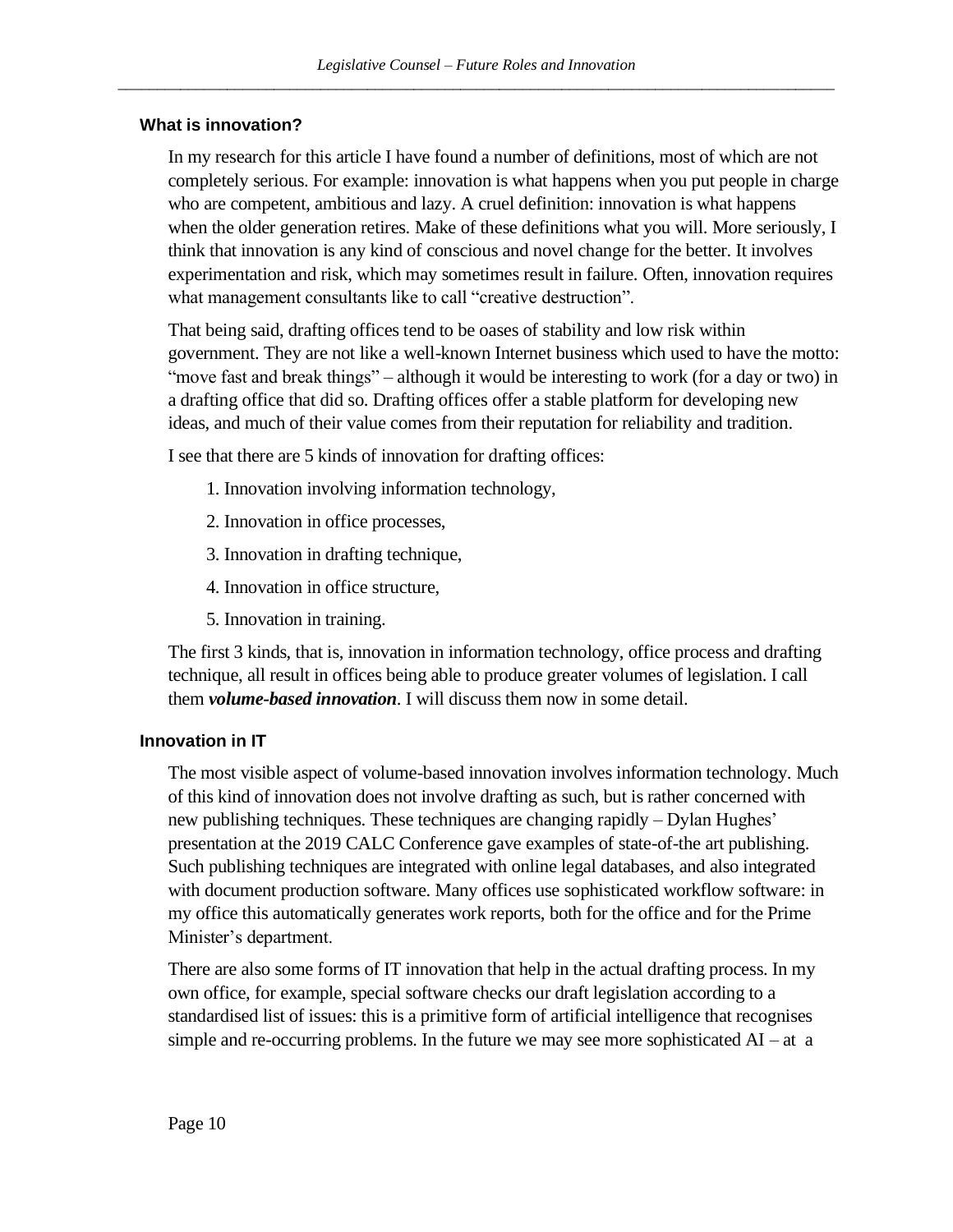### What is innovation?

In my research for this article I have found a number of definitions, most of which are not completely serious. For example: innovation is what happens when you put people in charge who are competent, ambitious and lazy. A cruel definition: innovation is what happens when the older generation retires. Make of these definitions what you will. More seriously, I think that innovation is any kind of conscious and novel change for the better. It involves experimentation and risk, which may sometimes result in failure. Often, innovation requires what management consultants like to call "creative destruction".

That being said, drafting offices tend to be oases of stability and low risk within government. They are not like a well-known Internet business which used to have the motto: "move fast and break things" – although it would be interesting to work (for a day or two) in a drafting office that did so. Drafting offices offer a stable platform for developing new ideas, and much of their value comes from their reputation for reliability and tradition.

I see that there are 5 kinds of innovation for drafting offices:

1. Innovation involving information technology,
2. Innovation in office processes,
3. Innovation in drafting technique,
4. Innovation in office structure,
5. Innovation in training.

The first 3 kinds, that is, innovation in information technology, office process and drafting technique, all result in offices being able to produce greater volumes of legislation. I call them ***volume-based innovation***. I will discuss them now in some detail.

### Innovation in IT

The most visible aspect of volume-based innovation involves information technology. Much of this kind of innovation does not involve drafting as such, but is rather concerned with new publishing techniques. These techniques are changing rapidly – Dylan Hughes' presentation at the 2019 CALC Conference gave examples of state-of-the art publishing. Such publishing techniques are integrated with online legal databases, and also integrated with document production software. Many offices use sophisticated workflow software: in my office this automatically generates work reports, both for the office and for the Prime Minister's department.

There are also some forms of IT innovation that help in the actual drafting process. In my own office, for example, special software checks our draft legislation according to a standardised list of issues: this is a primitive form of artificial intelligence that recognises simple and re-occurring problems. In the future we may see more sophisticated AI – at a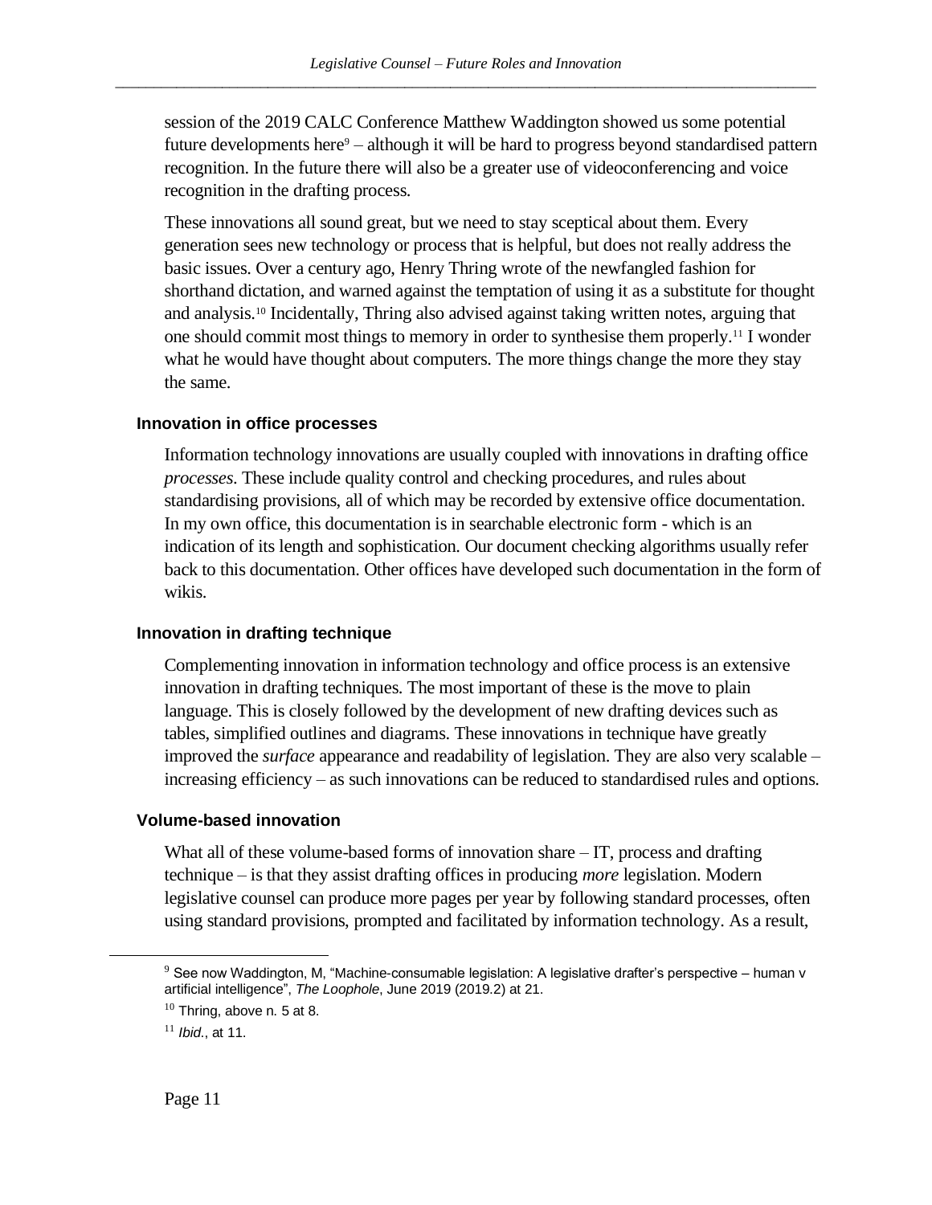session of the 2019 CALC Conference Matthew Waddington showed us some potential future developments here[9] – although it will be hard to progress beyond standardised pattern recognition. In the future there will also be a greater use of videoconferencing and voice recognition in the drafting process.

These innovations all sound great, but we need to stay sceptical about them. Every generation sees new technology or process that is helpful, but does not really address the basic issues. Over a century ago, Henry Thring wrote of the newfangled fashion for shorthand dictation, and warned against the temptation of using it as a substitute for thought and analysis.[10] Incidentally, Thring also advised against taking written notes, arguing that one should commit most things to memory in order to synthesise them properly.[11] I wonder what he would have thought about computers. The more things change the more they stay the same.

### Innovation in office processes

Information technology innovations are usually coupled with innovations in drafting office *processes*. These include quality control and checking procedures, and rules about standardising provisions, all of which may be recorded by extensive office documentation. In my own office, this documentation is in searchable electronic form - which is an indication of its length and sophistication. Our document checking algorithms usually refer back to this documentation. Other offices have developed such documentation in the form of wikis.

### Innovation in drafting technique

Complementing innovation in information technology and office process is an extensive innovation in drafting techniques. The most important of these is the move to plain language. This is closely followed by the development of new drafting devices such as tables, simplified outlines and diagrams. These innovations in technique have greatly improved the *surface* appearance and readability of legislation. They are also very scalable – increasing efficiency – as such innovations can be reduced to standardised rules and options.

### Volume-based innovation

What all of these volume-based forms of innovation share – IT, process and drafting technique – is that they assist drafting offices in producing *more* legislation. Modern legislative counsel can produce more pages per year by following standard processes, often using standard provisions, prompted and facilitated by information technology. As a result,

---

[9] See now Waddington, M, "Machine-consumable legislation: A legislative drafter's perspective – human v artificial intelligence", *The Loophole*, June 2019 (2019.2) at 21.

[10] Thring, above n. 5 at 8.

[11] *Ibid.*, at 11.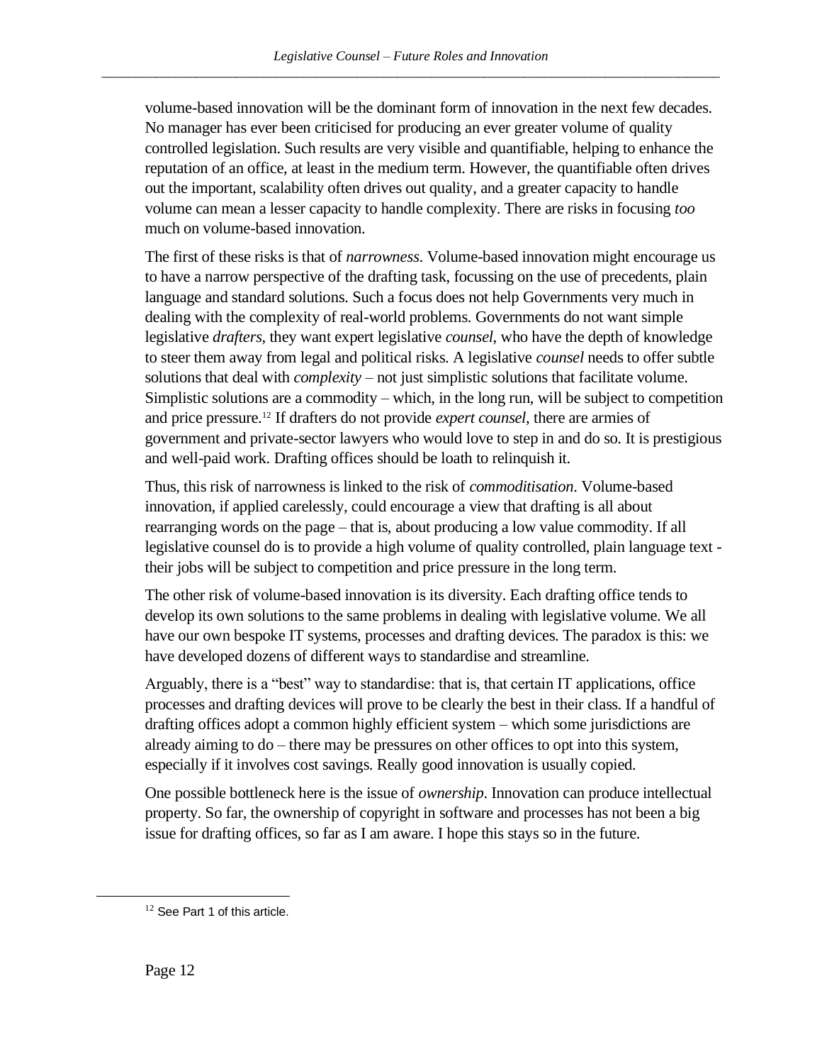volume-based innovation will be the dominant form of innovation in the next few decades. No manager has ever been criticised for producing an ever greater volume of quality controlled legislation. Such results are very visible and quantifiable, helping to enhance the reputation of an office, at least in the medium term. However, the quantifiable often drives out the important, scalability often drives out quality, and a greater capacity to handle volume can mean a lesser capacity to handle complexity. There are risks in focusing *too* much on volume-based innovation.

The first of these risks is that of *narrowness*. Volume-based innovation might encourage us to have a narrow perspective of the drafting task, focussing on the use of precedents, plain language and standard solutions. Such a focus does not help Governments very much in dealing with the complexity of real-world problems. Governments do not want simple legislative *drafters*, they want expert legislative *counsel*, who have the depth of knowledge to steer them away from legal and political risks. A legislative *counsel* needs to offer subtle solutions that deal with *complexity* – not just simplistic solutions that facilitate volume. Simplistic solutions are a commodity – which, in the long run, will be subject to competition and price pressure.[12] If drafters do not provide *expert counsel*, there are armies of government and private-sector lawyers who would love to step in and do so. It is prestigious and well-paid work. Drafting offices should be loath to relinquish it.

Thus, this risk of narrowness is linked to the risk of *commoditisation*. Volume-based innovation, if applied carelessly, could encourage a view that drafting is all about rearranging words on the page – that is, about producing a low value commodity. If all legislative counsel do is to provide a high volume of quality controlled, plain language text - their jobs will be subject to competition and price pressure in the long term.

The other risk of volume-based innovation is its diversity. Each drafting office tends to develop its own solutions to the same problems in dealing with legislative volume. We all have our own bespoke IT systems, processes and drafting devices. The paradox is this: we have developed dozens of different ways to standardise and streamline.

Arguably, there is a "best" way to standardise: that is, that certain IT applications, office processes and drafting devices will prove to be clearly the best in their class. If a handful of drafting offices adopt a common highly efficient system – which some jurisdictions are already aiming to do – there may be pressures on other offices to opt into this system, especially if it involves cost savings. Really good innovation is usually copied.

One possible bottleneck here is the issue of *ownership*. Innovation can produce intellectual property. So far, the ownership of copyright in software and processes has not been a big issue for drafting offices, so far as I am aware. I hope this stays so in the future.

[12] See Part 1 of this article.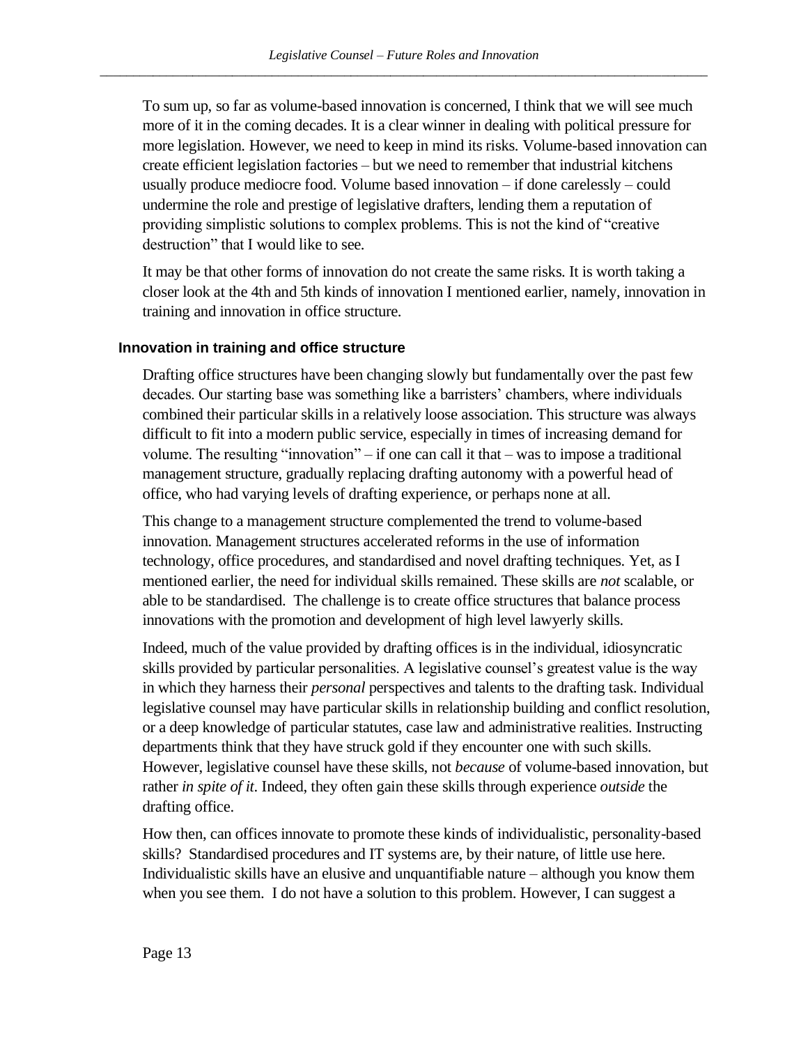To sum up, so far as volume-based innovation is concerned, I think that we will see much more of it in the coming decades. It is a clear winner in dealing with political pressure for more legislation. However, we need to keep in mind its risks. Volume-based innovation can create efficient legislation factories – but we need to remember that industrial kitchens usually produce mediocre food. Volume based innovation – if done carelessly – could undermine the role and prestige of legislative drafters, lending them a reputation of providing simplistic solutions to complex problems. This is not the kind of "creative destruction" that I would like to see.

It may be that other forms of innovation do not create the same risks. It is worth taking a closer look at the 4th and 5th kinds of innovation I mentioned earlier, namely, innovation in training and innovation in office structure.

### Innovation in training and office structure

Drafting office structures have been changing slowly but fundamentally over the past few decades. Our starting base was something like a barristers' chambers, where individuals combined their particular skills in a relatively loose association. This structure was always difficult to fit into a modern public service, especially in times of increasing demand for volume. The resulting "innovation" – if one can call it that – was to impose a traditional management structure, gradually replacing drafting autonomy with a powerful head of office, who had varying levels of drafting experience, or perhaps none at all.

This change to a management structure complemented the trend to volume-based innovation. Management structures accelerated reforms in the use of information technology, office procedures, and standardised and novel drafting techniques. Yet, as I mentioned earlier, the need for individual skills remained. These skills are *not* scalable, or able to be standardised. The challenge is to create office structures that balance process innovations with the promotion and development of high level lawyerly skills.

Indeed, much of the value provided by drafting offices is in the individual, idiosyncratic skills provided by particular personalities. A legislative counsel's greatest value is the way in which they harness their *personal* perspectives and talents to the drafting task. Individual legislative counsel may have particular skills in relationship building and conflict resolution, or a deep knowledge of particular statutes, case law and administrative realities. Instructing departments think that they have struck gold if they encounter one with such skills. However, legislative counsel have these skills, not *because* of volume-based innovation, but rather *in spite of it*. Indeed, they often gain these skills through experience *outside* the drafting office.

How then, can offices innovate to promote these kinds of individualistic, personality-based skills? Standardised procedures and IT systems are, by their nature, of little use here. Individualistic skills have an elusive and unquantifiable nature – although you know them when you see them. I do not have a solution to this problem. However, I can suggest a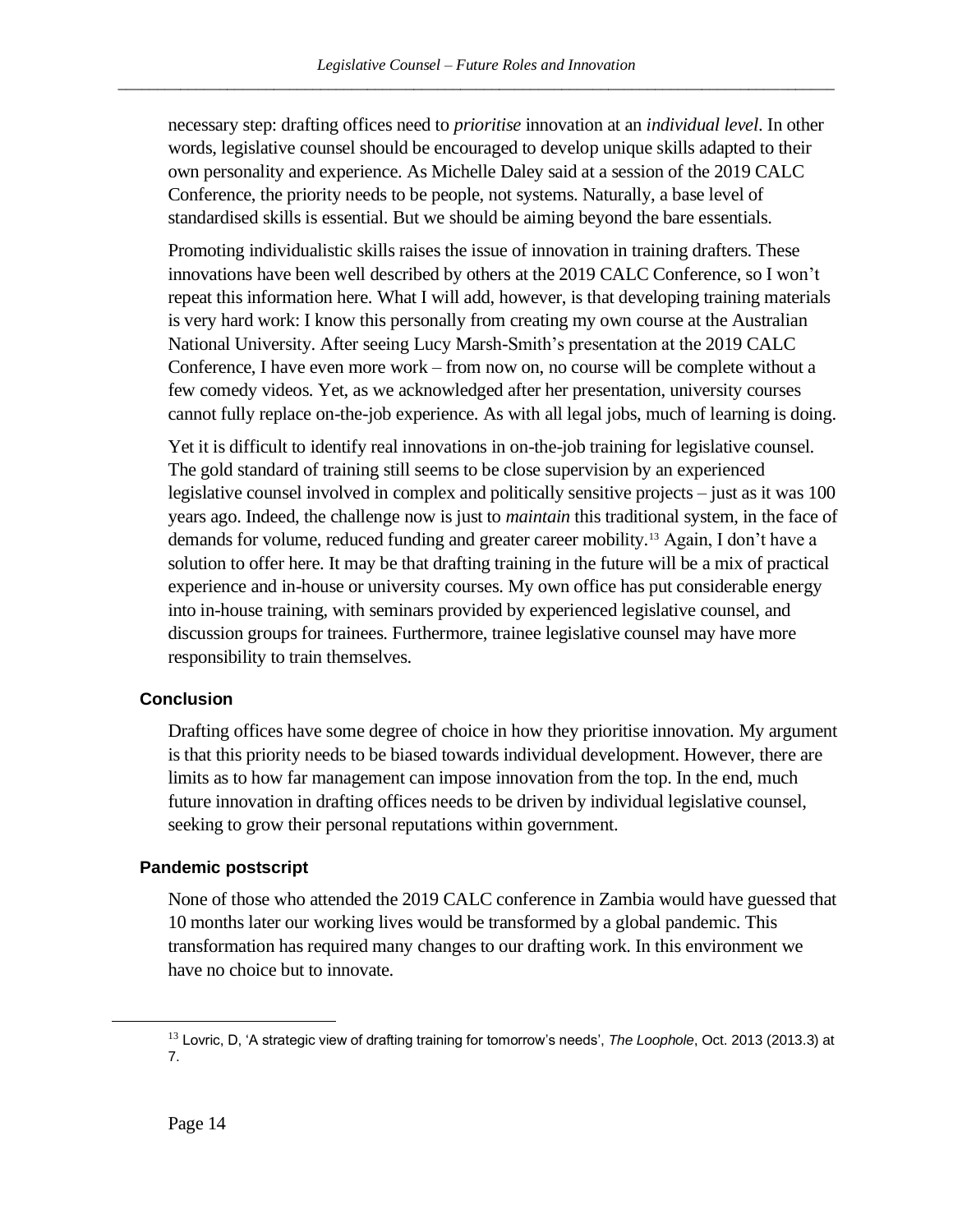necessary step: drafting offices need to *prioritise* innovation at an *individual level*. In other words, legislative counsel should be encouraged to develop unique skills adapted to their own personality and experience. As Michelle Daley said at a session of the 2019 CALC Conference, the priority needs to be people, not systems. Naturally, a base level of standardised skills is essential. But we should be aiming beyond the bare essentials.

Promoting individualistic skills raises the issue of innovation in training drafters. These innovations have been well described by others at the 2019 CALC Conference, so I won't repeat this information here. What I will add, however, is that developing training materials is very hard work: I know this personally from creating my own course at the Australian National University. After seeing Lucy Marsh-Smith's presentation at the 2019 CALC Conference, I have even more work – from now on, no course will be complete without a few comedy videos. Yet, as we acknowledged after her presentation, university courses cannot fully replace on-the-job experience. As with all legal jobs, much of learning is doing.

Yet it is difficult to identify real innovations in on-the-job training for legislative counsel. The gold standard of training still seems to be close supervision by an experienced legislative counsel involved in complex and politically sensitive projects – just as it was 100 years ago. Indeed, the challenge now is just to *maintain* this traditional system, in the face of demands for volume, reduced funding and greater career mobility.[13] Again, I don't have a solution to offer here. It may be that drafting training in the future will be a mix of practical experience and in-house or university courses. My own office has put considerable energy into in-house training, with seminars provided by experienced legislative counsel, and discussion groups for trainees. Furthermore, trainee legislative counsel may have more responsibility to train themselves.

### Conclusion

Drafting offices have some degree of choice in how they prioritise innovation. My argument is that this priority needs to be biased towards individual development. However, there are limits as to how far management can impose innovation from the top. In the end, much future innovation in drafting offices needs to be driven by individual legislative counsel, seeking to grow their personal reputations within government.

### Pandemic postscript

None of those who attended the 2019 CALC conference in Zambia would have guessed that 10 months later our working lives would be transformed by a global pandemic. This transformation has required many changes to our drafting work. In this environment we have no choice but to innovate.

---

[13] Lovric, D, 'A strategic view of drafting training for tomorrow's needs', *The Loophole*, Oct. 2013 (2013.3) at 7.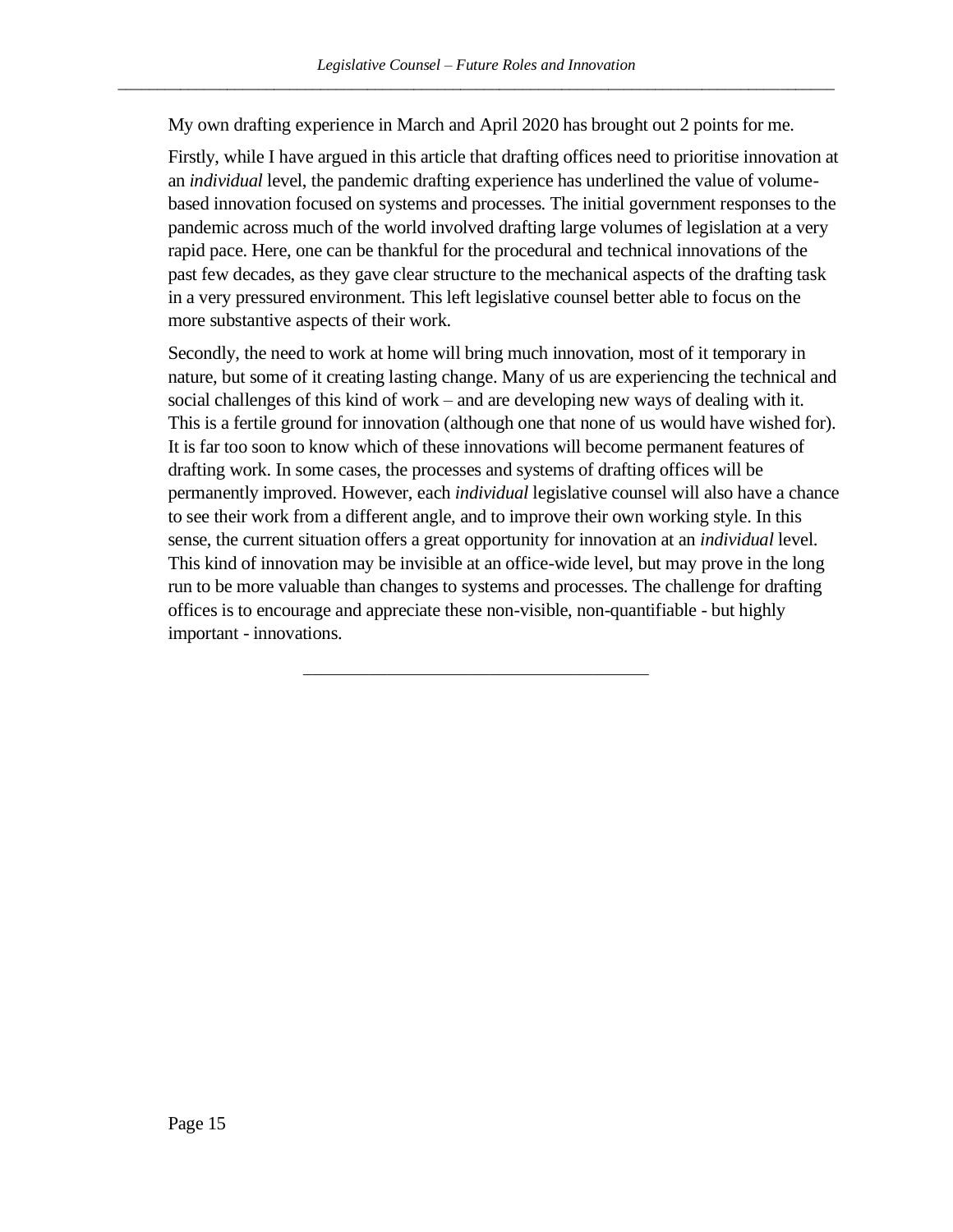My own drafting experience in March and April 2020 has brought out 2 points for me.

Firstly, while I have argued in this article that drafting offices need to prioritise innovation at an *individual* level, the pandemic drafting experience has underlined the value of volume-based innovation focused on systems and processes. The initial government responses to the pandemic across much of the world involved drafting large volumes of legislation at a very rapid pace. Here, one can be thankful for the procedural and technical innovations of the past few decades, as they gave clear structure to the mechanical aspects of the drafting task in a very pressured environment. This left legislative counsel better able to focus on the more substantive aspects of their work.

Secondly, the need to work at home will bring much innovation, most of it temporary in nature, but some of it creating lasting change. Many of us are experiencing the technical and social challenges of this kind of work – and are developing new ways of dealing with it. This is a fertile ground for innovation (although one that none of us would have wished for). It is far too soon to know which of these innovations will become permanent features of drafting work. In some cases, the processes and systems of drafting offices will be permanently improved. However, each *individual* legislative counsel will also have a chance to see their work from a different angle, and to improve their own working style. In this sense, the current situation offers a great opportunity for innovation at an *individual* level. This kind of innovation may be invisible at an office-wide level, but may prove in the long run to be more valuable than changes to systems and processes. The challenge for drafting offices is to encourage and appreciate these non-visible, non-quantifiable - but highly important - innovations.

---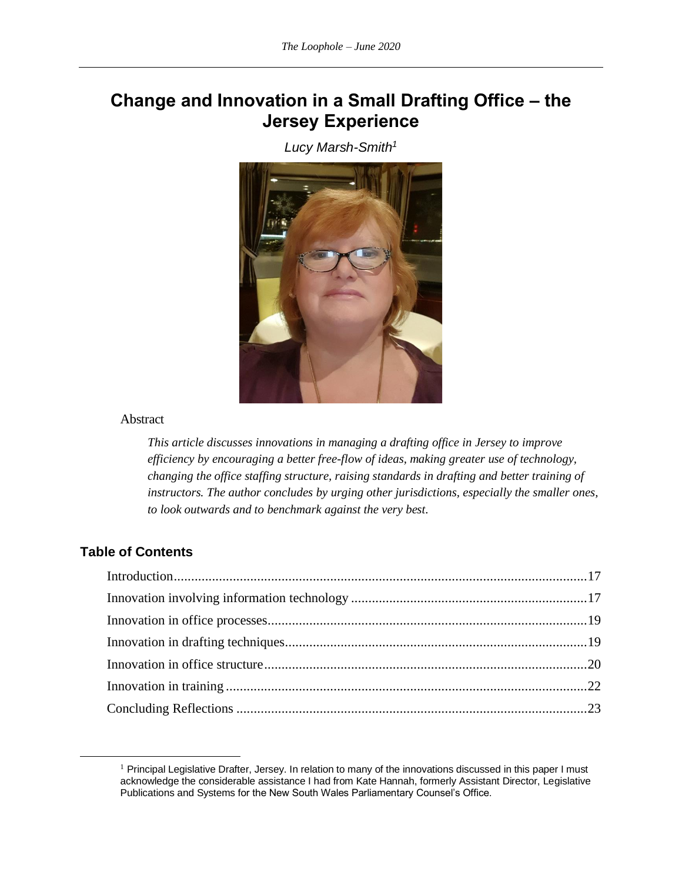# Change and Innovation in a Small Drafting Office – the Jersey Experience

*Lucy Marsh-Smith*[1]

Abstract

> *This article discusses innovations in managing a drafting office in Jersey to improve efficiency by encouraging a better free-flow of ideas, making greater use of technology, changing the office staffing structure, raising standards in drafting and better training of instructors. The author concludes by urging other jurisdictions, especially the smaller ones, to look outwards and to benchmark against the very best.*

## Table of Contents

- Introduction .....17
- Innovation involving information technology .....17
- Innovation in office processes .....19
- Innovation in drafting techniques .....19
- Innovation in office structure .....20
- Innovation in training .....22
- Concluding Reflections .....23

---

[1] Principal Legislative Drafter, Jersey. In relation to many of the innovations discussed in this paper I must acknowledge the considerable assistance I had from Kate Hannah, formerly Assistant Director, Legislative Publications and Systems for the New South Wales Parliamentary Counsel's Office.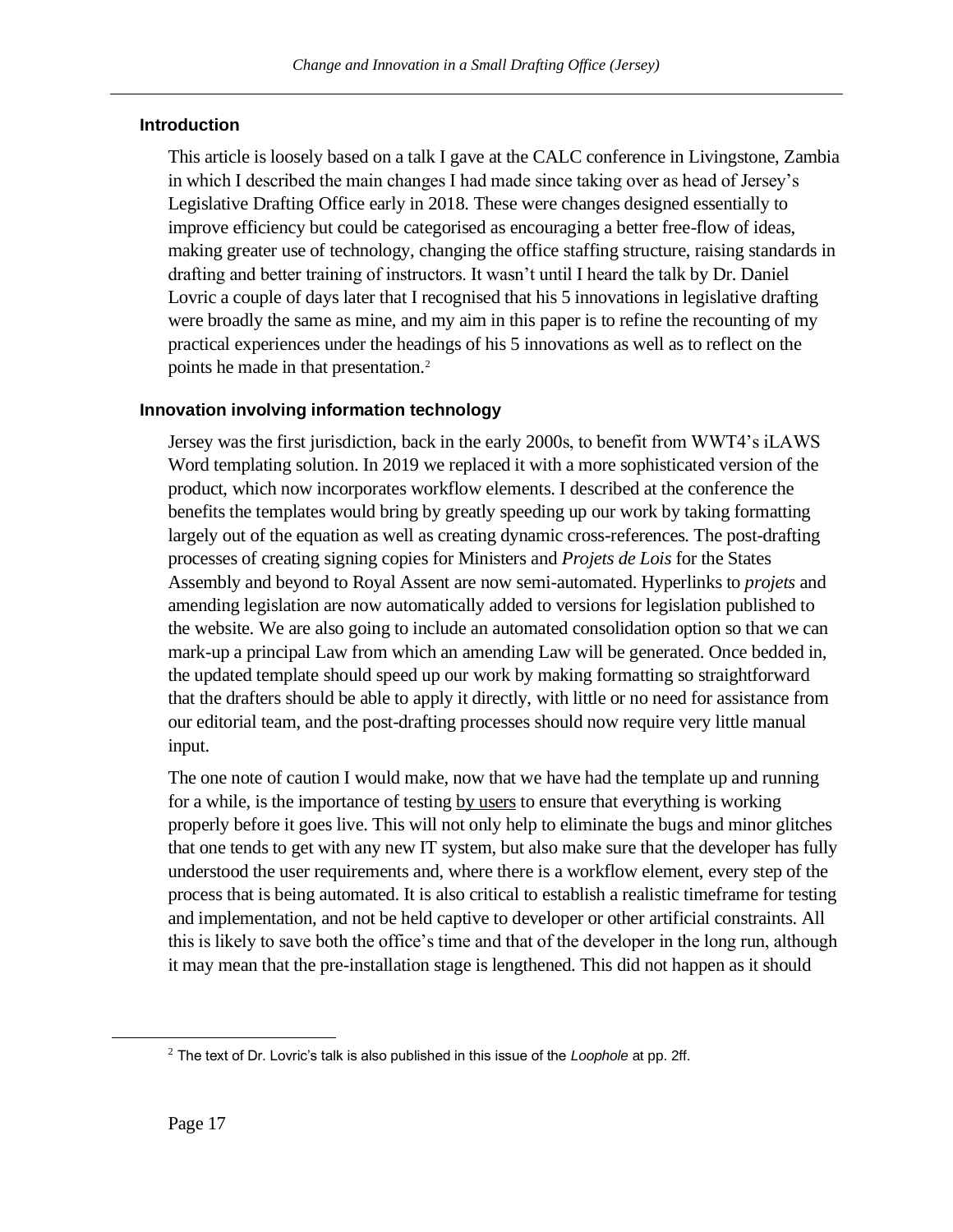### Introduction

This article is loosely based on a talk I gave at the CALC conference in Livingstone, Zambia in which I described the main changes I had made since taking over as head of Jersey's Legislative Drafting Office early in 2018. These were changes designed essentially to improve efficiency but could be categorised as encouraging a better free-flow of ideas, making greater use of technology, changing the office staffing structure, raising standards in drafting and better training of instructors. It wasn't until I heard the talk by Dr. Daniel Lovric a couple of days later that I recognised that his 5 innovations in legislative drafting were broadly the same as mine, and my aim in this paper is to refine the recounting of my practical experiences under the headings of his 5 innovations as well as to reflect on the points he made in that presentation.[2]

### Innovation involving information technology

Jersey was the first jurisdiction, back in the early 2000s, to benefit from WWT4's iLAWS Word templating solution. In 2019 we replaced it with a more sophisticated version of the product, which now incorporates workflow elements. I described at the conference the benefits the templates would bring by greatly speeding up our work by taking formatting largely out of the equation as well as creating dynamic cross-references. The post-drafting processes of creating signing copies for Ministers and *Projets de Lois* for the States Assembly and beyond to Royal Assent are now semi-automated. Hyperlinks to *projets* and amending legislation are now automatically added to versions for legislation published to the website. We are also going to include an automated consolidation option so that we can mark-up a principal Law from which an amending Law will be generated. Once bedded in, the updated template should speed up our work by making formatting so straightforward that the drafters should be able to apply it directly, with little or no need for assistance from our editorial team, and the post-drafting processes should now require very little manual input.

The one note of caution I would make, now that we have had the template up and running for a while, is the importance of testing <u>by users</u> to ensure that everything is working properly before it goes live. This will not only help to eliminate the bugs and minor glitches that one tends to get with any new IT system, but also make sure that the developer has fully understood the user requirements and, where there is a workflow element, every step of the process that is being automated. It is also critical to establish a realistic timeframe for testing and implementation, and not be held captive to developer or other artificial constraints. All this is likely to save both the office's time and that of the developer in the long run, although it may mean that the pre-installation stage is lengthened. This did not happen as it should

---

[2] The text of Dr. Lovric's talk is also published in this issue of the *Loophole* at pp. 2ff.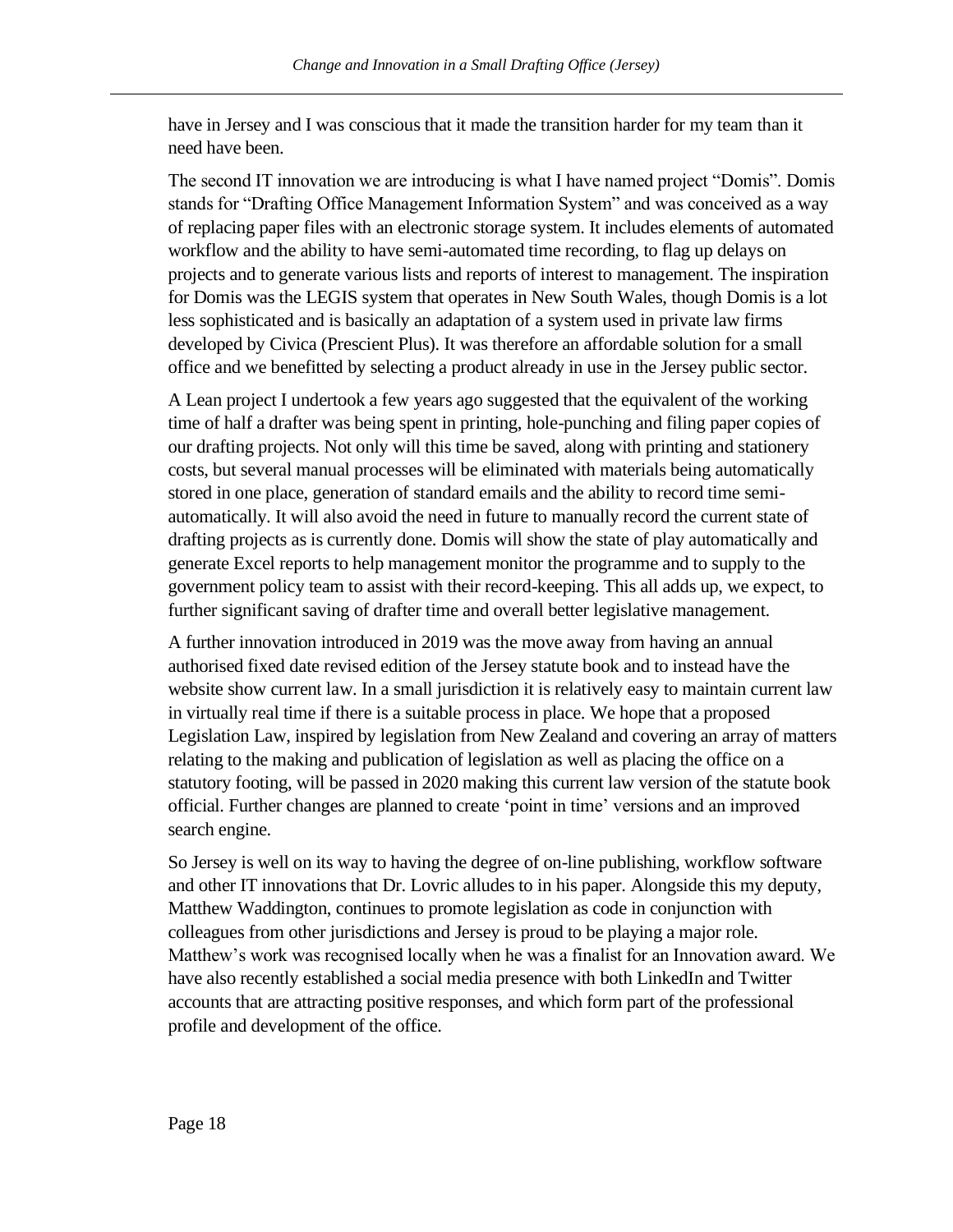have in Jersey and I was conscious that it made the transition harder for my team than it need have been.

The second IT innovation we are introducing is what I have named project "Domis". Domis stands for "Drafting Office Management Information System" and was conceived as a way of replacing paper files with an electronic storage system. It includes elements of automated workflow and the ability to have semi-automated time recording, to flag up delays on projects and to generate various lists and reports of interest to management. The inspiration for Domis was the LEGIS system that operates in New South Wales, though Domis is a lot less sophisticated and is basically an adaptation of a system used in private law firms developed by Civica (Prescient Plus). It was therefore an affordable solution for a small office and we benefitted by selecting a product already in use in the Jersey public sector.

A Lean project I undertook a few years ago suggested that the equivalent of the working time of half a drafter was being spent in printing, hole-punching and filing paper copies of our drafting projects. Not only will this time be saved, along with printing and stationery costs, but several manual processes will be eliminated with materials being automatically stored in one place, generation of standard emails and the ability to record time semi-automatically. It will also avoid the need in future to manually record the current state of drafting projects as is currently done. Domis will show the state of play automatically and generate Excel reports to help management monitor the programme and to supply to the government policy team to assist with their record-keeping. This all adds up, we expect, to further significant saving of drafter time and overall better legislative management.

A further innovation introduced in 2019 was the move away from having an annual authorised fixed date revised edition of the Jersey statute book and to instead have the website show current law. In a small jurisdiction it is relatively easy to maintain current law in virtually real time if there is a suitable process in place. We hope that a proposed Legislation Law, inspired by legislation from New Zealand and covering an array of matters relating to the making and publication of legislation as well as placing the office on a statutory footing, will be passed in 2020 making this current law version of the statute book official. Further changes are planned to create 'point in time' versions and an improved search engine.

So Jersey is well on its way to having the degree of on-line publishing, workflow software and other IT innovations that Dr. Lovric alludes to in his paper. Alongside this my deputy, Matthew Waddington, continues to promote legislation as code in conjunction with colleagues from other jurisdictions and Jersey is proud to be playing a major role. Matthew's work was recognised locally when he was a finalist for an Innovation award. We have also recently established a social media presence with both LinkedIn and Twitter accounts that are attracting positive responses, and which form part of the professional profile and development of the office.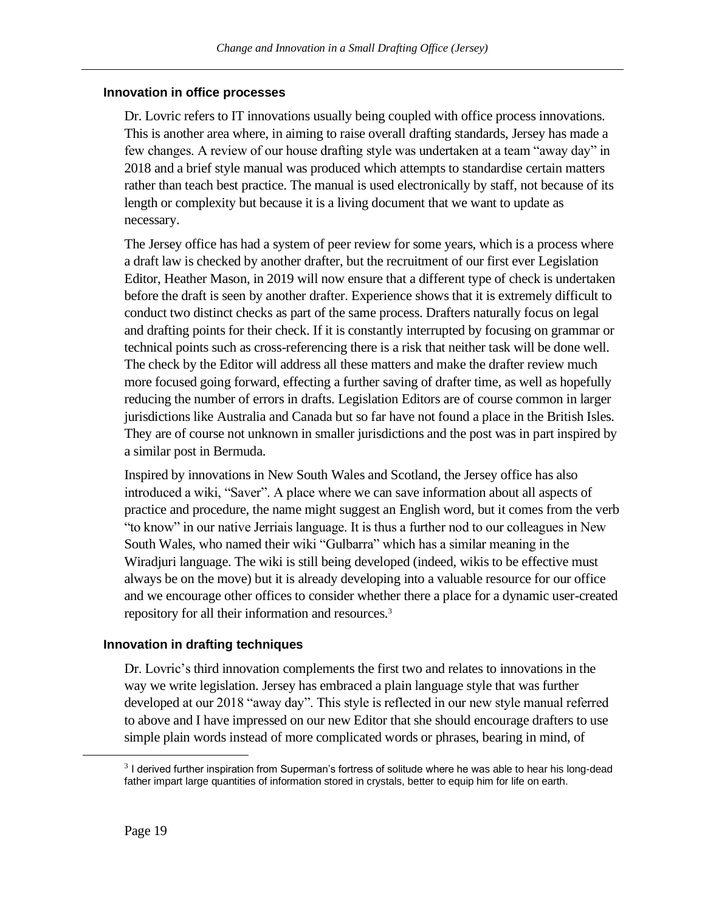### Innovation in office processes

Dr. Lovric refers to IT innovations usually being coupled with office process innovations. This is another area where, in aiming to raise overall drafting standards, Jersey has made a few changes. A review of our house drafting style was undertaken at a team "away day" in 2018 and a brief style manual was produced which attempts to standardise certain matters rather than teach best practice. The manual is used electronically by staff, not because of its length or complexity but because it is a living document that we want to update as necessary.

The Jersey office has had a system of peer review for some years, which is a process where a draft law is checked by another drafter, but the recruitment of our first ever Legislation Editor, Heather Mason, in 2019 will now ensure that a different type of check is undertaken before the draft is seen by another drafter. Experience shows that it is extremely difficult to conduct two distinct checks as part of the same process. Drafters naturally focus on legal and drafting points for their check. If it is constantly interrupted by focusing on grammar or technical points such as cross-referencing there is a risk that neither task will be done well. The check by the Editor will address all these matters and make the drafter review much more focused going forward, effecting a further saving of drafter time, as well as hopefully reducing the number of errors in drafts. Legislation Editors are of course common in larger jurisdictions like Australia and Canada but so far have not found a place in the British Isles. They are of course not unknown in smaller jurisdictions and the post was in part inspired by a similar post in Bermuda.

Inspired by innovations in New South Wales and Scotland, the Jersey office has also introduced a wiki, "Saver". A place where we can save information about all aspects of practice and procedure, the name might suggest an English word, but it comes from the verb "to know" in our native Jerriais language. It is thus a further nod to our colleagues in New South Wales, who named their wiki "Gulbarra" which has a similar meaning in the Wiradjuri language. The wiki is still being developed (indeed, wikis to be effective must always be on the move) but it is already developing into a valuable resource for our office and we encourage other offices to consider whether there a place for a dynamic user-created repository for all their information and resources.[3]

### Innovation in drafting techniques

Dr. Lovric's third innovation complements the first two and relates to innovations in the way we write legislation. Jersey has embraced a plain language style that was further developed at our 2018 "away day". This style is reflected in our new style manual referred to above and I have impressed on our new Editor that she should encourage drafters to use simple plain words instead of more complicated words or phrases, bearing in mind, of

[3] I derived further inspiration from Superman's fortress of solitude where he was able to hear his long-dead father impart large quantities of information stored in crystals, better to equip him for life on earth.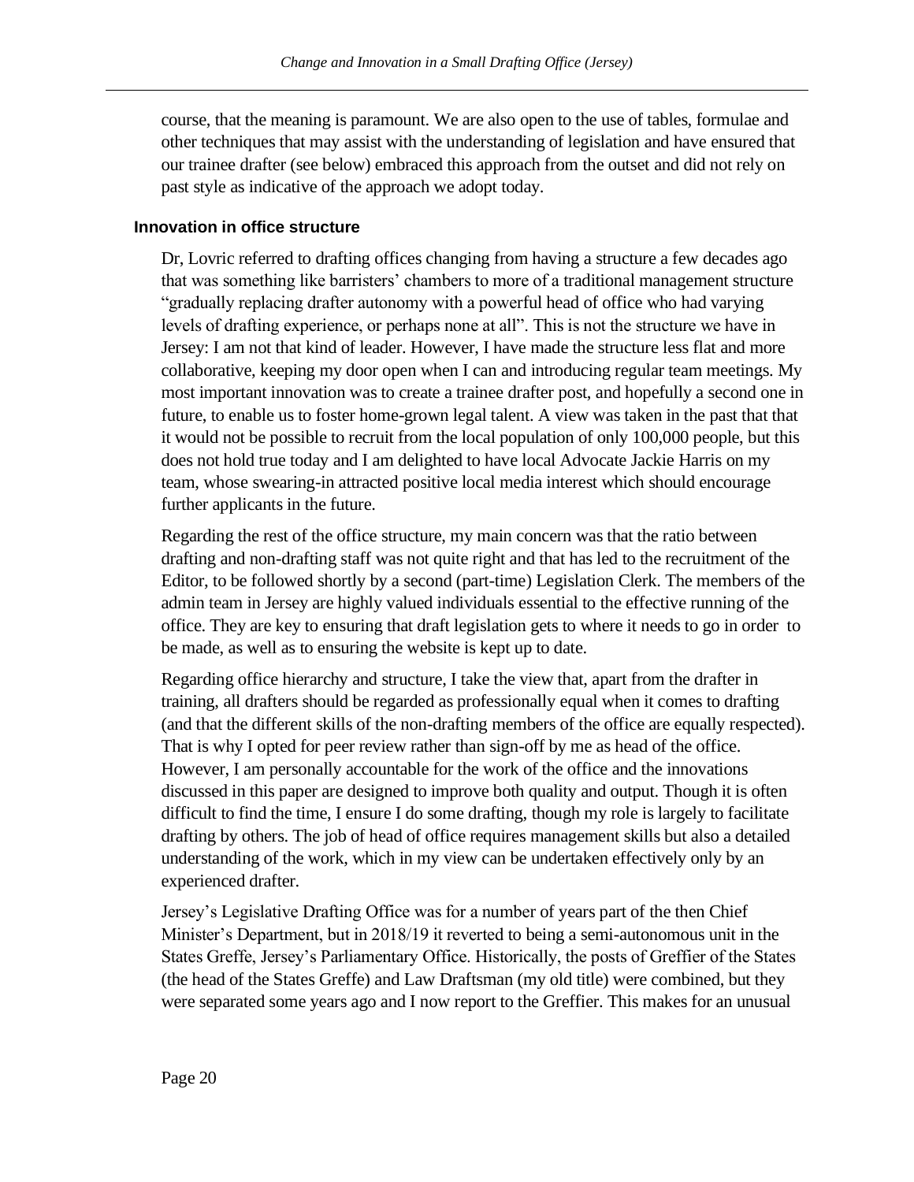course, that the meaning is paramount. We are also open to the use of tables, formulae and other techniques that may assist with the understanding of legislation and have ensured that our trainee drafter (see below) embraced this approach from the outset and did not rely on past style as indicative of the approach we adopt today.

### Innovation in office structure

Dr, Lovric referred to drafting offices changing from having a structure a few decades ago that was something like barristers' chambers to more of a traditional management structure "gradually replacing drafter autonomy with a powerful head of office who had varying levels of drafting experience, or perhaps none at all". This is not the structure we have in Jersey: I am not that kind of leader. However, I have made the structure less flat and more collaborative, keeping my door open when I can and introducing regular team meetings. My most important innovation was to create a trainee drafter post, and hopefully a second one in future, to enable us to foster home-grown legal talent. A view was taken in the past that that it would not be possible to recruit from the local population of only 100,000 people, but this does not hold true today and I am delighted to have local Advocate Jackie Harris on my team, whose swearing-in attracted positive local media interest which should encourage further applicants in the future.

Regarding the rest of the office structure, my main concern was that the ratio between drafting and non-drafting staff was not quite right and that has led to the recruitment of the Editor, to be followed shortly by a second (part-time) Legislation Clerk. The members of the admin team in Jersey are highly valued individuals essential to the effective running of the office. They are key to ensuring that draft legislation gets to where it needs to go in order to be made, as well as to ensuring the website is kept up to date.

Regarding office hierarchy and structure, I take the view that, apart from the drafter in training, all drafters should be regarded as professionally equal when it comes to drafting (and that the different skills of the non-drafting members of the office are equally respected). That is why I opted for peer review rather than sign-off by me as head of the office. However, I am personally accountable for the work of the office and the innovations discussed in this paper are designed to improve both quality and output. Though it is often difficult to find the time, I ensure I do some drafting, though my role is largely to facilitate drafting by others. The job of head of office requires management skills but also a detailed understanding of the work, which in my view can be undertaken effectively only by an experienced drafter.

Jersey's Legislative Drafting Office was for a number of years part of the then Chief Minister's Department, but in 2018/19 it reverted to being a semi-autonomous unit in the States Greffe, Jersey's Parliamentary Office. Historically, the posts of Greffier of the States (the head of the States Greffe) and Law Draftsman (my old title) were combined, but they were separated some years ago and I now report to the Greffier. This makes for an unusual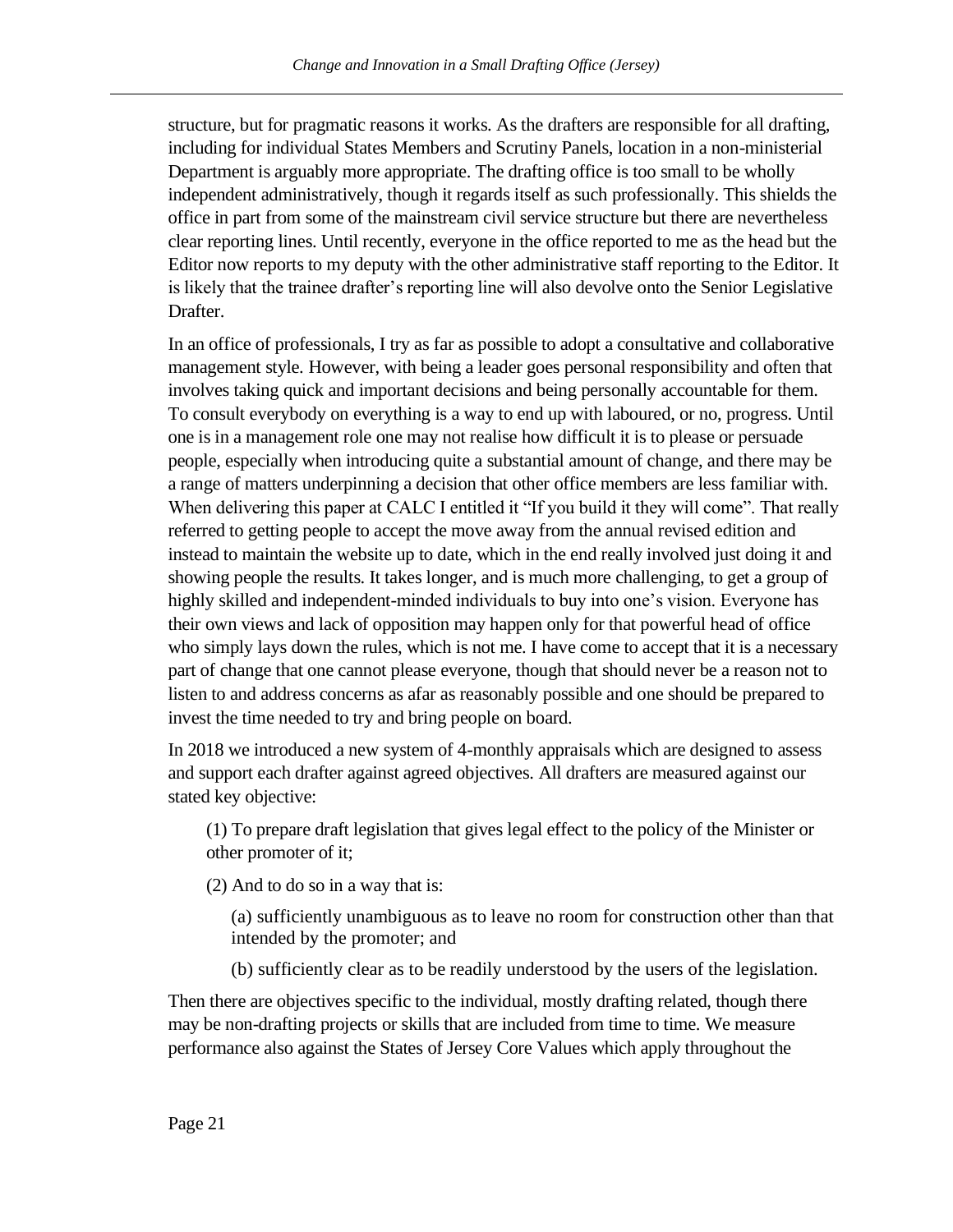structure, but for pragmatic reasons it works. As the drafters are responsible for all drafting, including for individual States Members and Scrutiny Panels, location in a non-ministerial Department is arguably more appropriate. The drafting office is too small to be wholly independent administratively, though it regards itself as such professionally. This shields the office in part from some of the mainstream civil service structure but there are nevertheless clear reporting lines. Until recently, everyone in the office reported to me as the head but the Editor now reports to my deputy with the other administrative staff reporting to the Editor. It is likely that the trainee drafter's reporting line will also devolve onto the Senior Legislative Drafter.

In an office of professionals, I try as far as possible to adopt a consultative and collaborative management style. However, with being a leader goes personal responsibility and often that involves taking quick and important decisions and being personally accountable for them. To consult everybody on everything is a way to end up with laboured, or no, progress. Until one is in a management role one may not realise how difficult it is to please or persuade people, especially when introducing quite a substantial amount of change, and there may be a range of matters underpinning a decision that other office members are less familiar with. When delivering this paper at CALC I entitled it "If you build it they will come". That really referred to getting people to accept the move away from the annual revised edition and instead to maintain the website up to date, which in the end really involved just doing it and showing people the results. It takes longer, and is much more challenging, to get a group of highly skilled and independent-minded individuals to buy into one's vision. Everyone has their own views and lack of opposition may happen only for that powerful head of office who simply lays down the rules, which is not me. I have come to accept that it is a necessary part of change that one cannot please everyone, though that should never be a reason not to listen to and address concerns as afar as reasonably possible and one should be prepared to invest the time needed to try and bring people on board.

In 2018 we introduced a new system of 4-monthly appraisals which are designed to assess and support each drafter against agreed objectives. All drafters are measured against our stated key objective:

> (1) To prepare draft legislation that gives legal effect to the policy of the Minister or other promoter of it;
>
> (2) And to do so in a way that is:
>
> > (a) sufficiently unambiguous as to leave no room for construction other than that intended by the promoter; and
> >
> > (b) sufficiently clear as to be readily understood by the users of the legislation.

Then there are objectives specific to the individual, mostly drafting related, though there may be non-drafting projects or skills that are included from time to time. We measure performance also against the States of Jersey Core Values which apply throughout the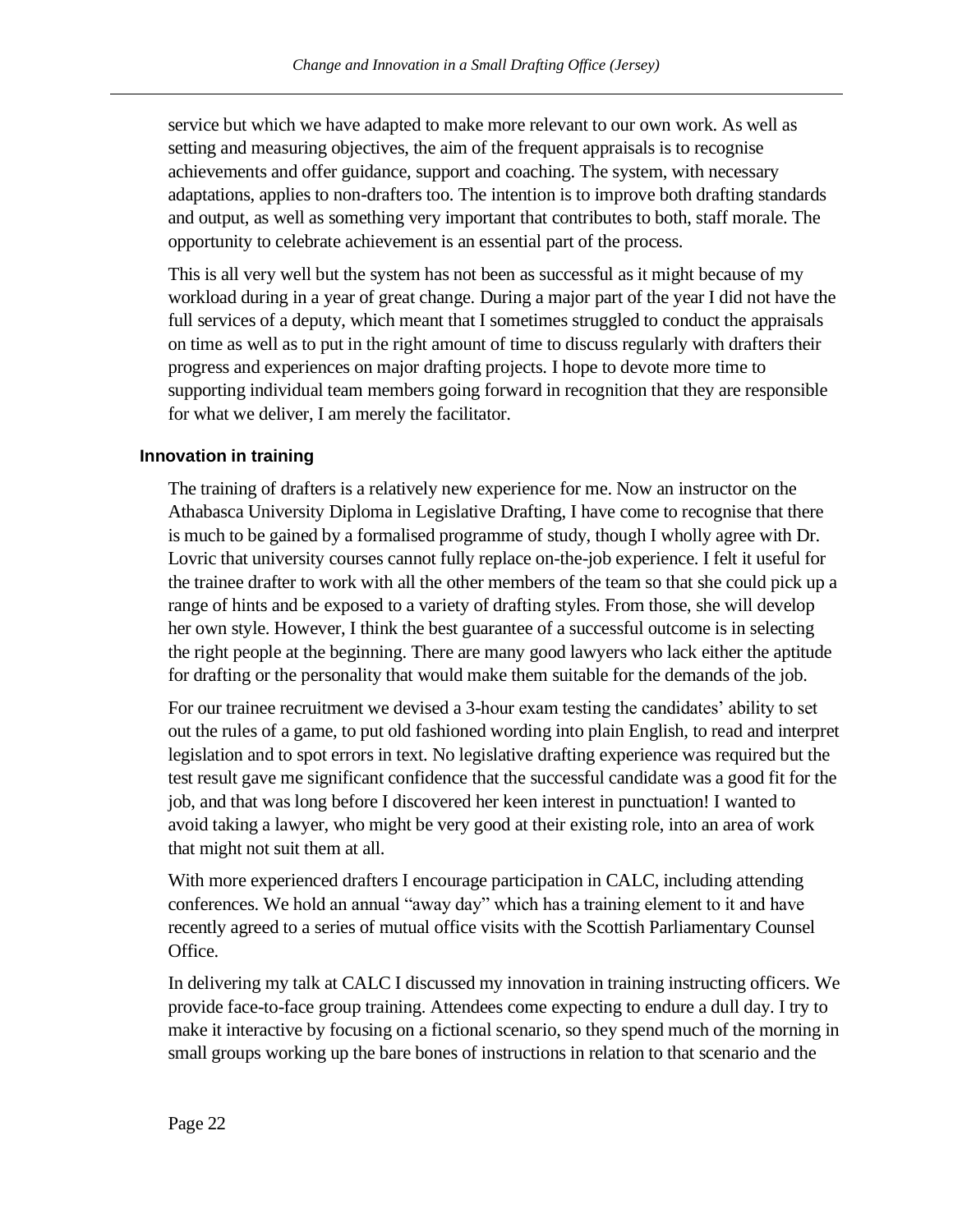service but which we have adapted to make more relevant to our own work. As well as setting and measuring objectives, the aim of the frequent appraisals is to recognise achievements and offer guidance, support and coaching. The system, with necessary adaptations, applies to non-drafters too. The intention is to improve both drafting standards and output, as well as something very important that contributes to both, staff morale. The opportunity to celebrate achievement is an essential part of the process.

This is all very well but the system has not been as successful as it might because of my workload during in a year of great change. During a major part of the year I did not have the full services of a deputy, which meant that I sometimes struggled to conduct the appraisals on time as well as to put in the right amount of time to discuss regularly with drafters their progress and experiences on major drafting projects. I hope to devote more time to supporting individual team members going forward in recognition that they are responsible for what we deliver, I am merely the facilitator.

### Innovation in training

The training of drafters is a relatively new experience for me. Now an instructor on the Athabasca University Diploma in Legislative Drafting, I have come to recognise that there is much to be gained by a formalised programme of study, though I wholly agree with Dr. Lovric that university courses cannot fully replace on-the-job experience. I felt it useful for the trainee drafter to work with all the other members of the team so that she could pick up a range of hints and be exposed to a variety of drafting styles. From those, she will develop her own style. However, I think the best guarantee of a successful outcome is in selecting the right people at the beginning. There are many good lawyers who lack either the aptitude for drafting or the personality that would make them suitable for the demands of the job.

For our trainee recruitment we devised a 3-hour exam testing the candidates' ability to set out the rules of a game, to put old fashioned wording into plain English, to read and interpret legislation and to spot errors in text. No legislative drafting experience was required but the test result gave me significant confidence that the successful candidate was a good fit for the job, and that was long before I discovered her keen interest in punctuation! I wanted to avoid taking a lawyer, who might be very good at their existing role, into an area of work that might not suit them at all.

With more experienced drafters I encourage participation in CALC, including attending conferences. We hold an annual "away day" which has a training element to it and have recently agreed to a series of mutual office visits with the Scottish Parliamentary Counsel Office.

In delivering my talk at CALC I discussed my innovation in training instructing officers. We provide face-to-face group training. Attendees come expecting to endure a dull day. I try to make it interactive by focusing on a fictional scenario, so they spend much of the morning in small groups working up the bare bones of instructions in relation to that scenario and the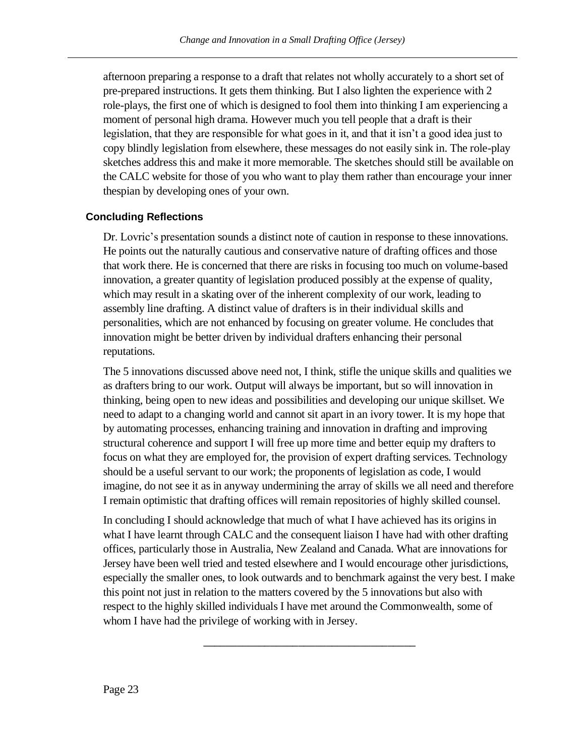afternoon preparing a response to a draft that relates not wholly accurately to a short set of pre-prepared instructions. It gets them thinking. But I also lighten the experience with 2 role-plays, the first one of which is designed to fool them into thinking I am experiencing a moment of personal high drama. However much you tell people that a draft is their legislation, that they are responsible for what goes in it, and that it isn't a good idea just to copy blindly legislation from elsewhere, these messages do not easily sink in. The role-play sketches address this and make it more memorable. The sketches should still be available on the CALC website for those of you who want to play them rather than encourage your inner thespian by developing ones of your own.

### Concluding Reflections

Dr. Lovric's presentation sounds a distinct note of caution in response to these innovations. He points out the naturally cautious and conservative nature of drafting offices and those that work there. He is concerned that there are risks in focusing too much on volume-based innovation, a greater quantity of legislation produced possibly at the expense of quality, which may result in a skating over of the inherent complexity of our work, leading to assembly line drafting. A distinct value of drafters is in their individual skills and personalities, which are not enhanced by focusing on greater volume. He concludes that innovation might be better driven by individual drafters enhancing their personal reputations.

The 5 innovations discussed above need not, I think, stifle the unique skills and qualities we as drafters bring to our work. Output will always be important, but so will innovation in thinking, being open to new ideas and possibilities and developing our unique skillset. We need to adapt to a changing world and cannot sit apart in an ivory tower. It is my hope that by automating processes, enhancing training and innovation in drafting and improving structural coherence and support I will free up more time and better equip my drafters to focus on what they are employed for, the provision of expert drafting services. Technology should be a useful servant to our work; the proponents of legislation as code, I would imagine, do not see it as in anyway undermining the array of skills we all need and therefore I remain optimistic that drafting offices will remain repositories of highly skilled counsel.

In concluding I should acknowledge that much of what I have achieved has its origins in what I have learnt through CALC and the consequent liaison I have had with other drafting offices, particularly those in Australia, New Zealand and Canada. What are innovations for Jersey have been well tried and tested elsewhere and I would encourage other jurisdictions, especially the smaller ones, to look outwards and to benchmark against the very best. I make this point not just in relation to the matters covered by the 5 innovations but also with respect to the highly skilled individuals I have met around the Commonwealth, some of whom I have had the privilege of working with in Jersey.

---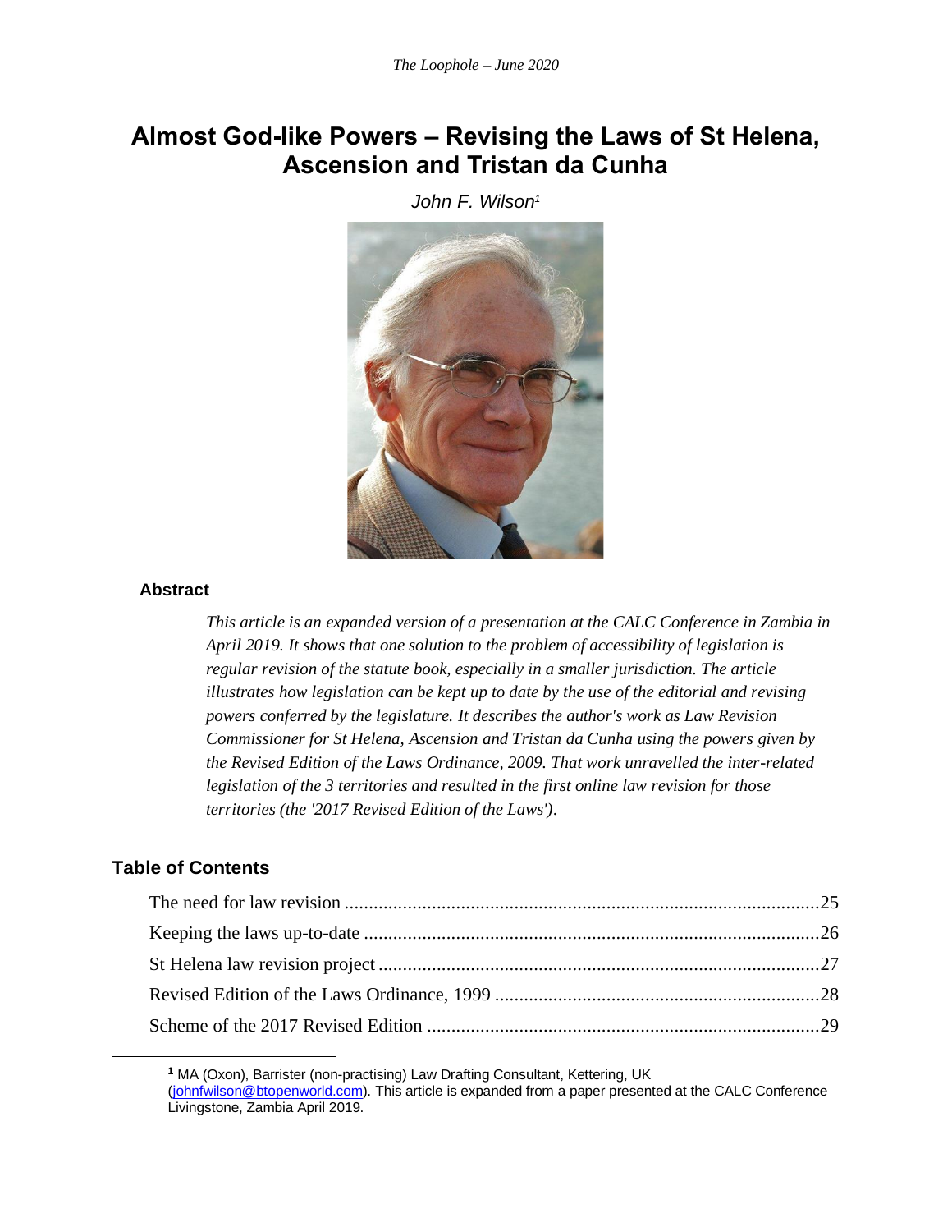# Almost God-like Powers – Revising the Laws of St Helena, Ascension and Tristan da Cunha

*John F. Wilson*[1]

### Abstract

*This article is an expanded version of a presentation at the CALC Conference in Zambia in April 2019. It shows that one solution to the problem of accessibility of legislation is regular revision of the statute book, especially in a smaller jurisdiction. The article illustrates how legislation can be kept up to date by the use of the editorial and revising powers conferred by the legislature. It describes the author's work as Law Revision Commissioner for St Helena, Ascension and Tristan da Cunha using the powers given by the Revised Edition of the Laws Ordinance, 2009. That work unravelled the inter-related legislation of the 3 territories and resulted in the first online law revision for those territories (the '2017 Revised Edition of the Laws').*

## Table of Contents

The need for law revision ....................................................................................25
Keeping the laws up-to-date ...............................................................................26
St Helena law revision project .............................................................................27
Revised Edition of the Laws Ordinance, 1999 .....................................................28
Scheme of the 2017 Revised Edition ...................................................................29

---

[1] MA (Oxon), Barrister (non-practising) Law Drafting Consultant, Kettering, UK (johnfwilson@btopenworld.com). This article is expanded from a paper presented at the CALC Conference Livingstone, Zambia April 2019.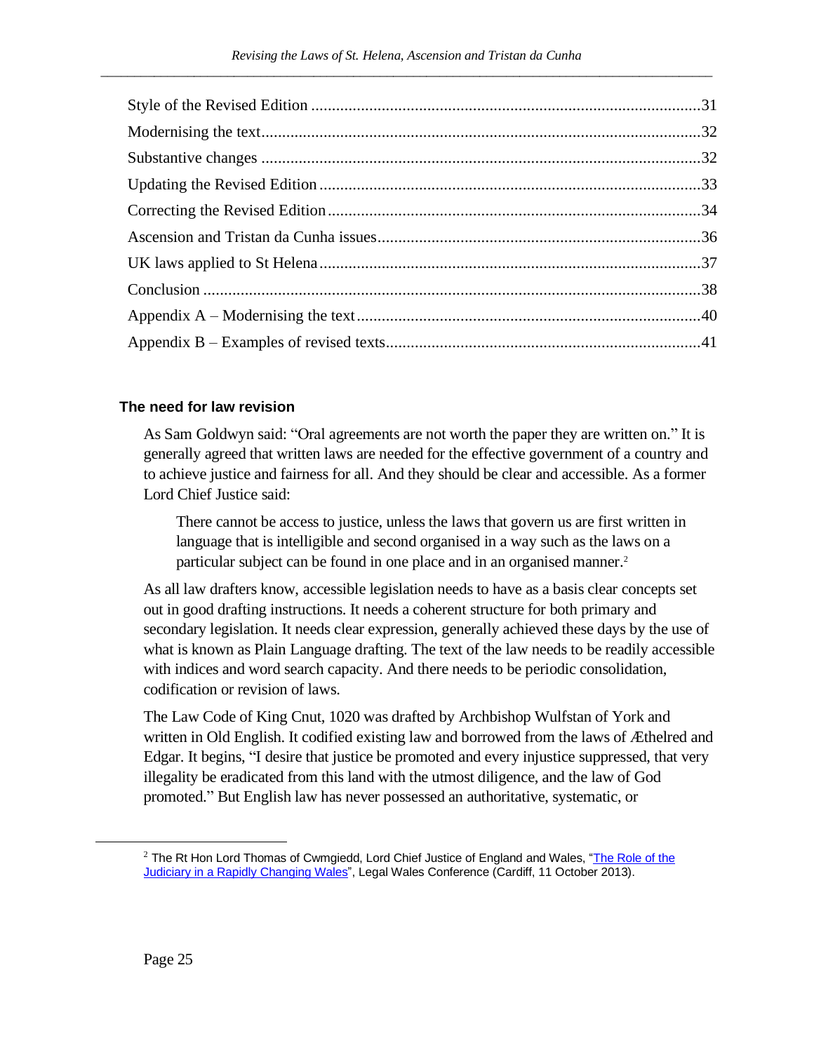Style of the Revised Edition .............................................................................................31

Modernising the text.........................................................................................................32

Substantive changes .........................................................................................................32

Updating the Revised Edition ...........................................................................................33

Correcting the Revised Edition .........................................................................................34

Ascension and Tristan da Cunha issues.............................................................................36

UK laws applied to St Helena ...........................................................................................37

Conclusion .......................................................................................................................38

Appendix A – Modernising the text..................................................................................40

Appendix B – Examples of revised texts...........................................................................41

### The need for law revision

As Sam Goldwyn said: "Oral agreements are not worth the paper they are written on." It is generally agreed that written laws are needed for the effective government of a country and to achieve justice and fairness for all. And they should be clear and accessible. As a former Lord Chief Justice said:

> There cannot be access to justice, unless the laws that govern us are first written in language that is intelligible and second organised in a way such as the laws on a particular subject can be found in one place and in an organised manner.[2]

As all law drafters know, accessible legislation needs to have as a basis clear concepts set out in good drafting instructions. It needs a coherent structure for both primary and secondary legislation. It needs clear expression, generally achieved these days by the use of what is known as Plain Language drafting. The text of the law needs to be readily accessible with indices and word search capacity. And there needs to be periodic consolidation, codification or revision of laws.

The Law Code of King Cnut, 1020 was drafted by Archbishop Wulfstan of York and written in Old English. It codified existing law and borrowed from the laws of Æthelred and Edgar. It begins, "I desire that justice be promoted and every injustice suppressed, that very illegality be eradicated from this land with the utmost diligence, and the law of God promoted." But English law has never possessed an authoritative, systematic, or

---

[2] The Rt Hon Lord Thomas of Cwmgiedd, Lord Chief Justice of England and Wales, "The Role of the Judiciary in a Rapidly Changing Wales", Legal Wales Conference (Cardiff, 11 October 2013).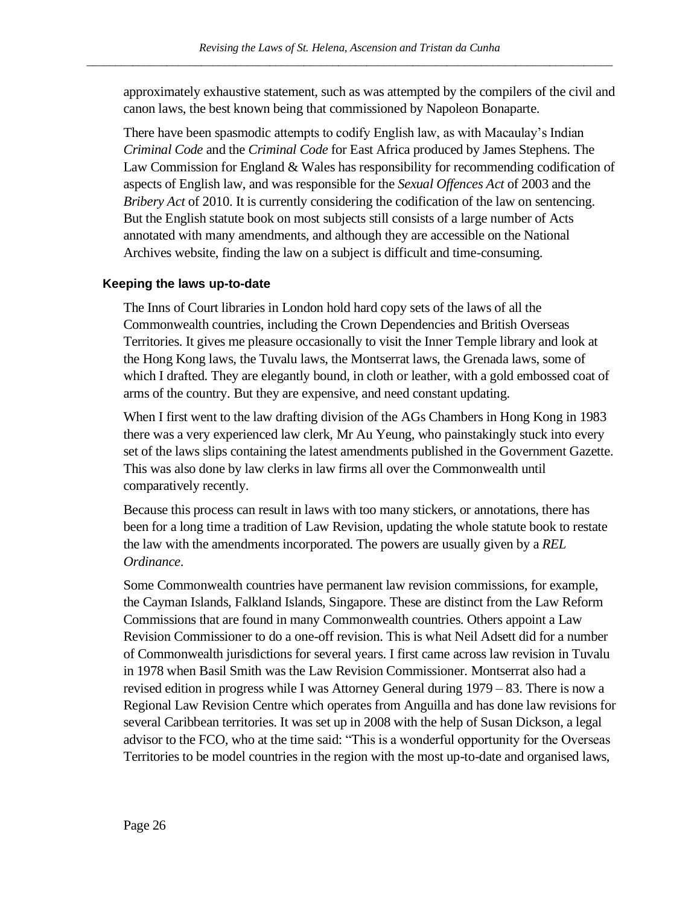approximately exhaustive statement, such as was attempted by the compilers of the civil and canon laws, the best known being that commissioned by Napoleon Bonaparte.

There have been spasmodic attempts to codify English law, as with Macaulay's Indian *Criminal Code* and the *Criminal Code* for East Africa produced by James Stephens. The Law Commission for England & Wales has responsibility for recommending codification of aspects of English law, and was responsible for the *Sexual Offences Act* of 2003 and the *Bribery Act* of 2010. It is currently considering the codification of the law on sentencing. But the English statute book on most subjects still consists of a large number of Acts annotated with many amendments, and although they are accessible on the National Archives website, finding the law on a subject is difficult and time-consuming.

### Keeping the laws up-to-date

The Inns of Court libraries in London hold hard copy sets of the laws of all the Commonwealth countries, including the Crown Dependencies and British Overseas Territories. It gives me pleasure occasionally to visit the Inner Temple library and look at the Hong Kong laws, the Tuvalu laws, the Montserrat laws, the Grenada laws, some of which I drafted. They are elegantly bound, in cloth or leather, with a gold embossed coat of arms of the country. But they are expensive, and need constant updating.

When I first went to the law drafting division of the AGs Chambers in Hong Kong in 1983 there was a very experienced law clerk, Mr Au Yeung, who painstakingly stuck into every set of the laws slips containing the latest amendments published in the Government Gazette. This was also done by law clerks in law firms all over the Commonwealth until comparatively recently.

Because this process can result in laws with too many stickers, or annotations, there has been for a long time a tradition of Law Revision, updating the whole statute book to restate the law with the amendments incorporated. The powers are usually given by a *REL Ordinance*.

Some Commonwealth countries have permanent law revision commissions, for example, the Cayman Islands, Falkland Islands, Singapore. These are distinct from the Law Reform Commissions that are found in many Commonwealth countries. Others appoint a Law Revision Commissioner to do a one-off revision. This is what Neil Adsett did for a number of Commonwealth jurisdictions for several years. I first came across law revision in Tuvalu in 1978 when Basil Smith was the Law Revision Commissioner. Montserrat also had a revised edition in progress while I was Attorney General during 1979 – 83. There is now a Regional Law Revision Centre which operates from Anguilla and has done law revisions for several Caribbean territories. It was set up in 2008 with the help of Susan Dickson, a legal advisor to the FCO, who at the time said: "This is a wonderful opportunity for the Overseas Territories to be model countries in the region with the most up-to-date and organised laws,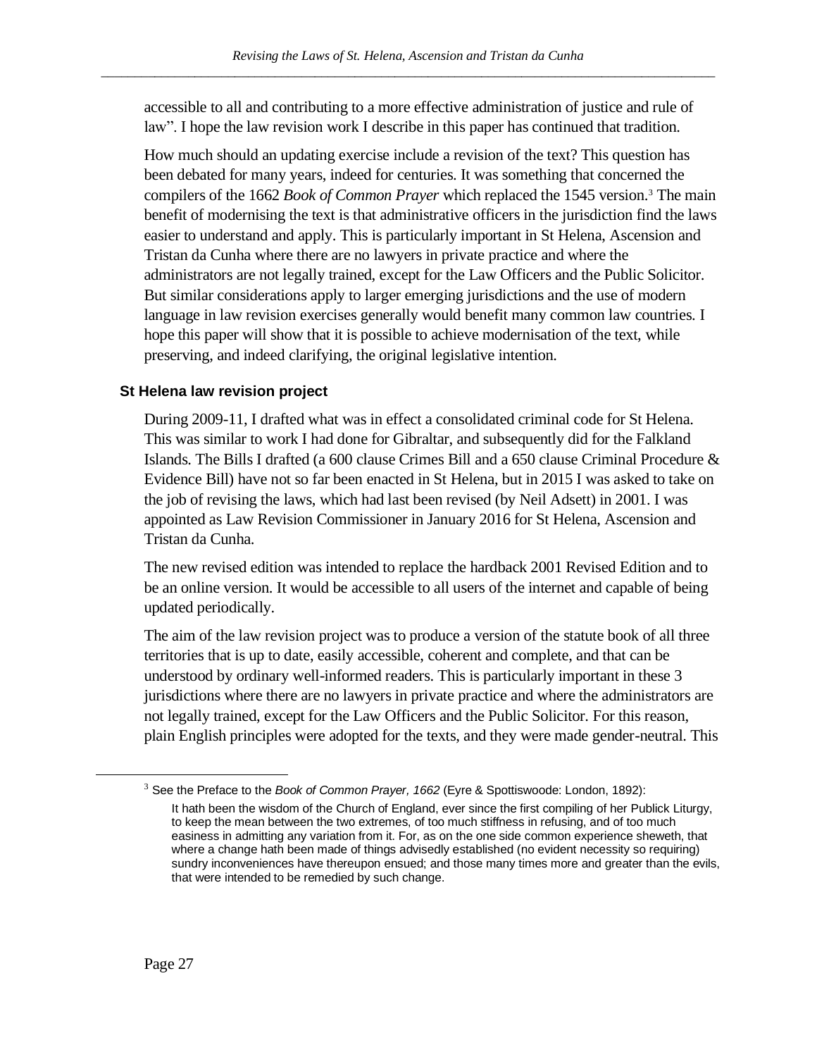accessible to all and contributing to a more effective administration of justice and rule of law". I hope the law revision work I describe in this paper has continued that tradition.

How much should an updating exercise include a revision of the text? This question has been debated for many years, indeed for centuries. It was something that concerned the compilers of the 1662 *Book of Common Prayer* which replaced the 1545 version.[3] The main benefit of modernising the text is that administrative officers in the jurisdiction find the laws easier to understand and apply. This is particularly important in St Helena, Ascension and Tristan da Cunha where there are no lawyers in private practice and where the administrators are not legally trained, except for the Law Officers and the Public Solicitor. But similar considerations apply to larger emerging jurisdictions and the use of modern language in law revision exercises generally would benefit many common law countries. I hope this paper will show that it is possible to achieve modernisation of the text, while preserving, and indeed clarifying, the original legislative intention.

### St Helena law revision project

During 2009-11, I drafted what was in effect a consolidated criminal code for St Helena. This was similar to work I had done for Gibraltar, and subsequently did for the Falkland Islands. The Bills I drafted (a 600 clause Crimes Bill and a 650 clause Criminal Procedure & Evidence Bill) have not so far been enacted in St Helena, but in 2015 I was asked to take on the job of revising the laws, which had last been revised (by Neil Adsett) in 2001. I was appointed as Law Revision Commissioner in January 2016 for St Helena, Ascension and Tristan da Cunha.

The new revised edition was intended to replace the hardback 2001 Revised Edition and to be an online version. It would be accessible to all users of the internet and capable of being updated periodically.

The aim of the law revision project was to produce a version of the statute book of all three territories that is up to date, easily accessible, coherent and complete, and that can be understood by ordinary well-informed readers. This is particularly important in these 3 jurisdictions where there are no lawyers in private practice and where the administrators are not legally trained, except for the Law Officers and the Public Solicitor. For this reason, plain English principles were adopted for the texts, and they were made gender-neutral. This

---

[3] See the Preface to the *Book of Common Prayer, 1662* (Eyre & Spottiswoode: London, 1892):

> It hath been the wisdom of the Church of England, ever since the first compiling of her Publick Liturgy, to keep the mean between the two extremes, of too much stiffness in refusing, and of too much easiness in admitting any variation from it. For, as on the one side common experience sheweth, that where a change hath been made of things advisedly established (no evident necessity so requiring) sundry inconveniences have thereupon ensued; and those many times more and greater than the evils, that were intended to be remedied by such change.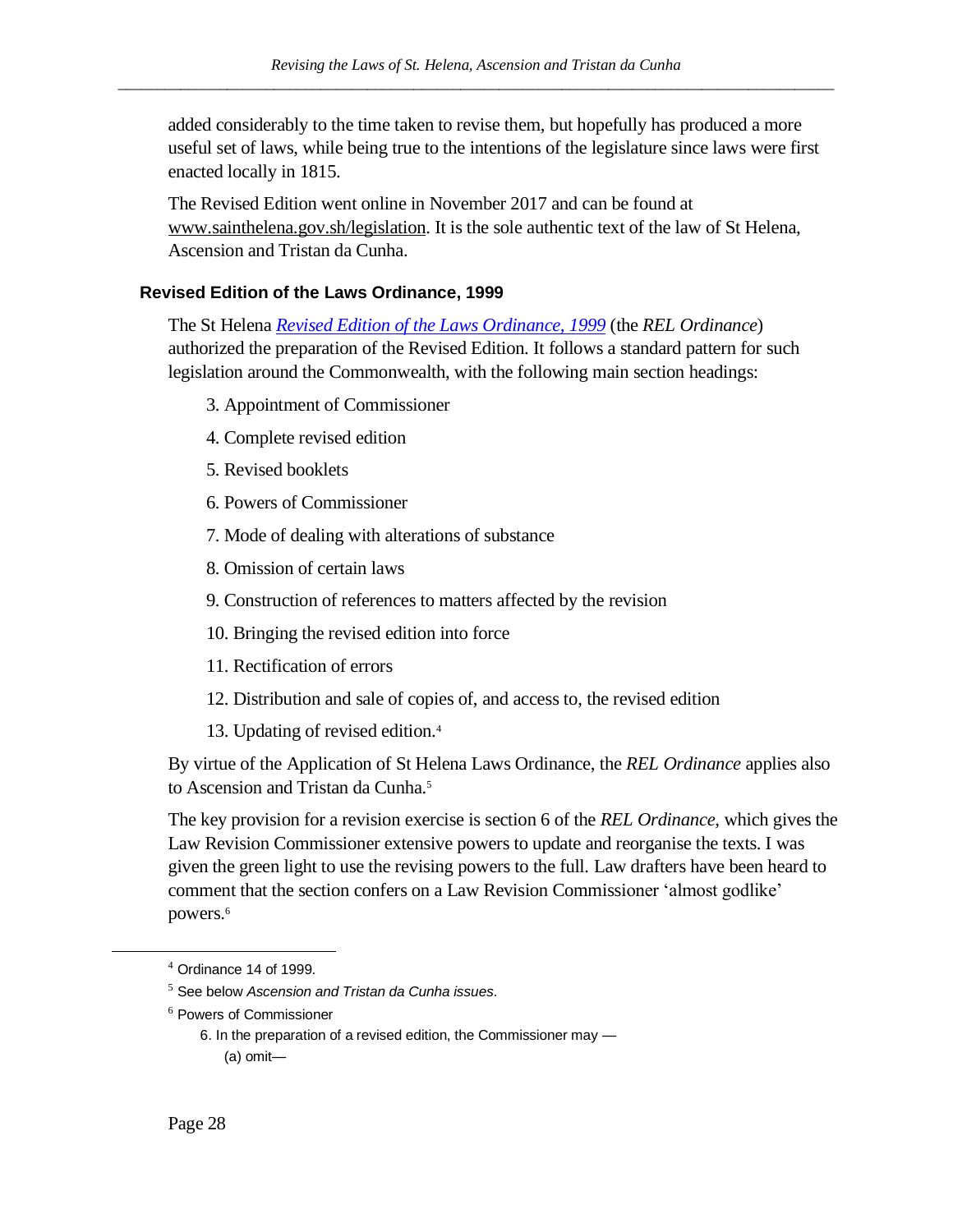added considerably to the time taken to revise them, but hopefully has produced a more useful set of laws, while being true to the intentions of the legislature since laws were first enacted locally in 1815.

The Revised Edition went online in November 2017 and can be found at www.sainthelena.gov.sh/legislation. It is the sole authentic text of the law of St Helena, Ascension and Tristan da Cunha.

### Revised Edition of the Laws Ordinance, 1999

The St Helena *Revised Edition of the Laws Ordinance, 1999* (the *REL Ordinance*) authorized the preparation of the Revised Edition. It follows a standard pattern for such legislation around the Commonwealth, with the following main section headings:

3. Appointment of Commissioner
4. Complete revised edition
5. Revised booklets
6. Powers of Commissioner
7. Mode of dealing with alterations of substance
8. Omission of certain laws
9. Construction of references to matters affected by the revision
10. Bringing the revised edition into force
11. Rectification of errors
12. Distribution and sale of copies of, and access to, the revised edition
13. Updating of revised edition.[4]

By virtue of the Application of St Helena Laws Ordinance, the *REL Ordinance* applies also to Ascension and Tristan da Cunha.[5]

The key provision for a revision exercise is section 6 of the *REL Ordinance*, which gives the Law Revision Commissioner extensive powers to update and reorganise the texts. I was given the green light to use the revising powers to the full. Law drafters have been heard to comment that the section confers on a Law Revision Commissioner 'almost godlike' powers.[6]

---

[4] Ordinance 14 of 1999.

[5] See below *Ascension and Tristan da Cunha issues*.

[6] Powers of Commissioner

6. In the preparation of a revised edition, the Commissioner may —

(a) omit—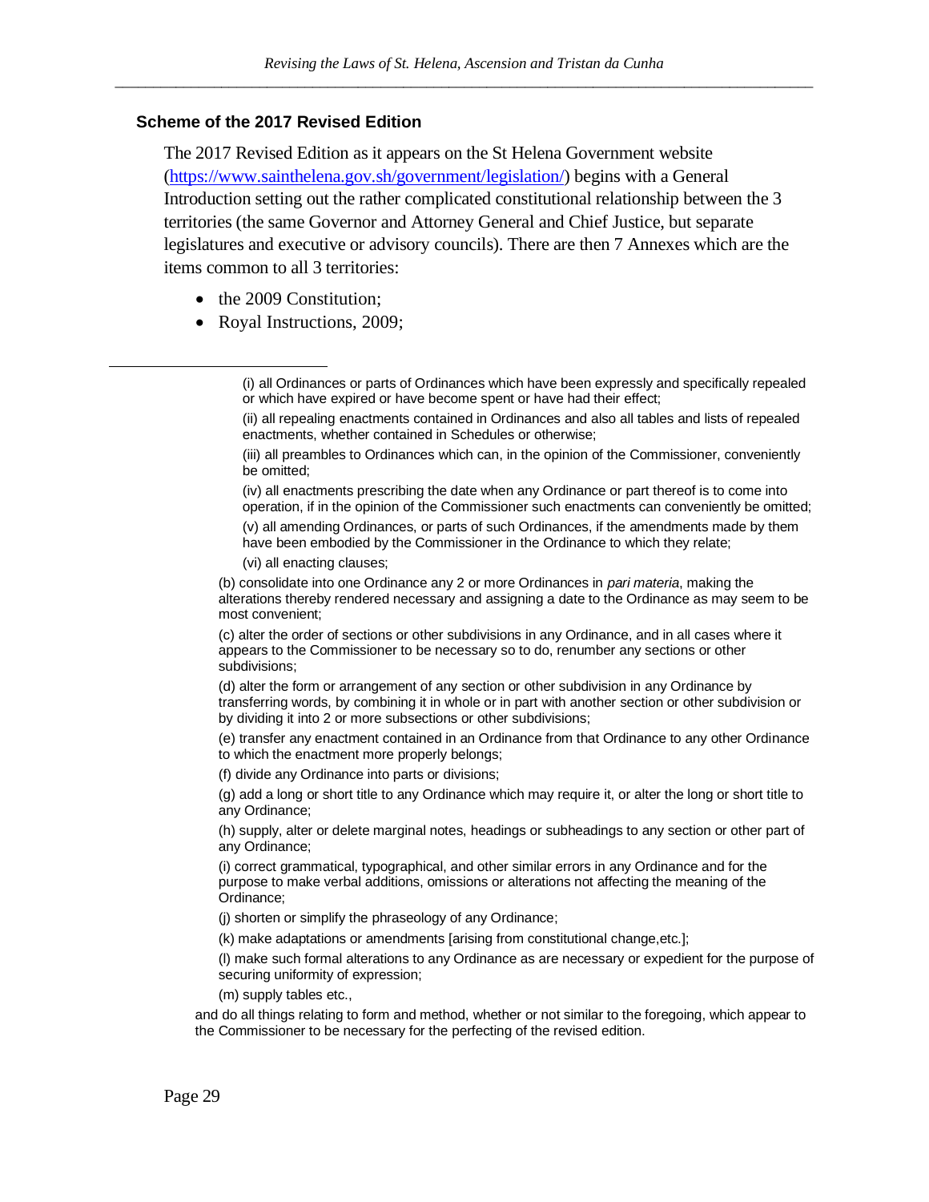### Scheme of the 2017 Revised Edition

The 2017 Revised Edition as it appears on the St Helena Government website (https://www.sainthelena.gov.sh/government/legislation/) begins with a General Introduction setting out the rather complicated constitutional relationship between the 3 territories (the same Governor and Attorney General and Chief Justice, but separate legislatures and executive or advisory councils). There are then 7 Annexes which are the items common to all 3 territories:

- the 2009 Constitution;
- Royal Instructions, 2009;

---

(i) all Ordinances or parts of Ordinances which have been expressly and specifically repealed or which have expired or have become spent or have had their effect;

(ii) all repealing enactments contained in Ordinances and also all tables and lists of repealed enactments, whether contained in Schedules or otherwise;

(iii) all preambles to Ordinances which can, in the opinion of the Commissioner, conveniently be omitted;

(iv) all enactments prescribing the date when any Ordinance or part thereof is to come into operation, if in the opinion of the Commissioner such enactments can conveniently be omitted;

(v) all amending Ordinances, or parts of such Ordinances, if the amendments made by them have been embodied by the Commissioner in the Ordinance to which they relate;

(vi) all enacting clauses;

(b) consolidate into one Ordinance any 2 or more Ordinances in *pari materia*, making the alterations thereby rendered necessary and assigning a date to the Ordinance as may seem to be most convenient;

(c) alter the order of sections or other subdivisions in any Ordinance, and in all cases where it appears to the Commissioner to be necessary so to do, renumber any sections or other subdivisions;

(d) alter the form or arrangement of any section or other subdivision in any Ordinance by transferring words, by combining it in whole or in part with another section or other subdivision or by dividing it into 2 or more subsections or other subdivisions;

(e) transfer any enactment contained in an Ordinance from that Ordinance to any other Ordinance to which the enactment more properly belongs;

(f) divide any Ordinance into parts or divisions;

(g) add a long or short title to any Ordinance which may require it, or alter the long or short title to any Ordinance;

(h) supply, alter or delete marginal notes, headings or subheadings to any section or other part of any Ordinance;

(i) correct grammatical, typographical, and other similar errors in any Ordinance and for the purpose to make verbal additions, omissions or alterations not affecting the meaning of the Ordinance;

(j) shorten or simplify the phraseology of any Ordinance;

(k) make adaptations or amendments [arising from constitutional change,etc.];

(l) make such formal alterations to any Ordinance as are necessary or expedient for the purpose of securing uniformity of expression;

(m) supply tables etc.,

and do all things relating to form and method, whether or not similar to the foregoing, which appear to the Commissioner to be necessary for the perfecting of the revised edition.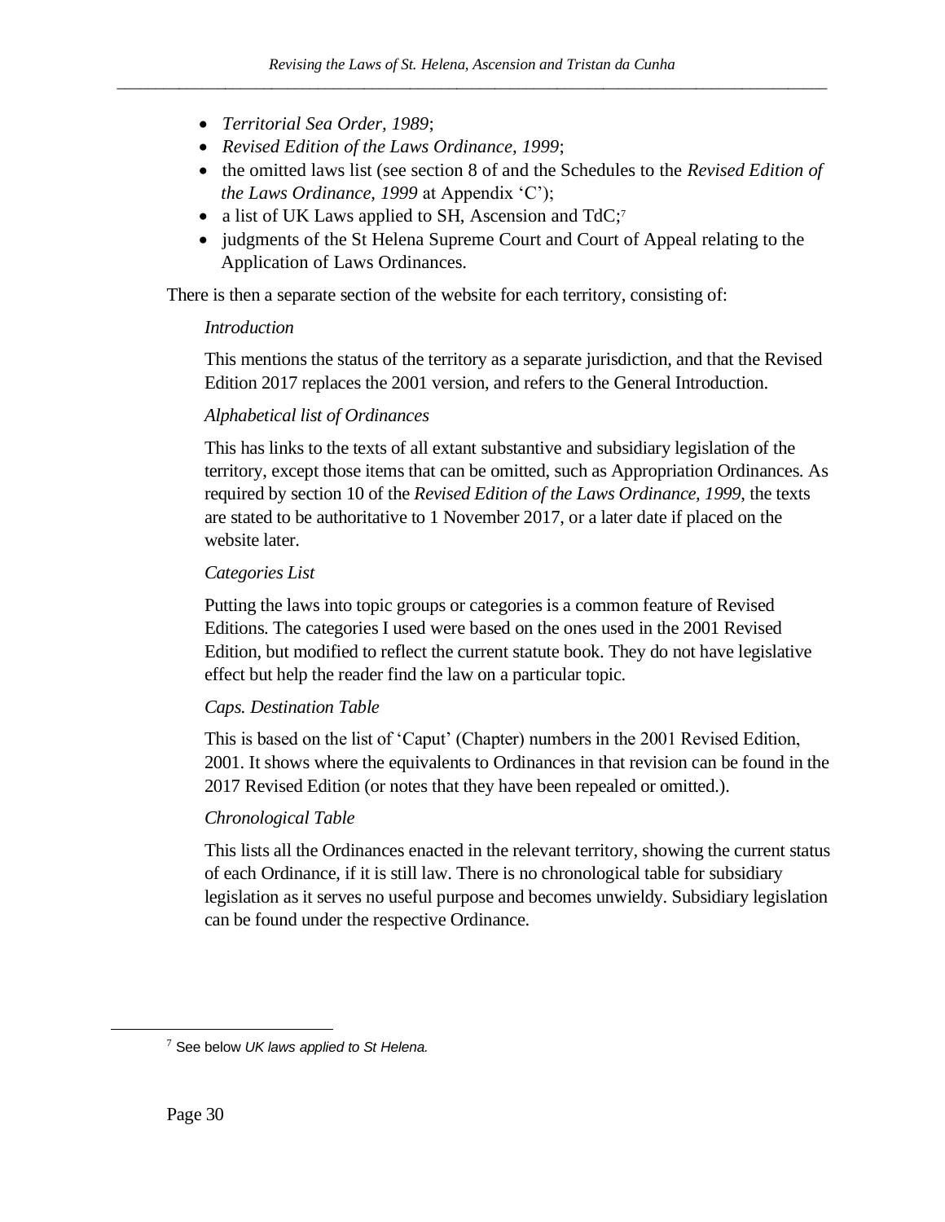- *Territorial Sea Order, 1989*;
- *Revised Edition of the Laws Ordinance, 1999*;
- the omitted laws list (see section 8 of and the Schedules to the *Revised Edition of the Laws Ordinance, 1999* at Appendix 'C');
- a list of UK Laws applied to SH, Ascension and TdC;[7]
- judgments of the St Helena Supreme Court and Court of Appeal relating to the Application of Laws Ordinances.

There is then a separate section of the website for each territory, consisting of:

*Introduction*

This mentions the status of the territory as a separate jurisdiction, and that the Revised Edition 2017 replaces the 2001 version, and refers to the General Introduction.

*Alphabetical list of Ordinances*

This has links to the texts of all extant substantive and subsidiary legislation of the territory, except those items that can be omitted, such as Appropriation Ordinances. As required by section 10 of the *Revised Edition of the Laws Ordinance, 1999*, the texts are stated to be authoritative to 1 November 2017, or a later date if placed on the website later.

*Categories List*

Putting the laws into topic groups or categories is a common feature of Revised Editions. The categories I used were based on the ones used in the 2001 Revised Edition, but modified to reflect the current statute book. They do not have legislative effect but help the reader find the law on a particular topic.

*Caps. Destination Table*

This is based on the list of 'Caput' (Chapter) numbers in the 2001 Revised Edition, 2001. It shows where the equivalents to Ordinances in that revision can be found in the 2017 Revised Edition (or notes that they have been repealed or omitted.).

*Chronological Table*

This lists all the Ordinances enacted in the relevant territory, showing the current status of each Ordinance, if it is still law. There is no chronological table for subsidiary legislation as it serves no useful purpose and becomes unwieldy. Subsidiary legislation can be found under the respective Ordinance.

---

[7] See below *UK laws applied to St Helena.*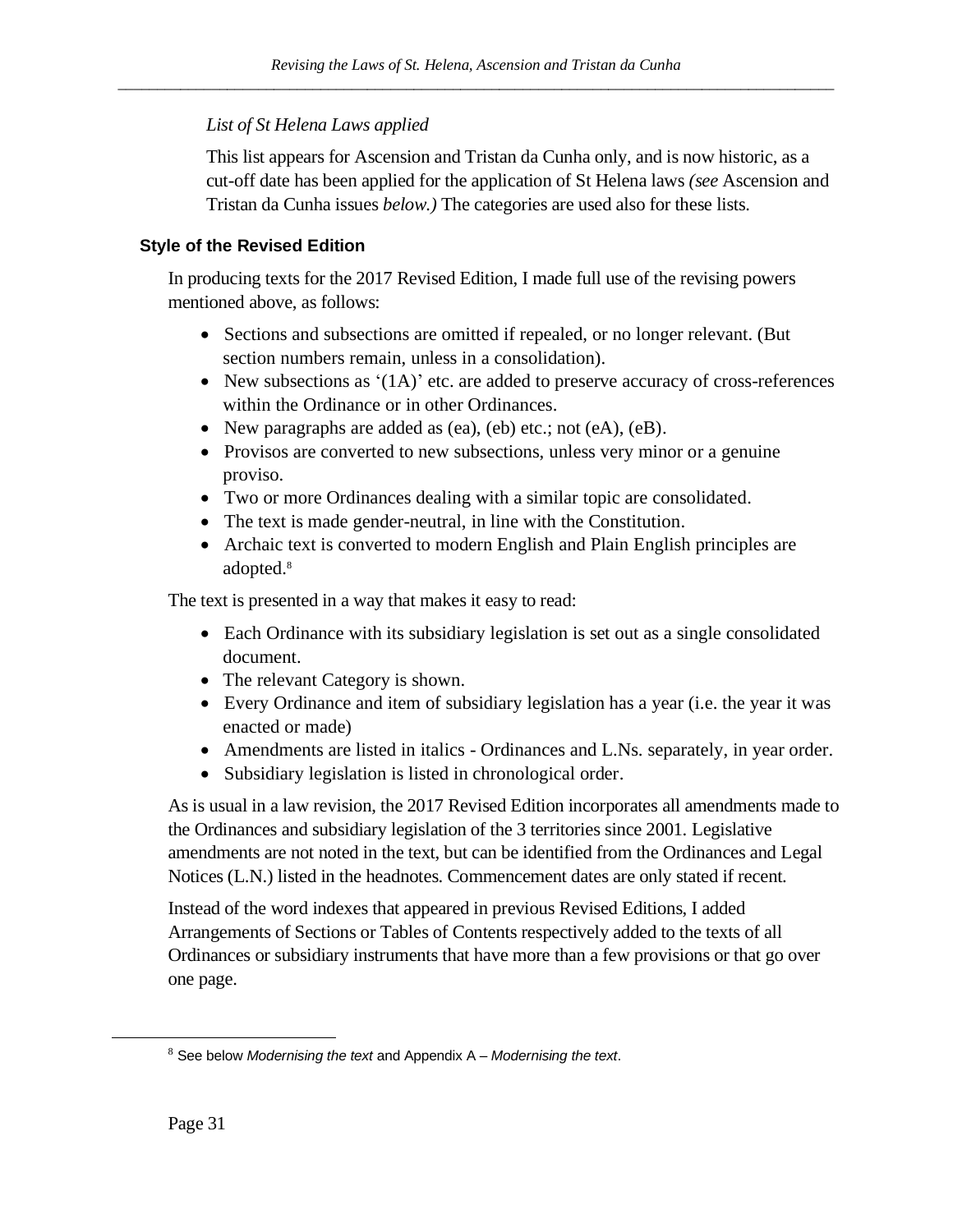*List of St Helena Laws applied*

This list appears for Ascension and Tristan da Cunha only, and is now historic, as a cut-off date has been applied for the application of St Helena laws *(see* Ascension and Tristan da Cunha issues *below.)* The categories are used also for these lists.

### Style of the Revised Edition

In producing texts for the 2017 Revised Edition, I made full use of the revising powers mentioned above, as follows:

- Sections and subsections are omitted if repealed, or no longer relevant. (But section numbers remain, unless in a consolidation).
- New subsections as '(1A)' etc. are added to preserve accuracy of cross-references within the Ordinance or in other Ordinances.
- New paragraphs are added as (ea), (eb) etc.; not (eA), (eB).
- Provisos are converted to new subsections, unless very minor or a genuine proviso.
- Two or more Ordinances dealing with a similar topic are consolidated.
- The text is made gender-neutral, in line with the Constitution.
- Archaic text is converted to modern English and Plain English principles are adopted.[8]

The text is presented in a way that makes it easy to read:

- Each Ordinance with its subsidiary legislation is set out as a single consolidated document.
- The relevant Category is shown.
- Every Ordinance and item of subsidiary legislation has a year (i.e. the year it was enacted or made)
- Amendments are listed in italics - Ordinances and L.Ns. separately, in year order.
- Subsidiary legislation is listed in chronological order.

As is usual in a law revision, the 2017 Revised Edition incorporates all amendments made to the Ordinances and subsidiary legislation of the 3 territories since 2001. Legislative amendments are not noted in the text, but can be identified from the Ordinances and Legal Notices (L.N.) listed in the headnotes. Commencement dates are only stated if recent.

Instead of the word indexes that appeared in previous Revised Editions, I added Arrangements of Sections or Tables of Contents respectively added to the texts of all Ordinances or subsidiary instruments that have more than a few provisions or that go over one page.

---

[8] See below *Modernising the text* and Appendix A – *Modernising the text*.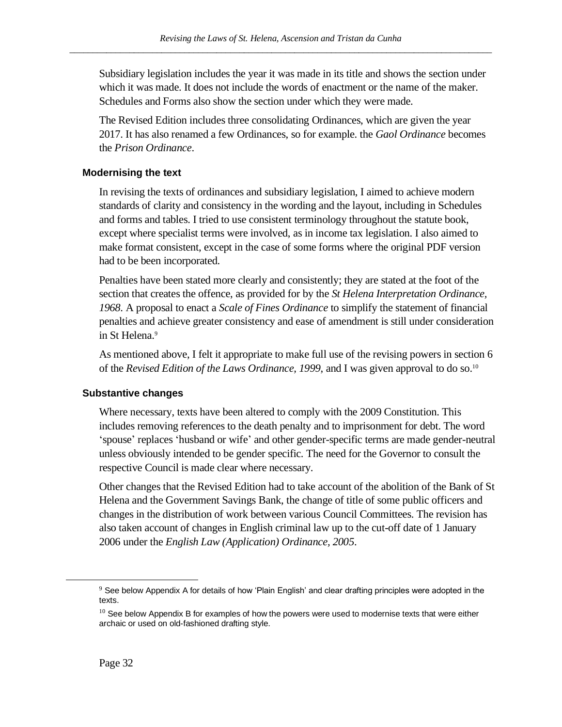Subsidiary legislation includes the year it was made in its title and shows the section under which it was made. It does not include the words of enactment or the name of the maker. Schedules and Forms also show the section under which they were made.

The Revised Edition includes three consolidating Ordinances, which are given the year 2017. It has also renamed a few Ordinances, so for example. the *Gaol Ordinance* becomes the *Prison Ordinance*.

### Modernising the text

In revising the texts of ordinances and subsidiary legislation, I aimed to achieve modern standards of clarity and consistency in the wording and the layout, including in Schedules and forms and tables. I tried to use consistent terminology throughout the statute book, except where specialist terms were involved, as in income tax legislation. I also aimed to make format consistent, except in the case of some forms where the original PDF version had to be been incorporated.

Penalties have been stated more clearly and consistently; they are stated at the foot of the section that creates the offence, as provided for by the *St Helena Interpretation Ordinance, 1968*. A proposal to enact a *Scale of Fines Ordinance* to simplify the statement of financial penalties and achieve greater consistency and ease of amendment is still under consideration in St Helena.[9]

As mentioned above, I felt it appropriate to make full use of the revising powers in section 6 of the *Revised Edition of the Laws Ordinance, 1999*, and I was given approval to do so.[10]

### Substantive changes

Where necessary, texts have been altered to comply with the 2009 Constitution. This includes removing references to the death penalty and to imprisonment for debt. The word 'spouse' replaces 'husband or wife' and other gender-specific terms are made gender-neutral unless obviously intended to be gender specific. The need for the Governor to consult the respective Council is made clear where necessary.

Other changes that the Revised Edition had to take account of the abolition of the Bank of St Helena and the Government Savings Bank, the change of title of some public officers and changes in the distribution of work between various Council Committees. The revision has also taken account of changes in English criminal law up to the cut-off date of 1 January 2006 under the *English Law (Application) Ordinance, 2005*.

---

[9] See below Appendix A for details of how 'Plain English' and clear drafting principles were adopted in the texts.

[10] See below Appendix B for examples of how the powers were used to modernise texts that were either archaic or used on old-fashioned drafting style.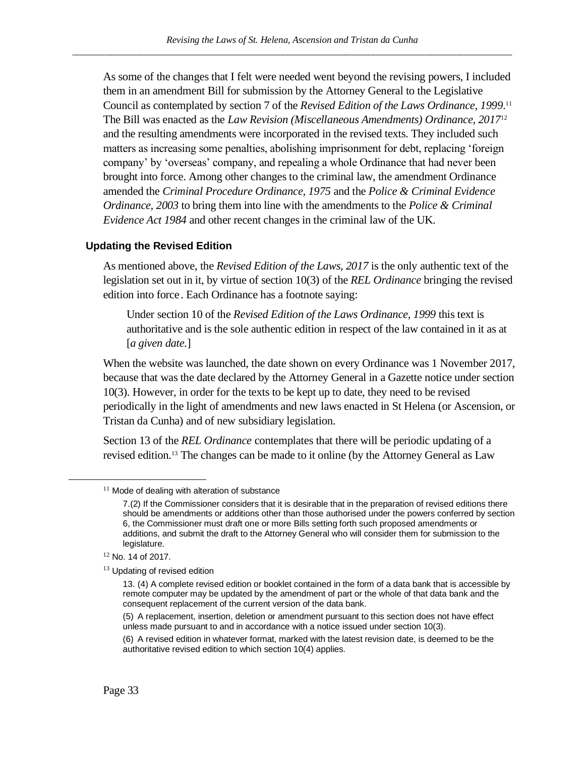As some of the changes that I felt were needed went beyond the revising powers, I included them in an amendment Bill for submission by the Attorney General to the Legislative Council as contemplated by section 7 of the *Revised Edition of the Laws Ordinance, 1999*.[11] The Bill was enacted as the *Law Revision (Miscellaneous Amendments) Ordinance, 2017*[12] and the resulting amendments were incorporated in the revised texts. They included such matters as increasing some penalties, abolishing imprisonment for debt, replacing 'foreign company' by 'overseas' company, and repealing a whole Ordinance that had never been brought into force. Among other changes to the criminal law, the amendment Ordinance amended the *Criminal Procedure Ordinance, 1975* and the *Police & Criminal Evidence Ordinance, 2003* to bring them into line with the amendments to the *Police & Criminal Evidence Act 1984* and other recent changes in the criminal law of the UK.

### Updating the Revised Edition

As mentioned above, the *Revised Edition of the Laws, 2017* is the only authentic text of the legislation set out in it, by virtue of section 10(3) of the *REL Ordinance* bringing the revised edition into force. Each Ordinance has a footnote saying:

> Under section 10 of the *Revised Edition of the Laws Ordinance, 1999* this text is authoritative and is the sole authentic edition in respect of the law contained in it as at [*a given date.*]

When the website was launched, the date shown on every Ordinance was 1 November 2017, because that was the date declared by the Attorney General in a Gazette notice under section 10(3). However, in order for the texts to be kept up to date, they need to be revised periodically in the light of amendments and new laws enacted in St Helena (or Ascension, or Tristan da Cunha) and of new subsidiary legislation.

Section 13 of the *REL Ordinance* contemplates that there will be periodic updating of a revised edition.[13] The changes can be made to it online (by the Attorney General as Law

---

[11] Mode of dealing with alteration of substance

> 7.(2) If the Commissioner considers that it is desirable that in the preparation of revised editions there should be amendments or additions other than those authorised under the powers conferred by section 6, the Commissioner must draft one or more Bills setting forth such proposed amendments or additions, and submit the draft to the Attorney General who will consider them for submission to the legislature.

[12] No. 14 of 2017.

[13] Updating of revised edition

> 13. (4) A complete revised edition or booklet contained in the form of a data bank that is accessible by remote computer may be updated by the amendment of part or the whole of that data bank and the consequent replacement of the current version of the data bank.
>
> (5) A replacement, insertion, deletion or amendment pursuant to this section does not have effect unless made pursuant to and in accordance with a notice issued under section 10(3).
>
> (6) A revised edition in whatever format, marked with the latest revision date, is deemed to be the authoritative revised edition to which section 10(4) applies.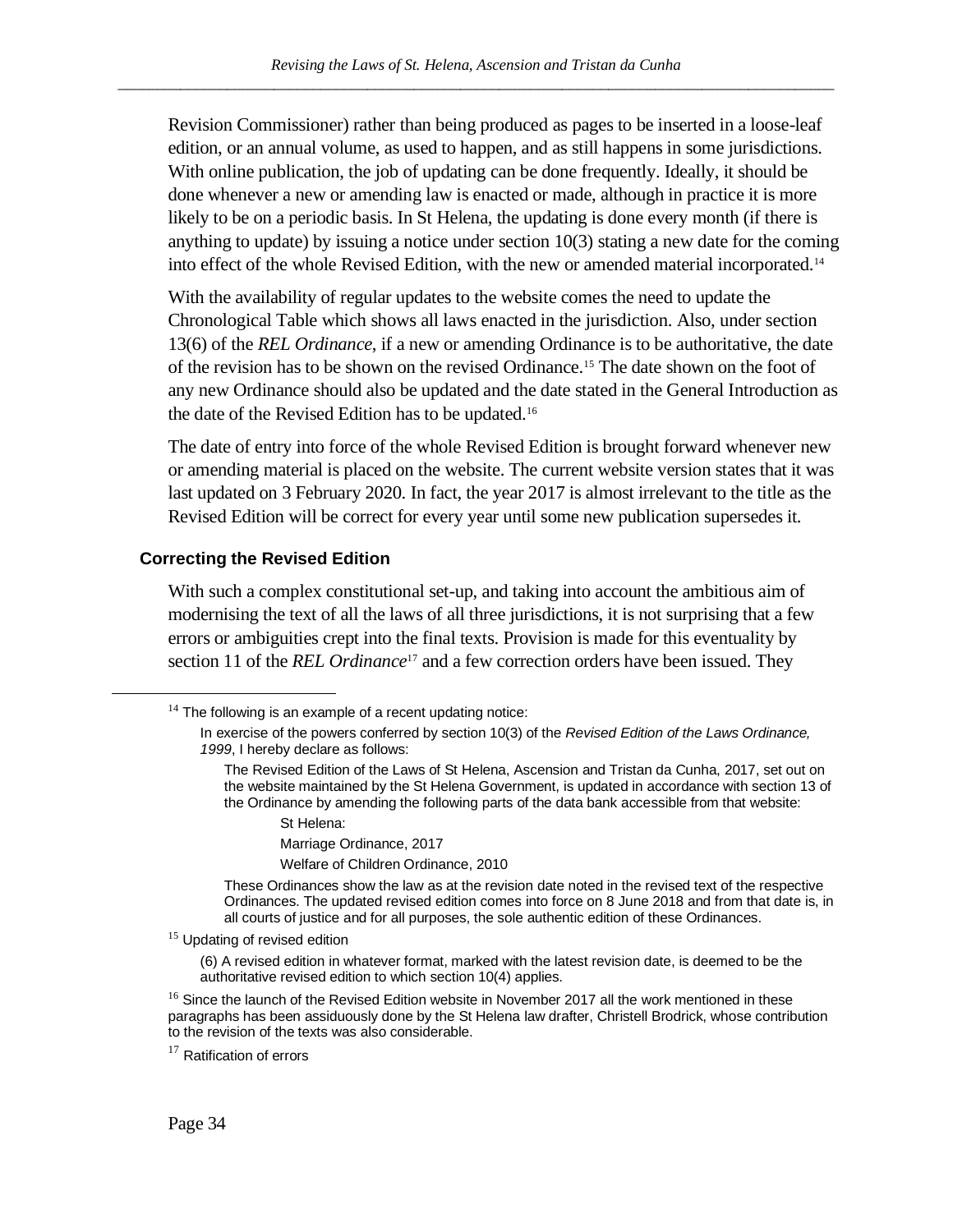Revision Commissioner) rather than being produced as pages to be inserted in a loose-leaf edition, or an annual volume, as used to happen, and as still happens in some jurisdictions. With online publication, the job of updating can be done frequently. Ideally, it should be done whenever a new or amending law is enacted or made, although in practice it is more likely to be on a periodic basis. In St Helena, the updating is done every month (if there is anything to update) by issuing a notice under section 10(3) stating a new date for the coming into effect of the whole Revised Edition, with the new or amended material incorporated.[14]

With the availability of regular updates to the website comes the need to update the Chronological Table which shows all laws enacted in the jurisdiction. Also, under section 13(6) of the *REL Ordinance*, if a new or amending Ordinance is to be authoritative, the date of the revision has to be shown on the revised Ordinance.[15] The date shown on the foot of any new Ordinance should also be updated and the date stated in the General Introduction as the date of the Revised Edition has to be updated.[16]

The date of entry into force of the whole Revised Edition is brought forward whenever new or amending material is placed on the website. The current website version states that it was last updated on 3 February 2020. In fact, the year 2017 is almost irrelevant to the title as the Revised Edition will be correct for every year until some new publication supersedes it.

### Correcting the Revised Edition

With such a complex constitutional set-up, and taking into account the ambitious aim of modernising the text of all the laws of all three jurisdictions, it is not surprising that a few errors or ambiguities crept into the final texts. Provision is made for this eventuality by section 11 of the *REL Ordinance*[17] and a few correction orders have been issued. They

---

[14] The following is an example of a recent updating notice:

> In exercise of the powers conferred by section 10(3) of the *Revised Edition of the Laws Ordinance, 1999*, I hereby declare as follows:
>
> The Revised Edition of the Laws of St Helena, Ascension and Tristan da Cunha, 2017, set out on the website maintained by the St Helena Government, is updated in accordance with section 13 of the Ordinance by amending the following parts of the data bank accessible from that website:
>
> St Helena:
>
> Marriage Ordinance, 2017
>
> Welfare of Children Ordinance, 2010
>
> These Ordinances show the law as at the revision date noted in the revised text of the respective Ordinances. The updated revised edition comes into force on 8 June 2018 and from that date is, in all courts of justice and for all purposes, the sole authentic edition of these Ordinances.

[15] Updating of revised edition

> (6) A revised edition in whatever format, marked with the latest revision date, is deemed to be the authoritative revised edition to which section 10(4) applies.

[16] Since the launch of the Revised Edition website in November 2017 all the work mentioned in these paragraphs has been assiduously done by the St Helena law drafter, Christell Brodrick, whose contribution to the revision of the texts was also considerable.

[17] Ratification of errors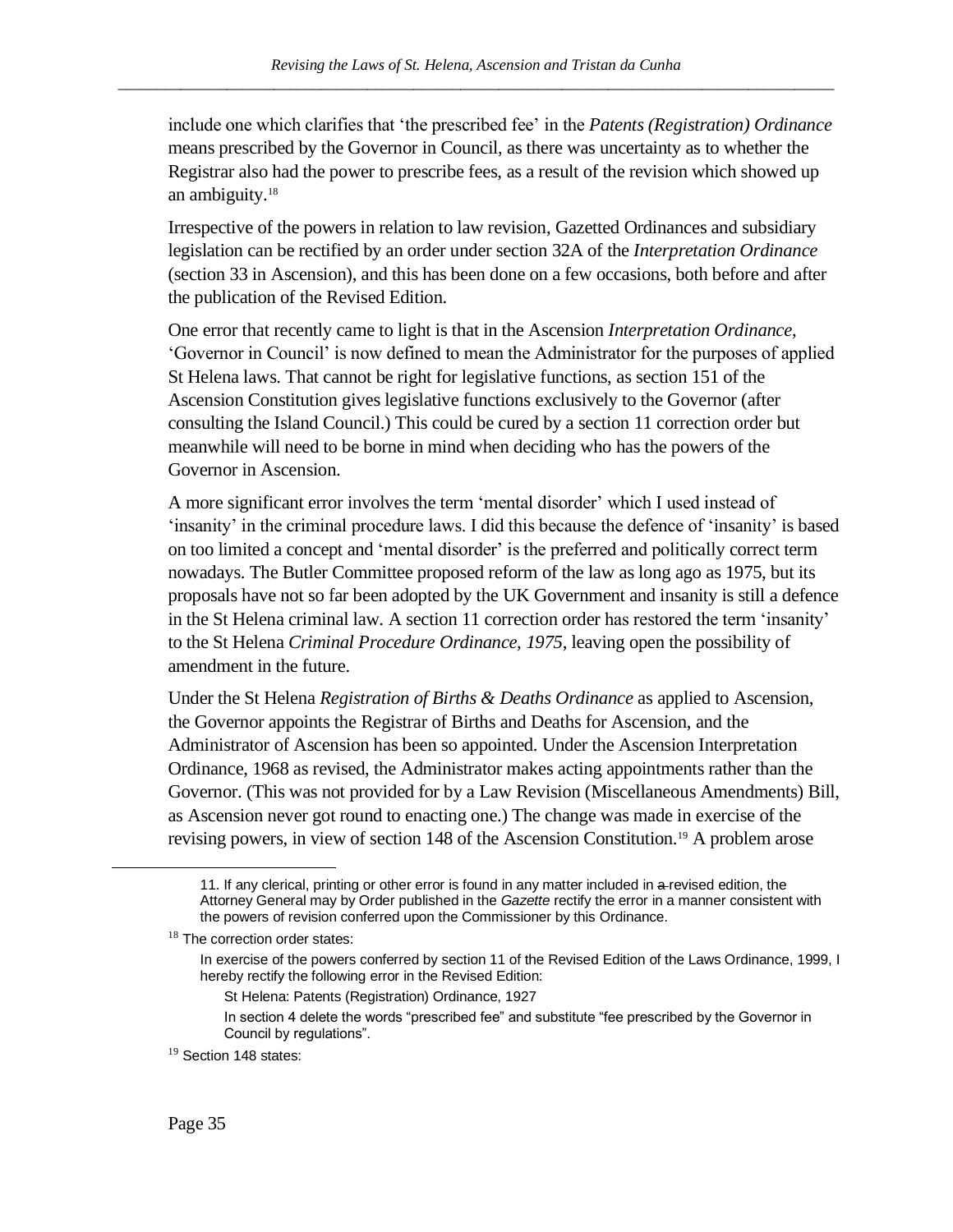include one which clarifies that 'the prescribed fee' in the *Patents (Registration) Ordinance* means prescribed by the Governor in Council, as there was uncertainty as to whether the Registrar also had the power to prescribe fees, as a result of the revision which showed up an ambiguity.[18]

Irrespective of the powers in relation to law revision, Gazetted Ordinances and subsidiary legislation can be rectified by an order under section 32A of the *Interpretation Ordinance* (section 33 in Ascension), and this has been done on a few occasions, both before and after the publication of the Revised Edition.

One error that recently came to light is that in the Ascension *Interpretation Ordinance*, 'Governor in Council' is now defined to mean the Administrator for the purposes of applied St Helena laws. That cannot be right for legislative functions, as section 151 of the Ascension Constitution gives legislative functions exclusively to the Governor (after consulting the Island Council.) This could be cured by a section 11 correction order but meanwhile will need to be borne in mind when deciding who has the powers of the Governor in Ascension.

A more significant error involves the term 'mental disorder' which I used instead of 'insanity' in the criminal procedure laws. I did this because the defence of 'insanity' is based on too limited a concept and 'mental disorder' is the preferred and politically correct term nowadays. The Butler Committee proposed reform of the law as long ago as 1975, but its proposals have not so far been adopted by the UK Government and insanity is still a defence in the St Helena criminal law. A section 11 correction order has restored the term 'insanity' to the St Helena *Criminal Procedure Ordinance, 1975*, leaving open the possibility of amendment in the future.

Under the St Helena *Registration of Births & Deaths Ordinance* as applied to Ascension, the Governor appoints the Registrar of Births and Deaths for Ascension, and the Administrator of Ascension has been so appointed. Under the Ascension Interpretation Ordinance, 1968 as revised, the Administrator makes acting appointments rather than the Governor. (This was not provided for by a Law Revision (Miscellaneous Amendments) Bill, as Ascension never got round to enacting one.) The change was made in exercise of the revising powers, in view of section 148 of the Ascension Constitution.[19] A problem arose

---

> 11. If any clerical, printing or other error is found in any matter included in ~~a~~ revised edition, the Attorney General may by Order published in the *Gazette* rectify the error in a manner consistent with the powers of revision conferred upon the Commissioner by this Ordinance.

[18] The correction order states:

> In exercise of the powers conferred by section 11 of the Revised Edition of the Laws Ordinance, 1999, I hereby rectify the following error in the Revised Edition:
>
> St Helena: Patents (Registration) Ordinance, 1927
>
> In section 4 delete the words "prescribed fee" and substitute "fee prescribed by the Governor in Council by regulations".

[19] Section 148 states: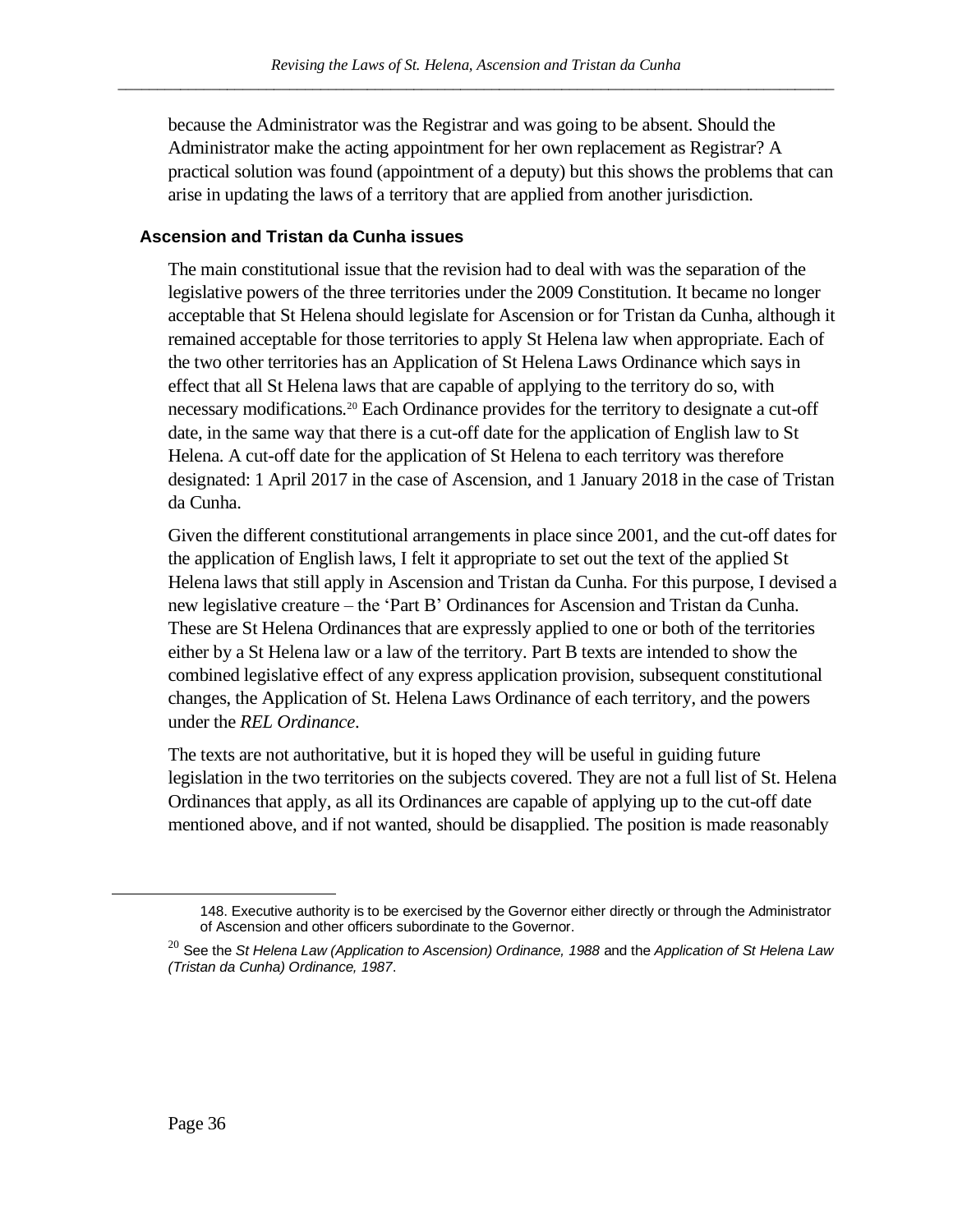because the Administrator was the Registrar and was going to be absent. Should the Administrator make the acting appointment for her own replacement as Registrar? A practical solution was found (appointment of a deputy) but this shows the problems that can arise in updating the laws of a territory that are applied from another jurisdiction.

### Ascension and Tristan da Cunha issues

The main constitutional issue that the revision had to deal with was the separation of the legislative powers of the three territories under the 2009 Constitution. It became no longer acceptable that St Helena should legislate for Ascension or for Tristan da Cunha, although it remained acceptable for those territories to apply St Helena law when appropriate. Each of the two other territories has an Application of St Helena Laws Ordinance which says in effect that all St Helena laws that are capable of applying to the territory do so, with necessary modifications.[20] Each Ordinance provides for the territory to designate a cut-off date, in the same way that there is a cut-off date for the application of English law to St Helena. A cut-off date for the application of St Helena to each territory was therefore designated: 1 April 2017 in the case of Ascension, and 1 January 2018 in the case of Tristan da Cunha.

Given the different constitutional arrangements in place since 2001, and the cut-off dates for the application of English laws, I felt it appropriate to set out the text of the applied St Helena laws that still apply in Ascension and Tristan da Cunha. For this purpose, I devised a new legislative creature – the 'Part B' Ordinances for Ascension and Tristan da Cunha. These are St Helena Ordinances that are expressly applied to one or both of the territories either by a St Helena law or a law of the territory. Part B texts are intended to show the combined legislative effect of any express application provision, subsequent constitutional changes, the Application of St. Helena Laws Ordinance of each territory, and the powers under the *REL Ordinance*.

The texts are not authoritative, but it is hoped they will be useful in guiding future legislation in the two territories on the subjects covered. They are not a full list of St. Helena Ordinances that apply, as all its Ordinances are capable of applying up to the cut-off date mentioned above, and if not wanted, should be disapplied. The position is made reasonably

---

148. Executive authority is to be exercised by the Governor either directly or through the Administrator of Ascension and other officers subordinate to the Governor.

[20] See the *St Helena Law (Application to Ascension) Ordinance, 1988* and the *Application of St Helena Law (Tristan da Cunha) Ordinance, 1987*.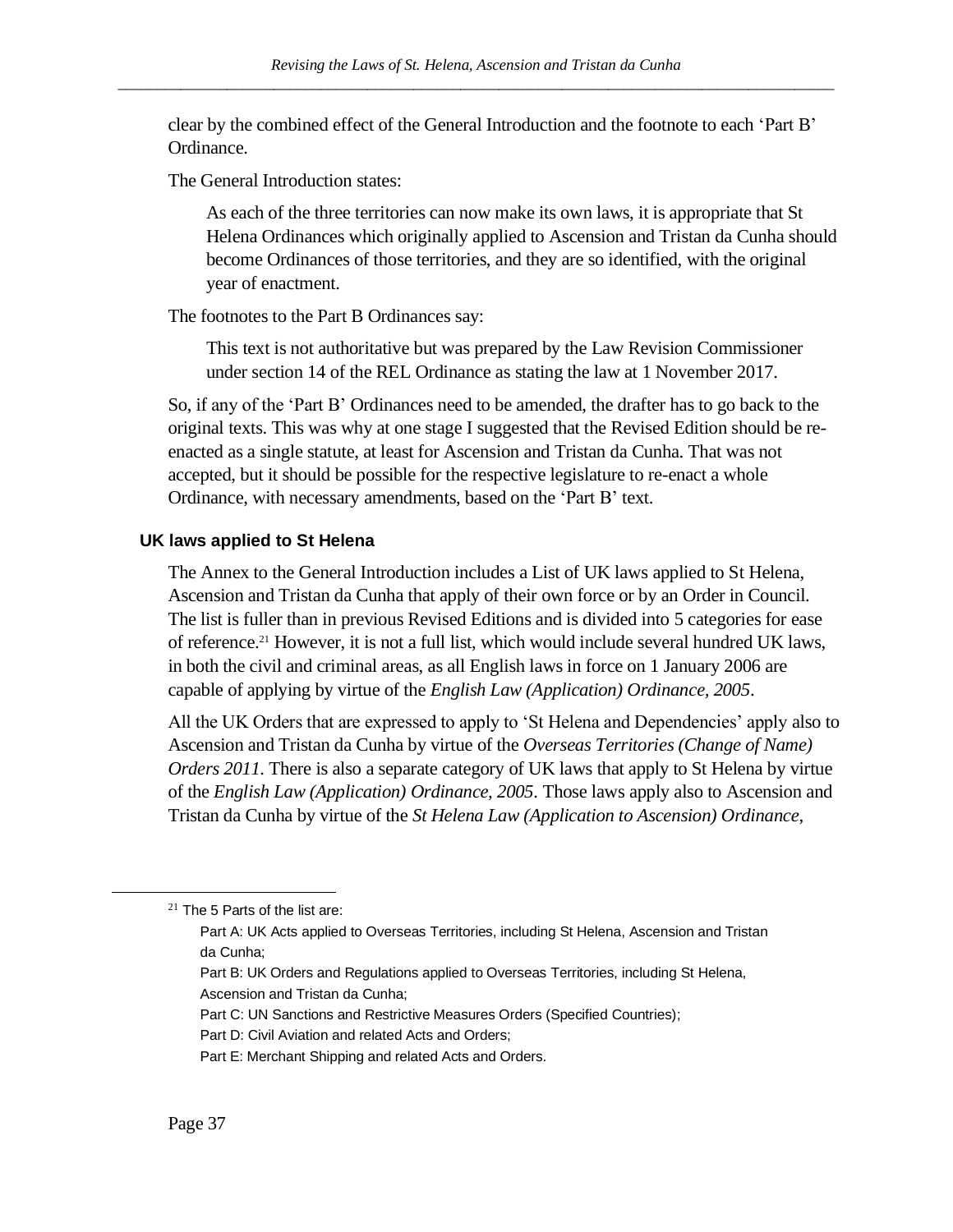clear by the combined effect of the General Introduction and the footnote to each 'Part B' Ordinance.

The General Introduction states:

> As each of the three territories can now make its own laws, it is appropriate that St Helena Ordinances which originally applied to Ascension and Tristan da Cunha should become Ordinances of those territories, and they are so identified, with the original year of enactment.

The footnotes to the Part B Ordinances say:

> This text is not authoritative but was prepared by the Law Revision Commissioner under section 14 of the REL Ordinance as stating the law at 1 November 2017.

So, if any of the 'Part B' Ordinances need to be amended, the drafter has to go back to the original texts. This was why at one stage I suggested that the Revised Edition should be re-enacted as a single statute, at least for Ascension and Tristan da Cunha. That was not accepted, but it should be possible for the respective legislature to re-enact a whole Ordinance, with necessary amendments, based on the 'Part B' text.

### UK laws applied to St Helena

The Annex to the General Introduction includes a List of UK laws applied to St Helena, Ascension and Tristan da Cunha that apply of their own force or by an Order in Council. The list is fuller than in previous Revised Editions and is divided into 5 categories for ease of reference.[21] However, it is not a full list, which would include several hundred UK laws, in both the civil and criminal areas, as all English laws in force on 1 January 2006 are capable of applying by virtue of the *English Law (Application) Ordinance, 2005*.

All the UK Orders that are expressed to apply to 'St Helena and Dependencies' apply also to Ascension and Tristan da Cunha by virtue of the *Overseas Territories (Change of Name) Orders 2011*. There is also a separate category of UK laws that apply to St Helena by virtue of the *English Law (Application) Ordinance, 2005*. Those laws apply also to Ascension and Tristan da Cunha by virtue of the *St Helena Law (Application to Ascension) Ordinance*,

---

[21] The 5 Parts of the list are:

Part A: UK Acts applied to Overseas Territories, including St Helena, Ascension and Tristan da Cunha;

Part B: UK Orders and Regulations applied to Overseas Territories, including St Helena, Ascension and Tristan da Cunha;

Part C: UN Sanctions and Restrictive Measures Orders (Specified Countries);

Part D: Civil Aviation and related Acts and Orders;

Part E: Merchant Shipping and related Acts and Orders.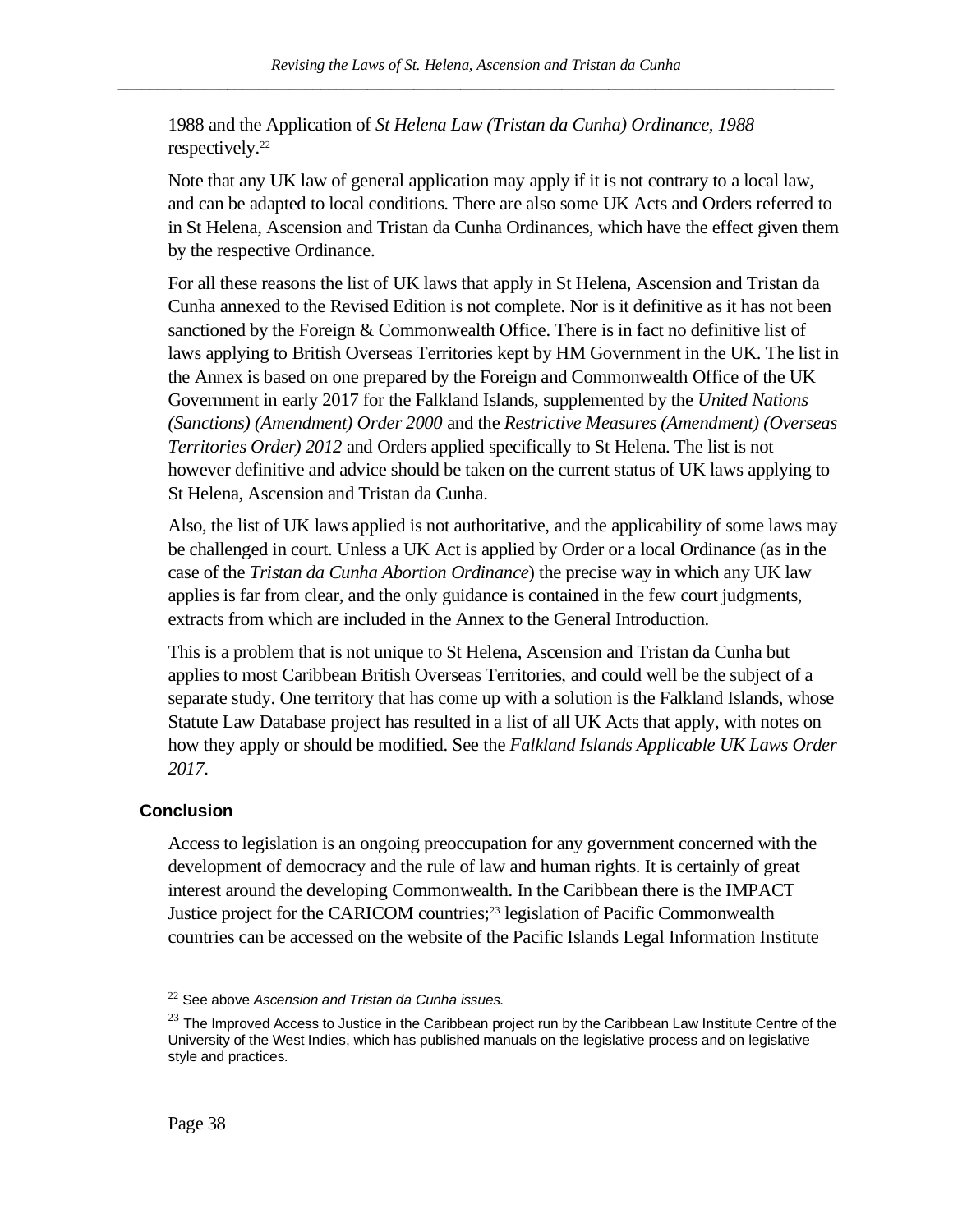1988 and the Application of *St Helena Law (Tristan da Cunha) Ordinance, 1988* respectively.[22]

Note that any UK law of general application may apply if it is not contrary to a local law, and can be adapted to local conditions. There are also some UK Acts and Orders referred to in St Helena, Ascension and Tristan da Cunha Ordinances, which have the effect given them by the respective Ordinance.

For all these reasons the list of UK laws that apply in St Helena, Ascension and Tristan da Cunha annexed to the Revised Edition is not complete. Nor is it definitive as it has not been sanctioned by the Foreign & Commonwealth Office. There is in fact no definitive list of laws applying to British Overseas Territories kept by HM Government in the UK. The list in the Annex is based on one prepared by the Foreign and Commonwealth Office of the UK Government in early 2017 for the Falkland Islands, supplemented by the *United Nations (Sanctions) (Amendment) Order 2000* and the *Restrictive Measures (Amendment) (Overseas Territories Order) 2012* and Orders applied specifically to St Helena. The list is not however definitive and advice should be taken on the current status of UK laws applying to St Helena, Ascension and Tristan da Cunha.

Also, the list of UK laws applied is not authoritative, and the applicability of some laws may be challenged in court. Unless a UK Act is applied by Order or a local Ordinance (as in the case of the *Tristan da Cunha Abortion Ordinance*) the precise way in which any UK law applies is far from clear, and the only guidance is contained in the few court judgments, extracts from which are included in the Annex to the General Introduction.

This is a problem that is not unique to St Helena, Ascension and Tristan da Cunha but applies to most Caribbean British Overseas Territories, and could well be the subject of a separate study. One territory that has come up with a solution is the Falkland Islands, whose Statute Law Database project has resulted in a list of all UK Acts that apply, with notes on how they apply or should be modified. See the *Falkland Islands Applicable UK Laws Order 2017*.

### Conclusion

Access to legislation is an ongoing preoccupation for any government concerned with the development of democracy and the rule of law and human rights. It is certainly of great interest around the developing Commonwealth. In the Caribbean there is the IMPACT Justice project for the CARICOM countries;[23] legislation of Pacific Commonwealth countries can be accessed on the website of the Pacific Islands Legal Information Institute

---

[22] See above *Ascension and Tristan da Cunha issues.*

[23] The Improved Access to Justice in the Caribbean project run by the Caribbean Law Institute Centre of the University of the West Indies, which has published manuals on the legislative process and on legislative style and practices.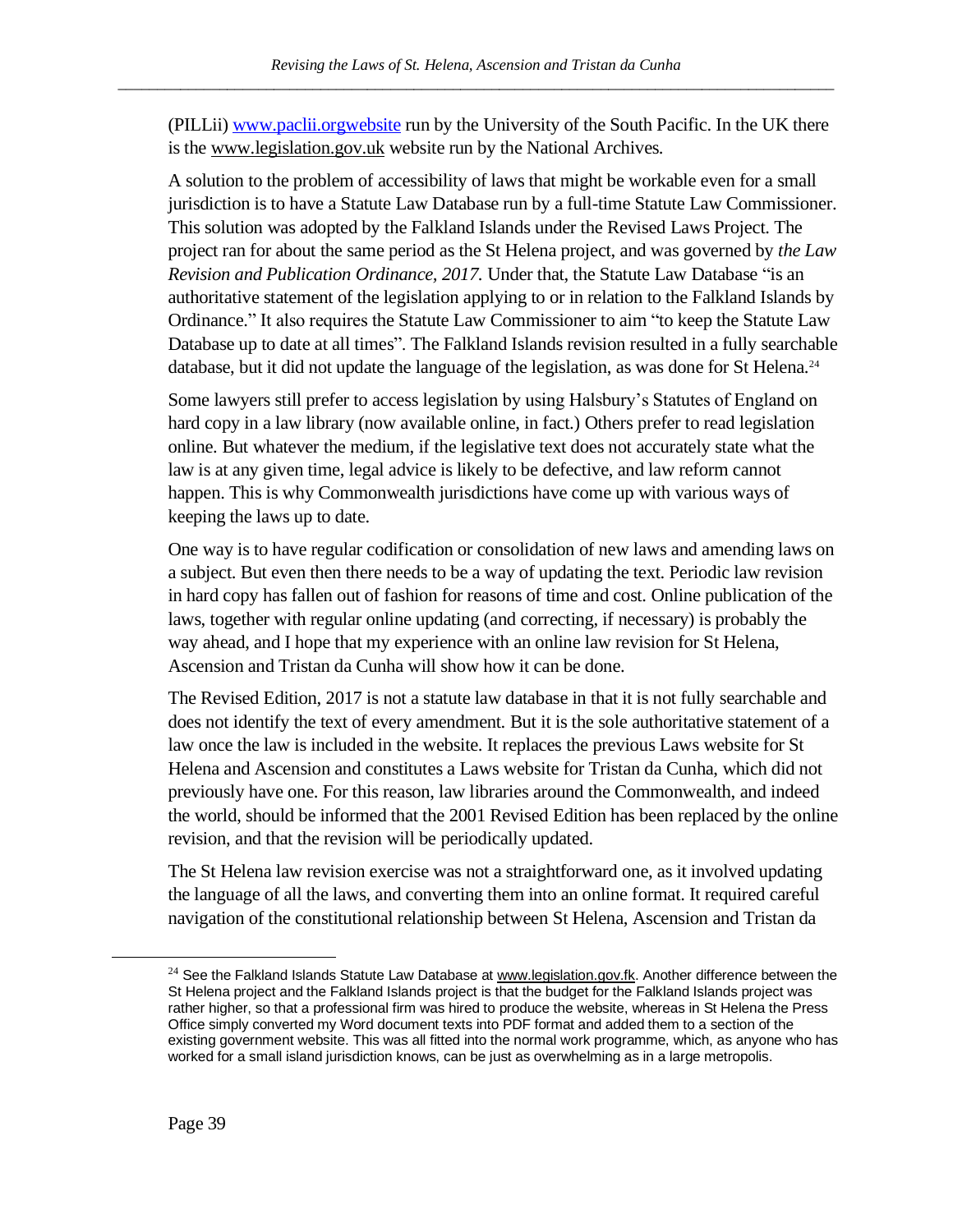(PILLii) [www.paclii.orgwebsite](http://www.paclii.orgwebsite) run by the University of the South Pacific. In the UK there is the www.legislation.gov.uk website run by the National Archives.

A solution to the problem of accessibility of laws that might be workable even for a small jurisdiction is to have a Statute Law Database run by a full-time Statute Law Commissioner. This solution was adopted by the Falkland Islands under the Revised Laws Project. The project ran for about the same period as the St Helena project, and was governed by *the Law Revision and Publication Ordinance, 2017.* Under that, the Statute Law Database "is an authoritative statement of the legislation applying to or in relation to the Falkland Islands by Ordinance." It also requires the Statute Law Commissioner to aim "to keep the Statute Law Database up to date at all times". The Falkland Islands revision resulted in a fully searchable database, but it did not update the language of the legislation, as was done for St Helena.[24]

Some lawyers still prefer to access legislation by using Halsbury's Statutes of England on hard copy in a law library (now available online, in fact.) Others prefer to read legislation online. But whatever the medium, if the legislative text does not accurately state what the law is at any given time, legal advice is likely to be defective, and law reform cannot happen. This is why Commonwealth jurisdictions have come up with various ways of keeping the laws up to date.

One way is to have regular codification or consolidation of new laws and amending laws on a subject. But even then there needs to be a way of updating the text. Periodic law revision in hard copy has fallen out of fashion for reasons of time and cost. Online publication of the laws, together with regular online updating (and correcting, if necessary) is probably the way ahead, and I hope that my experience with an online law revision for St Helena, Ascension and Tristan da Cunha will show how it can be done.

The Revised Edition, 2017 is not a statute law database in that it is not fully searchable and does not identify the text of every amendment. But it is the sole authoritative statement of a law once the law is included in the website. It replaces the previous Laws website for St Helena and Ascension and constitutes a Laws website for Tristan da Cunha, which did not previously have one. For this reason, law libraries around the Commonwealth, and indeed the world, should be informed that the 2001 Revised Edition has been replaced by the online revision, and that the revision will be periodically updated.

The St Helena law revision exercise was not a straightforward one, as it involved updating the language of all the laws, and converting them into an online format. It required careful navigation of the constitutional relationship between St Helena, Ascension and Tristan da

---

[24] See the Falkland Islands Statute Law Database at www.legislation.gov.fk. Another difference between the St Helena project and the Falkland Islands project is that the budget for the Falkland Islands project was rather higher, so that a professional firm was hired to produce the website, whereas in St Helena the Press Office simply converted my Word document texts into PDF format and added them to a section of the existing government website. This was all fitted into the normal work programme, which, as anyone who has worked for a small island jurisdiction knows, can be just as overwhelming as in a large metropolis.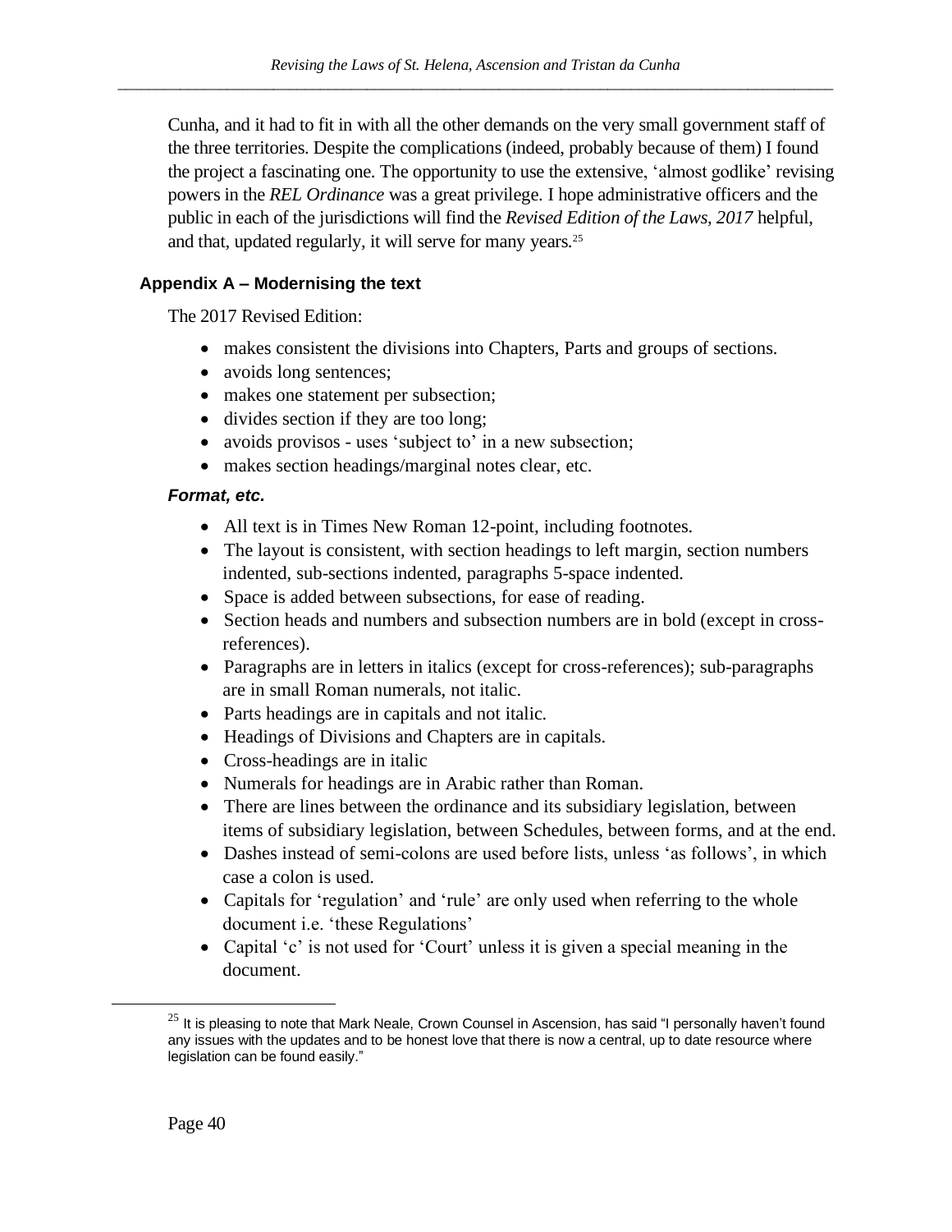Cunha, and it had to fit in with all the other demands on the very small government staff of the three territories. Despite the complications (indeed, probably because of them) I found the project a fascinating one. The opportunity to use the extensive, 'almost godlike' revising powers in the *REL Ordinance* was a great privilege. I hope administrative officers and the public in each of the jurisdictions will find the *Revised Edition of the Laws, 2017* helpful, and that, updated regularly, it will serve for many years.[25]

## Appendix A – Modernising the text

The 2017 Revised Edition:

- makes consistent the divisions into Chapters, Parts and groups of sections.
- avoids long sentences;
- makes one statement per subsection;
- divides section if they are too long;
- avoids provisos - uses 'subject to' in a new subsection;
- makes section headings/marginal notes clear, etc.

### *Format, etc.*

- All text is in Times New Roman 12-point, including footnotes.
- The layout is consistent, with section headings to left margin, section numbers indented, sub-sections indented, paragraphs 5-space indented.
- Space is added between subsections, for ease of reading.
- Section heads and numbers and subsection numbers are in bold (except in cross-references).
- Paragraphs are in letters in italics (except for cross-references); sub-paragraphs are in small Roman numerals, not italic.
- Parts headings are in capitals and not italic.
- Headings of Divisions and Chapters are in capitals.
- Cross-headings are in italic
- Numerals for headings are in Arabic rather than Roman.
- There are lines between the ordinance and its subsidiary legislation, between items of subsidiary legislation, between Schedules, between forms, and at the end.
- Dashes instead of semi-colons are used before lists, unless 'as follows', in which case a colon is used.
- Capitals for 'regulation' and 'rule' are only used when referring to the whole document i.e. 'these Regulations'
- Capital 'c' is not used for 'Court' unless it is given a special meaning in the document.

---

[25] It is pleasing to note that Mark Neale, Crown Counsel in Ascension, has said "I personally haven't found any issues with the updates and to be honest love that there is now a central, up to date resource where legislation can be found easily."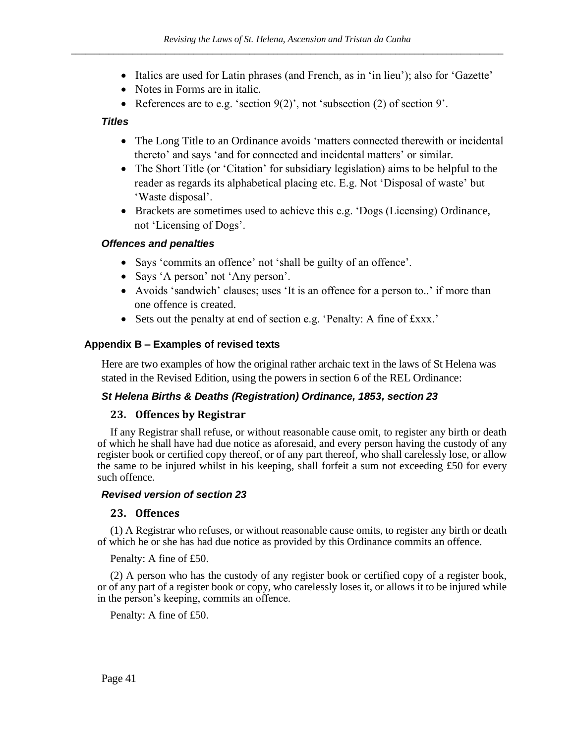- Italics are used for Latin phrases (and French, as in 'in lieu'); also for 'Gazette'
- Notes in Forms are in italic.
- References are to e.g. 'section 9(2)', not 'subsection (2) of section 9'.

***Titles***

- The Long Title to an Ordinance avoids 'matters connected therewith or incidental thereto' and says 'and for connected and incidental matters' or similar.
- The Short Title (or 'Citation' for subsidiary legislation) aims to be helpful to the reader as regards its alphabetical placing etc. E.g. Not 'Disposal of waste' but 'Waste disposal'.
- Brackets are sometimes used to achieve this e.g. 'Dogs (Licensing) Ordinance, not 'Licensing of Dogs'.

***Offences and penalties***

- Says 'commits an offence' not 'shall be guilty of an offence'.
- Says 'A person' not 'Any person'.
- Avoids 'sandwich' clauses; uses 'It is an offence for a person to..' if more than one offence is created.
- Sets out the penalty at end of section e.g. 'Penalty: A fine of £xxx.'

## Appendix B – Examples of revised texts

Here are two examples of how the original rather archaic text in the laws of St Helena was stated in the Revised Edition, using the powers in section 6 of the REL Ordinance:

***St Helena Births & Deaths (Registration) Ordinance, 1853, section 23***

### 23. Offences by Registrar

If any Registrar shall refuse, or without reasonable cause omit, to register any birth or death of which he shall have had due notice as aforesaid, and every person having the custody of any register book or certified copy thereof, or of any part thereof, who shall carelessly lose, or allow the same to be injured whilst in his keeping, shall forfeit a sum not exceeding £50 for every such offence.

***Revised version of section 23***

### 23. Offences

(1) A Registrar who refuses, or without reasonable cause omits, to register any birth or death of which he or she has had due notice as provided by this Ordinance commits an offence.

Penalty: A fine of £50.

(2) A person who has the custody of any register book or certified copy of a register book, or of any part of a register book or copy, who carelessly loses it, or allows it to be injured while in the person's keeping, commits an offence.

Penalty: A fine of £50.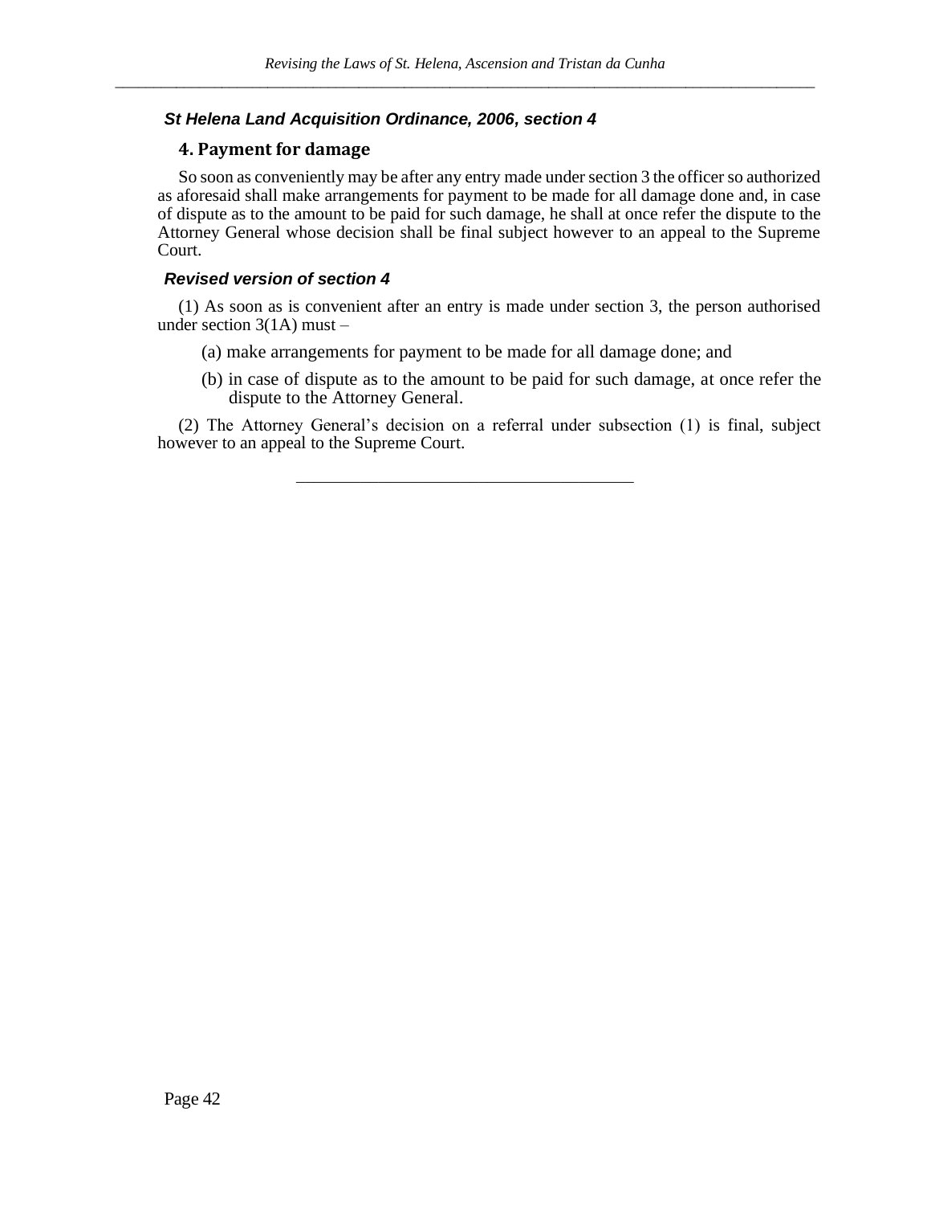***St Helena Land Acquisition Ordinance, 2006, section 4***

## 4. Payment for damage

So soon as conveniently may be after any entry made under section 3 the officer so authorized as aforesaid shall make arrangements for payment to be made for all damage done and, in case of dispute as to the amount to be paid for such damage, he shall at once refer the dispute to the Attorney General whose decision shall be final subject however to an appeal to the Supreme Court.

***Revised version of section 4***

(1) As soon as is convenient after an entry is made under section 3, the person authorised under section 3(1A) must –

(a) make arrangements for payment to be made for all damage done; and

(b) in case of dispute as to the amount to be paid for such damage, at once refer the dispute to the Attorney General.

(2) The Attorney General's decision on a referral under subsection (1) is final, subject however to an appeal to the Supreme Court.

---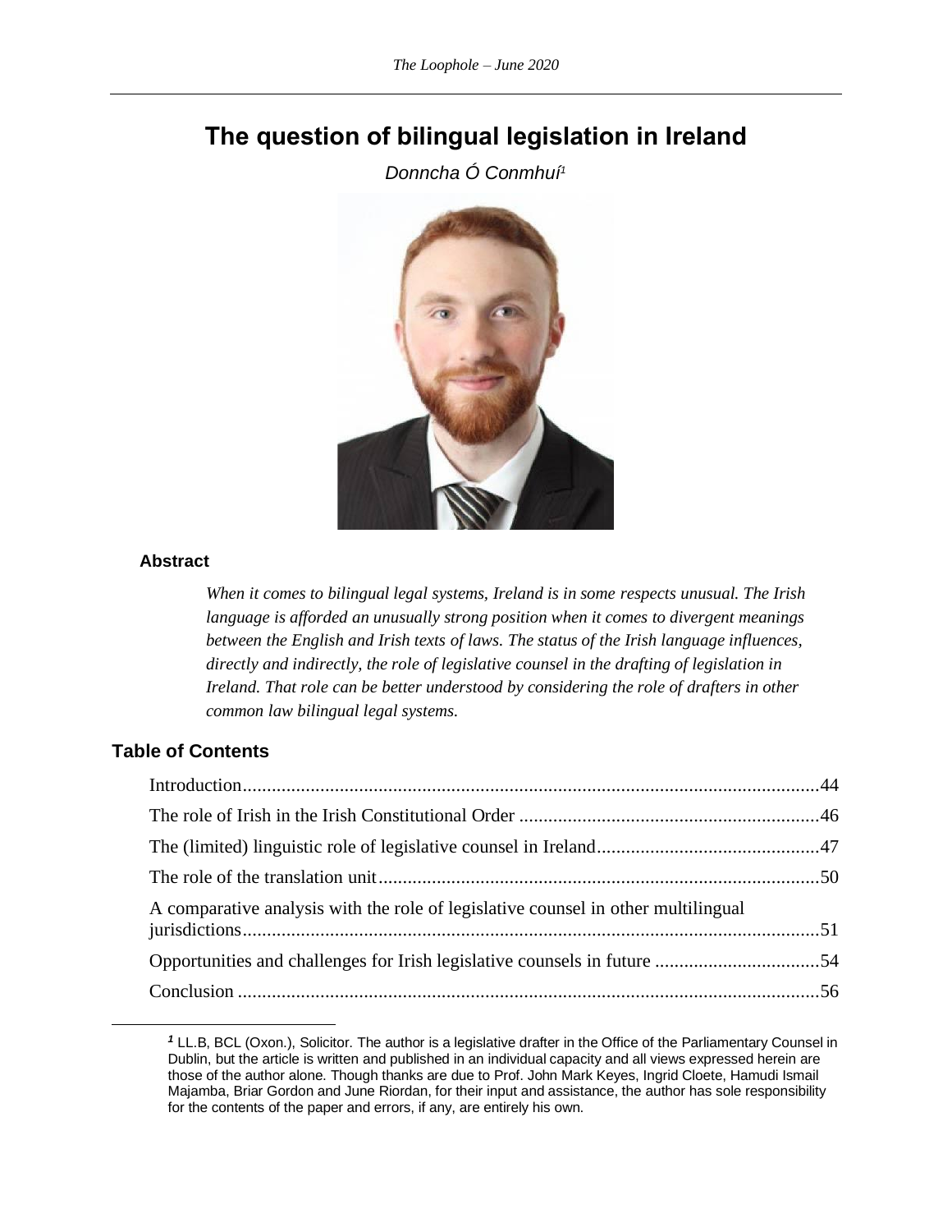# The question of bilingual legislation in Ireland

*Donncha Ó Conmhuí*[1]

### Abstract

*When it comes to bilingual legal systems, Ireland is in some respects unusual. The Irish language is afforded an unusually strong position when it comes to divergent meanings between the English and Irish texts of laws. The status of the Irish language influences, directly and indirectly, the role of legislative counsel in the drafting of legislation in Ireland. That role can be better understood by considering the role of drafters in other common law bilingual legal systems.*

## Table of Contents

- Introduction....................................................44
- The role of Irish in the Irish Constitutional Order ....................................................46
- The (limited) linguistic role of legislative counsel in Ireland....................................................47
- The role of the translation unit....................................................50
- A comparative analysis with the role of legislative counsel in other multilingual jurisdictions....................................................51
- Opportunities and challenges for Irish legislative counsels in future ....................................................54
- Conclusion ....................................................56

---

[1] LL.B, BCL (Oxon.), Solicitor. The author is a legislative drafter in the Office of the Parliamentary Counsel in Dublin, but the article is written and published in an individual capacity and all views expressed herein are those of the author alone. Though thanks are due to Prof. John Mark Keyes, Ingrid Cloete, Hamudi Ismail Majamba, Briar Gordon and June Riordan, for their input and assistance, the author has sole responsibility for the contents of the paper and errors, if any, are entirely his own.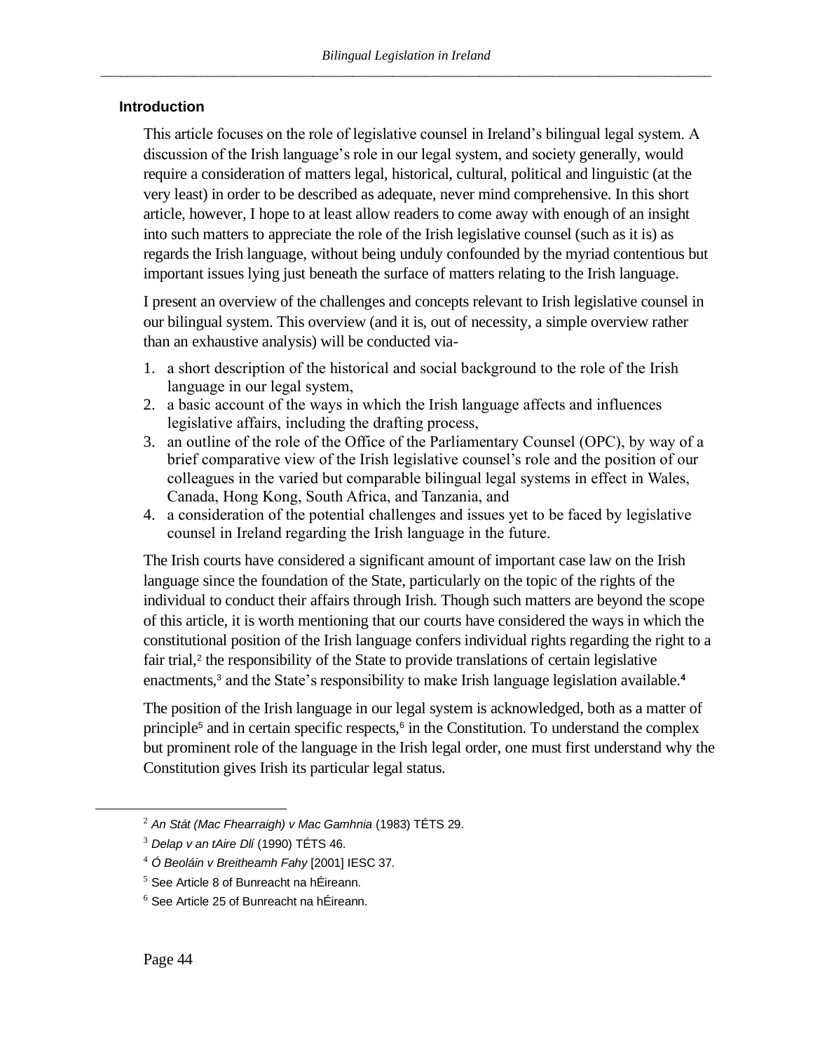### Introduction

This article focuses on the role of legislative counsel in Ireland's bilingual legal system. A discussion of the Irish language's role in our legal system, and society generally, would require a consideration of matters legal, historical, cultural, political and linguistic (at the very least) in order to be described as adequate, never mind comprehensive. In this short article, however, I hope to at least allow readers to come away with enough of an insight into such matters to appreciate the role of the Irish legislative counsel (such as it is) as regards the Irish language, without being unduly confounded by the myriad contentious but important issues lying just beneath the surface of matters relating to the Irish language.

I present an overview of the challenges and concepts relevant to Irish legislative counsel in our bilingual system. This overview (and it is, out of necessity, a simple overview rather than an exhaustive analysis) will be conducted via-

1. a short description of the historical and social background to the role of the Irish language in our legal system,
2. a basic account of the ways in which the Irish language affects and influences legislative affairs, including the drafting process,
3. an outline of the role of the Office of the Parliamentary Counsel (OPC), by way of a brief comparative view of the Irish legislative counsel's role and the position of our colleagues in the varied but comparable bilingual legal systems in effect in Wales, Canada, Hong Kong, South Africa, and Tanzania, and
4. a consideration of the potential challenges and issues yet to be faced by legislative counsel in Ireland regarding the Irish language in the future.

The Irish courts have considered a significant amount of important case law on the Irish language since the foundation of the State, particularly on the topic of the rights of the individual to conduct their affairs through Irish. Though such matters are beyond the scope of this article, it is worth mentioning that our courts have considered the ways in which the constitutional position of the Irish language confers individual rights regarding the right to a fair trial,[2] the responsibility of the State to provide translations of certain legislative enactments,[3] and the State's responsibility to make Irish language legislation available.[4]

The position of the Irish language in our legal system is acknowledged, both as a matter of principle[5] and in certain specific respects,[6] in the Constitution. To understand the complex but prominent role of the language in the Irish legal order, one must first understand why the Constitution gives Irish its particular legal status.

---

[2] *An Stát (Mac Fhearraigh) v Mac Gamhnia* (1983) TÉTS 29.

[3] *Delap v an tAire Dlí* (1990) TÉTS 46.

[4] *Ó Beoláin v Breitheamh Fahy* [2001] IESC 37.

[5] See Article 8 of Bunreacht na hÉireann.

[6] See Article 25 of Bunreacht na hÉireann.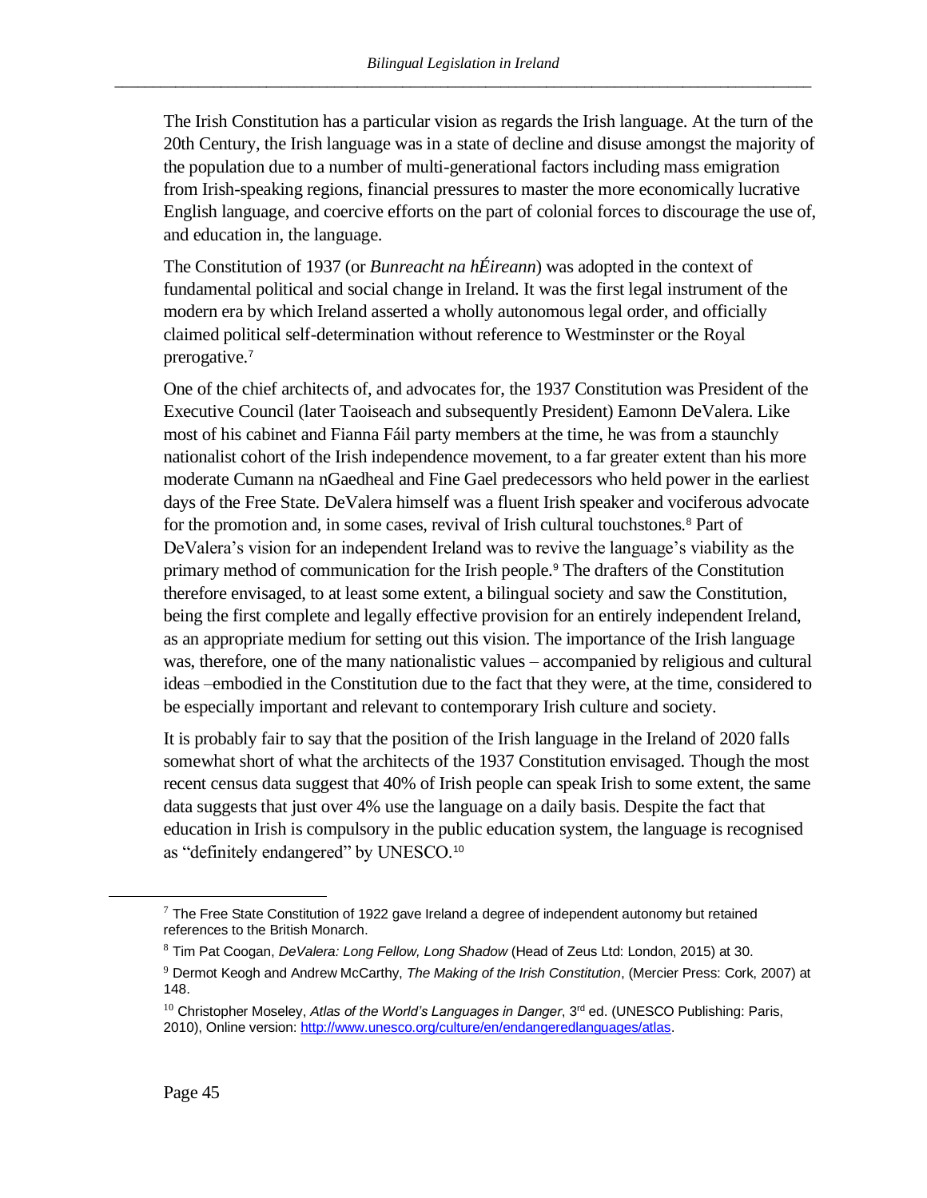The Irish Constitution has a particular vision as regards the Irish language. At the turn of the 20th Century, the Irish language was in a state of decline and disuse amongst the majority of the population due to a number of multi-generational factors including mass emigration from Irish-speaking regions, financial pressures to master the more economically lucrative English language, and coercive efforts on the part of colonial forces to discourage the use of, and education in, the language.

The Constitution of 1937 (or *Bunreacht na hÉireann*) was adopted in the context of fundamental political and social change in Ireland. It was the first legal instrument of the modern era by which Ireland asserted a wholly autonomous legal order, and officially claimed political self-determination without reference to Westminster or the Royal prerogative.[7]

One of the chief architects of, and advocates for, the 1937 Constitution was President of the Executive Council (later Taoiseach and subsequently President) Eamonn DeValera. Like most of his cabinet and Fianna Fáil party members at the time, he was from a staunchly nationalist cohort of the Irish independence movement, to a far greater extent than his more moderate Cumann na nGaedheal and Fine Gael predecessors who held power in the earliest days of the Free State. DeValera himself was a fluent Irish speaker and vociferous advocate for the promotion and, in some cases, revival of Irish cultural touchstones.[8] Part of DeValera's vision for an independent Ireland was to revive the language's viability as the primary method of communication for the Irish people.[9] The drafters of the Constitution therefore envisaged, to at least some extent, a bilingual society and saw the Constitution, being the first complete and legally effective provision for an entirely independent Ireland, as an appropriate medium for setting out this vision. The importance of the Irish language was, therefore, one of the many nationalistic values – accompanied by religious and cultural ideas –embodied in the Constitution due to the fact that they were, at the time, considered to be especially important and relevant to contemporary Irish culture and society.

It is probably fair to say that the position of the Irish language in the Ireland of 2020 falls somewhat short of what the architects of the 1937 Constitution envisaged. Though the most recent census data suggest that 40% of Irish people can speak Irish to some extent, the same data suggests that just over 4% use the language on a daily basis. Despite the fact that education in Irish is compulsory in the public education system, the language is recognised as "definitely endangered" by UNESCO.[10]

---

[7] The Free State Constitution of 1922 gave Ireland a degree of independent autonomy but retained references to the British Monarch.

[8] Tim Pat Coogan, *DeValera: Long Fellow, Long Shadow* (Head of Zeus Ltd: London, 2015) at 30.

[9] Dermot Keogh and Andrew McCarthy, *The Making of the Irish Constitution*, (Mercier Press: Cork, 2007) at 148.

[10] Christopher Moseley, *Atlas of the World's Languages in Danger*, 3rd ed. (UNESCO Publishing: Paris, 2010), Online version: http://www.unesco.org/culture/en/endangeredlanguages/atlas.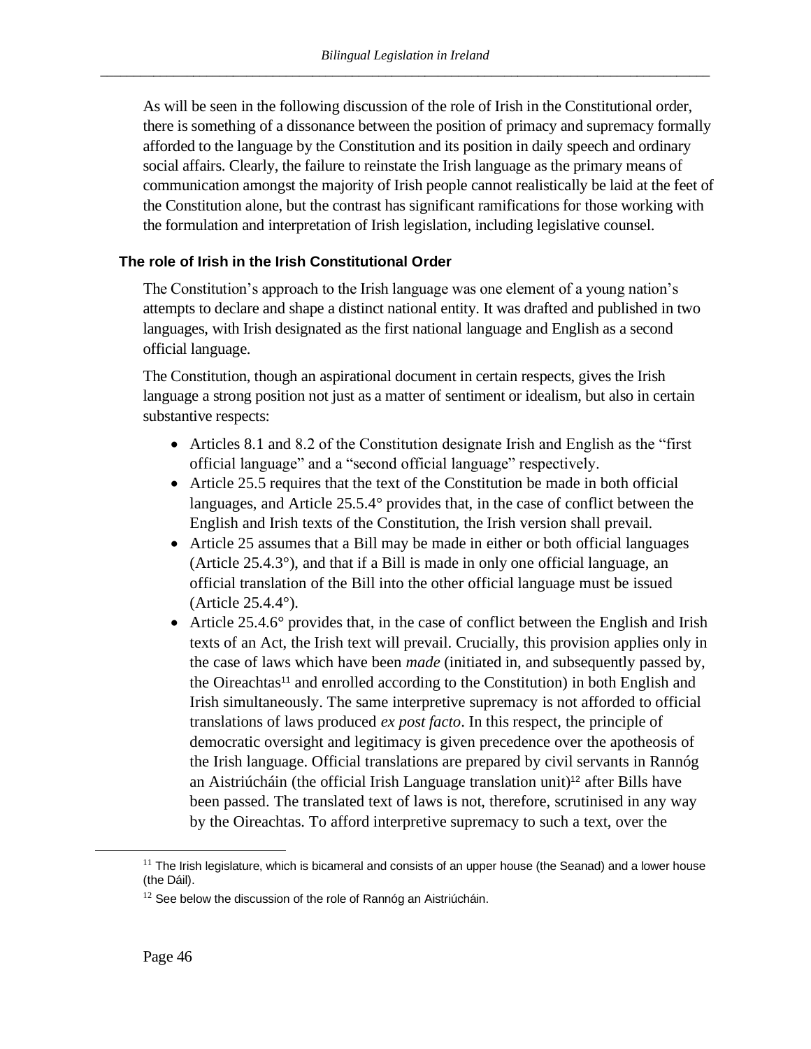As will be seen in the following discussion of the role of Irish in the Constitutional order, there is something of a dissonance between the position of primacy and supremacy formally afforded to the language by the Constitution and its position in daily speech and ordinary social affairs. Clearly, the failure to reinstate the Irish language as the primary means of communication amongst the majority of Irish people cannot realistically be laid at the feet of the Constitution alone, but the contrast has significant ramifications for those working with the formulation and interpretation of Irish legislation, including legislative counsel.

### The role of Irish in the Irish Constitutional Order

The Constitution's approach to the Irish language was one element of a young nation's attempts to declare and shape a distinct national entity. It was drafted and published in two languages, with Irish designated as the first national language and English as a second official language.

The Constitution, though an aspirational document in certain respects, gives the Irish language a strong position not just as a matter of sentiment or idealism, but also in certain substantive respects:

- Articles 8.1 and 8.2 of the Constitution designate Irish and English as the "first official language" and a "second official language" respectively.
- Article 25.5 requires that the text of the Constitution be made in both official languages, and Article 25.5.4° provides that, in the case of conflict between the English and Irish texts of the Constitution, the Irish version shall prevail.
- Article 25 assumes that a Bill may be made in either or both official languages (Article 25.4.3°), and that if a Bill is made in only one official language, an official translation of the Bill into the other official language must be issued (Article 25.4.4°).
- Article 25.4.6° provides that, in the case of conflict between the English and Irish texts of an Act, the Irish text will prevail. Crucially, this provision applies only in the case of laws which have been *made* (initiated in, and subsequently passed by, the Oireachtas[11] and enrolled according to the Constitution) in both English and Irish simultaneously. The same interpretive supremacy is not afforded to official translations of laws produced *ex post facto*. In this respect, the principle of democratic oversight and legitimacy is given precedence over the apotheosis of the Irish language. Official translations are prepared by civil servants in Rannóg an Aistriúcháin (the official Irish Language translation unit)[12] after Bills have been passed. The translated text of laws is not, therefore, scrutinised in any way by the Oireachtas. To afford interpretive supremacy to such a text, over the

[11] The Irish legislature, which is bicameral and consists of an upper house (the Seanad) and a lower house (the Dáil).

[12] See below the discussion of the role of Rannóg an Aistriúcháin.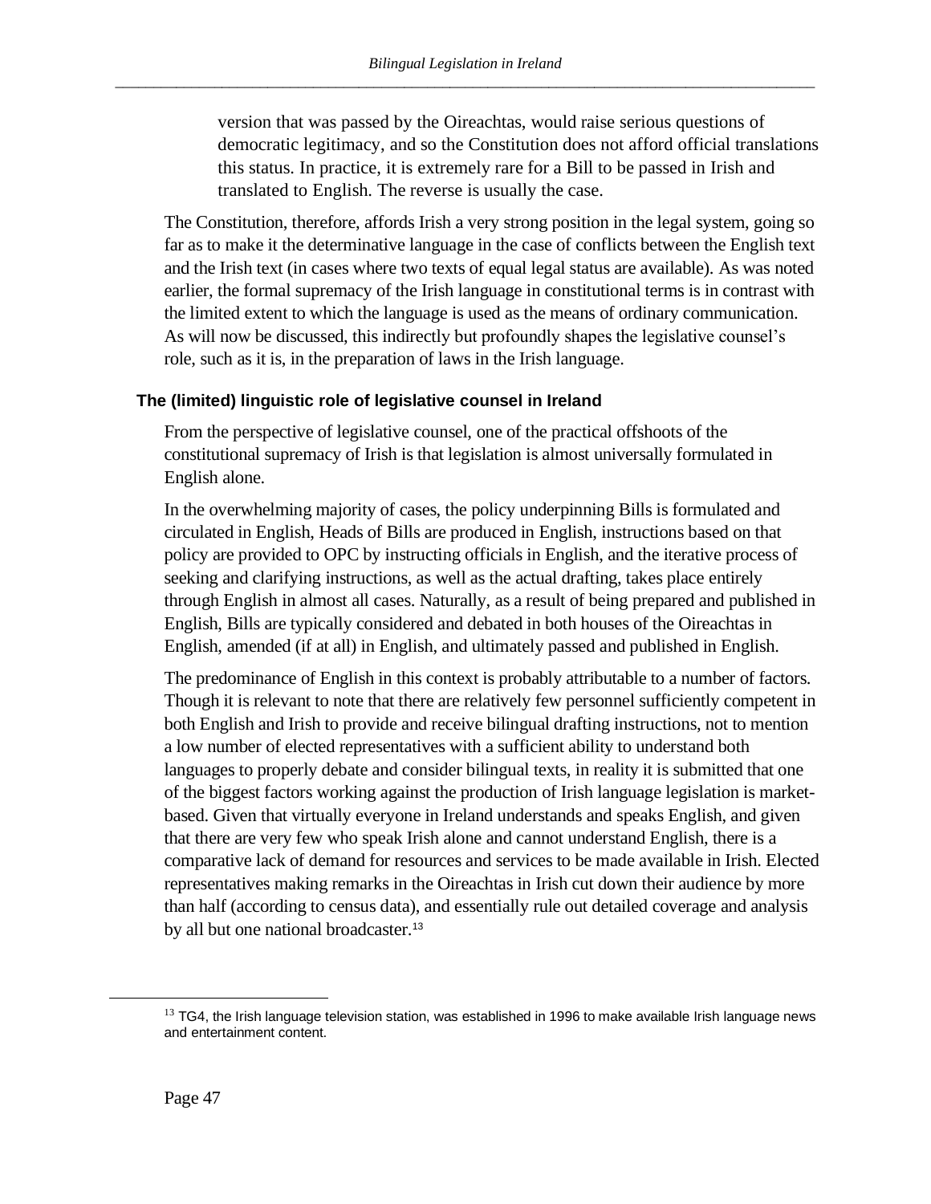version that was passed by the Oireachtas, would raise serious questions of democratic legitimacy, and so the Constitution does not afford official translations this status. In practice, it is extremely rare for a Bill to be passed in Irish and translated to English. The reverse is usually the case.

The Constitution, therefore, affords Irish a very strong position in the legal system, going so far as to make it the determinative language in the case of conflicts between the English text and the Irish text (in cases where two texts of equal legal status are available). As was noted earlier, the formal supremacy of the Irish language in constitutional terms is in contrast with the limited extent to which the language is used as the means of ordinary communication. As will now be discussed, this indirectly but profoundly shapes the legislative counsel's role, such as it is, in the preparation of laws in the Irish language.

### The (limited) linguistic role of legislative counsel in Ireland

From the perspective of legislative counsel, one of the practical offshoots of the constitutional supremacy of Irish is that legislation is almost universally formulated in English alone.

In the overwhelming majority of cases, the policy underpinning Bills is formulated and circulated in English, Heads of Bills are produced in English, instructions based on that policy are provided to OPC by instructing officials in English, and the iterative process of seeking and clarifying instructions, as well as the actual drafting, takes place entirely through English in almost all cases. Naturally, as a result of being prepared and published in English, Bills are typically considered and debated in both houses of the Oireachtas in English, amended (if at all) in English, and ultimately passed and published in English.

The predominance of English in this context is probably attributable to a number of factors. Though it is relevant to note that there are relatively few personnel sufficiently competent in both English and Irish to provide and receive bilingual drafting instructions, not to mention a low number of elected representatives with a sufficient ability to understand both languages to properly debate and consider bilingual texts, in reality it is submitted that one of the biggest factors working against the production of Irish language legislation is market-based. Given that virtually everyone in Ireland understands and speaks English, and given that there are very few who speak Irish alone and cannot understand English, there is a comparative lack of demand for resources and services to be made available in Irish. Elected representatives making remarks in the Oireachtas in Irish cut down their audience by more than half (according to census data), and essentially rule out detailed coverage and analysis by all but one national broadcaster.[13]

[13] TG4, the Irish language television station, was established in 1996 to make available Irish language news and entertainment content.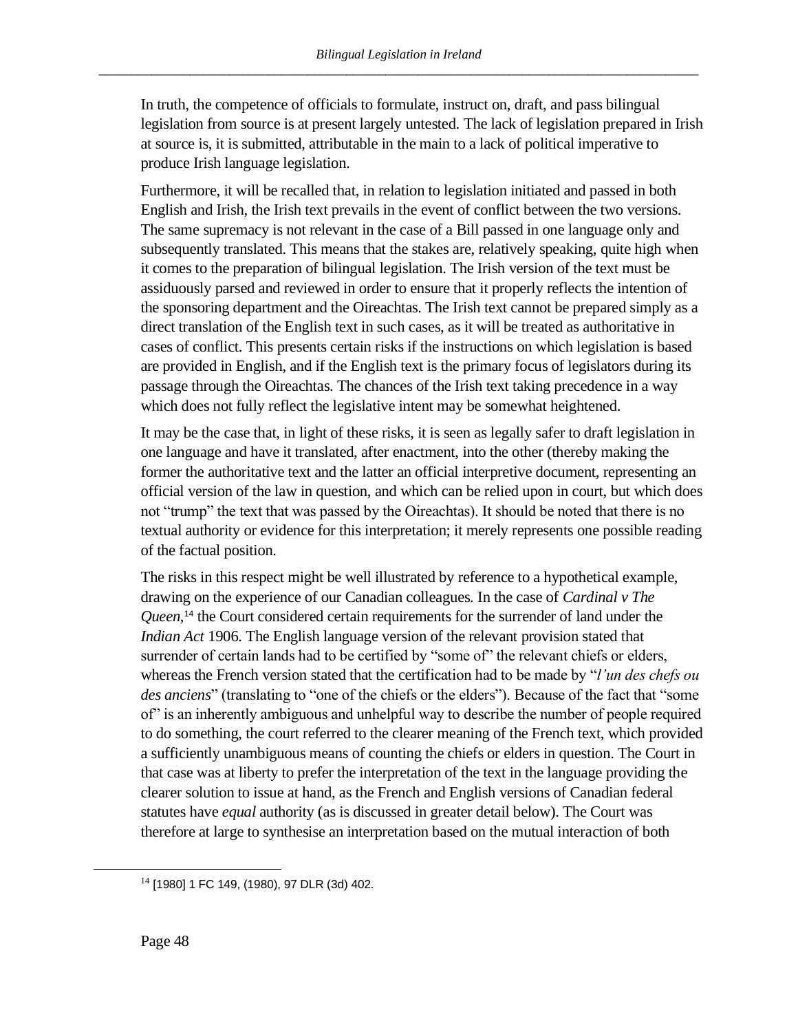In truth, the competence of officials to formulate, instruct on, draft, and pass bilingual legislation from source is at present largely untested. The lack of legislation prepared in Irish at source is, it is submitted, attributable in the main to a lack of political imperative to produce Irish language legislation.

Furthermore, it will be recalled that, in relation to legislation initiated and passed in both English and Irish, the Irish text prevails in the event of conflict between the two versions. The same supremacy is not relevant in the case of a Bill passed in one language only and subsequently translated. This means that the stakes are, relatively speaking, quite high when it comes to the preparation of bilingual legislation. The Irish version of the text must be assiduously parsed and reviewed in order to ensure that it properly reflects the intention of the sponsoring department and the Oireachtas. The Irish text cannot be prepared simply as a direct translation of the English text in such cases, as it will be treated as authoritative in cases of conflict. This presents certain risks if the instructions on which legislation is based are provided in English, and if the English text is the primary focus of legislators during its passage through the Oireachtas. The chances of the Irish text taking precedence in a way which does not fully reflect the legislative intent may be somewhat heightened.

It may be the case that, in light of these risks, it is seen as legally safer to draft legislation in one language and have it translated, after enactment, into the other (thereby making the former the authoritative text and the latter an official interpretive document, representing an official version of the law in question, and which can be relied upon in court, but which does not "trump" the text that was passed by the Oireachtas). It should be noted that there is no textual authority or evidence for this interpretation; it merely represents one possible reading of the factual position.

The risks in this respect might be well illustrated by reference to a hypothetical example, drawing on the experience of our Canadian colleagues. In the case of *Cardinal v The Queen*,[14] the Court considered certain requirements for the surrender of land under the *Indian Act* 1906. The English language version of the relevant provision stated that surrender of certain lands had to be certified by "some of" the relevant chiefs or elders, whereas the French version stated that the certification had to be made by "*l'un des chefs ou des anciens*" (translating to "one of the chiefs or the elders"). Because of the fact that "some of" is an inherently ambiguous and unhelpful way to describe the number of people required to do something, the court referred to the clearer meaning of the French text, which provided a sufficiently unambiguous means of counting the chiefs or elders in question. The Court in that case was at liberty to prefer the interpretation of the text in the language providing the clearer solution to issue at hand, as the French and English versions of Canadian federal statutes have *equal* authority (as is discussed in greater detail below). The Court was therefore at large to synthesise an interpretation based on the mutual interaction of both

[14] [1980] 1 FC 149, (1980), 97 DLR (3d) 402.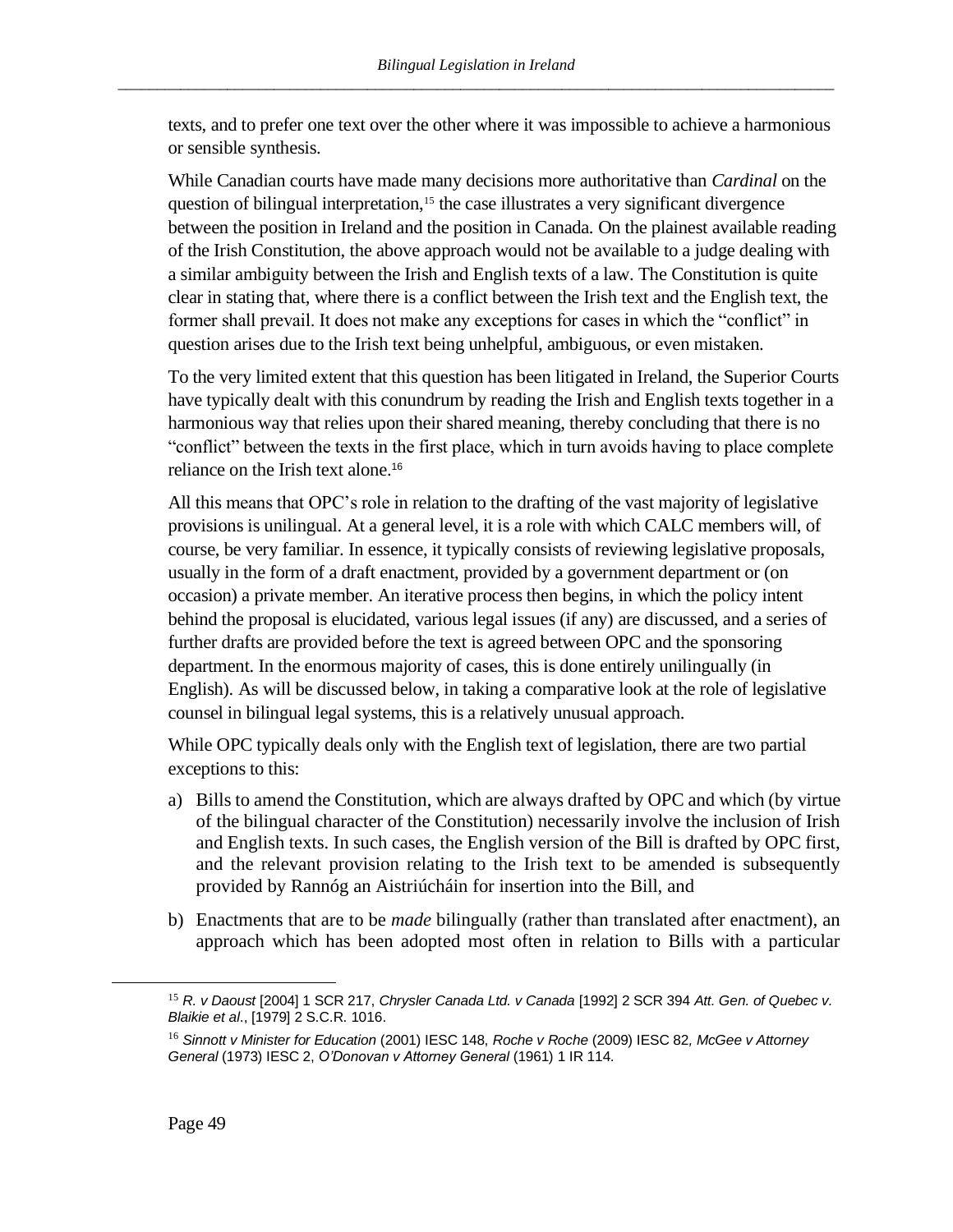texts, and to prefer one text over the other where it was impossible to achieve a harmonious or sensible synthesis.

While Canadian courts have made many decisions more authoritative than *Cardinal* on the question of bilingual interpretation,[15] the case illustrates a very significant divergence between the position in Ireland and the position in Canada. On the plainest available reading of the Irish Constitution, the above approach would not be available to a judge dealing with a similar ambiguity between the Irish and English texts of a law. The Constitution is quite clear in stating that, where there is a conflict between the Irish text and the English text, the former shall prevail. It does not make any exceptions for cases in which the "conflict" in question arises due to the Irish text being unhelpful, ambiguous, or even mistaken.

To the very limited extent that this question has been litigated in Ireland, the Superior Courts have typically dealt with this conundrum by reading the Irish and English texts together in a harmonious way that relies upon their shared meaning, thereby concluding that there is no "conflict" between the texts in the first place, which in turn avoids having to place complete reliance on the Irish text alone.[16]

All this means that OPC's role in relation to the drafting of the vast majority of legislative provisions is unilingual. At a general level, it is a role with which CALC members will, of course, be very familiar. In essence, it typically consists of reviewing legislative proposals, usually in the form of a draft enactment, provided by a government department or (on occasion) a private member. An iterative process then begins, in which the policy intent behind the proposal is elucidated, various legal issues (if any) are discussed, and a series of further drafts are provided before the text is agreed between OPC and the sponsoring department. In the enormous majority of cases, this is done entirely unilingually (in English). As will be discussed below, in taking a comparative look at the role of legislative counsel in bilingual legal systems, this is a relatively unusual approach.

While OPC typically deals only with the English text of legislation, there are two partial exceptions to this:

a) Bills to amend the Constitution, which are always drafted by OPC and which (by virtue of the bilingual character of the Constitution) necessarily involve the inclusion of Irish and English texts. In such cases, the English version of the Bill is drafted by OPC first, and the relevant provision relating to the Irish text to be amended is subsequently provided by Rannóg an Aistriúcháin for insertion into the Bill, and

b) Enactments that are to be *made* bilingually (rather than translated after enactment), an approach which has been adopted most often in relation to Bills with a particular

[15] *R. v Daoust* [2004] 1 SCR 217, *Chrysler Canada Ltd. v Canada* [1992] 2 SCR 394 *Att. Gen. of Quebec v. Blaikie et al*., [1979] 2 S.C.R. 1016.

[16] *Sinnott v Minister for Education* (2001) IESC 148, *Roche v Roche* (2009) IESC 82, *McGee v Attorney General* (1973) IESC 2, *O'Donovan v Attorney General* (1961) 1 IR 114.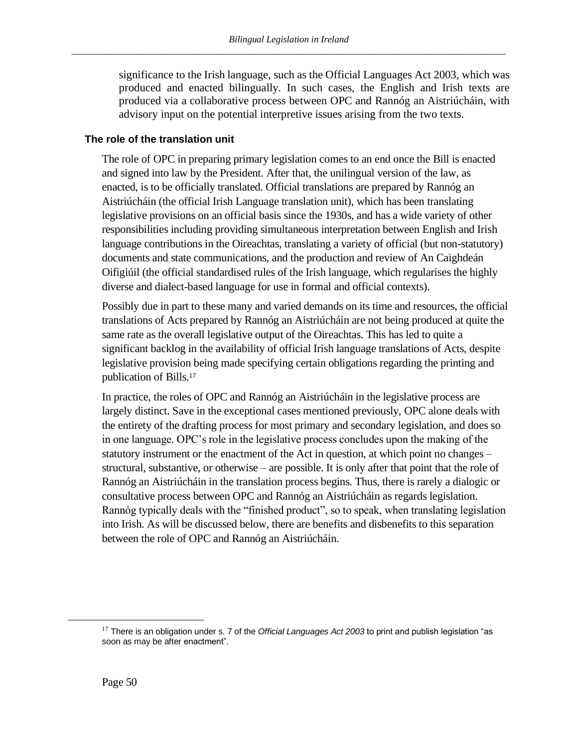significance to the Irish language, such as the Official Languages Act 2003, which was produced and enacted bilingually. In such cases, the English and Irish texts are produced via a collaborative process between OPC and Rannóg an Aistriúcháin, with advisory input on the potential interpretive issues arising from the two texts.

### The role of the translation unit

The role of OPC in preparing primary legislation comes to an end once the Bill is enacted and signed into law by the President. After that, the unilingual version of the law, as enacted, is to be officially translated. Official translations are prepared by Rannóg an Aistriúcháin (the official Irish Language translation unit), which has been translating legislative provisions on an official basis since the 1930s, and has a wide variety of other responsibilities including providing simultaneous interpretation between English and Irish language contributions in the Oireachtas, translating a variety of official (but non-statutory) documents and state communications, and the production and review of An Caighdeán Oifigiúil (the official standardised rules of the Irish language, which regularises the highly diverse and dialect-based language for use in formal and official contexts).

Possibly due in part to these many and varied demands on its time and resources, the official translations of Acts prepared by Rannóg an Aistriúcháin are not being produced at quite the same rate as the overall legislative output of the Oireachtas. This has led to quite a significant backlog in the availability of official Irish language translations of Acts, despite legislative provision being made specifying certain obligations regarding the printing and publication of Bills.[17]

In practice, the roles of OPC and Rannóg an Aistriúcháin in the legislative process are largely distinct. Save in the exceptional cases mentioned previously, OPC alone deals with the entirety of the drafting process for most primary and secondary legislation, and does so in one language. OPC's role in the legislative process concludes upon the making of the statutory instrument or the enactment of the Act in question, at which point no changes – structural, substantive, or otherwise – are possible. It is only after that point that the role of Rannóg an Aistriúcháin in the translation process begins. Thus, there is rarely a dialogic or consultative process between OPC and Rannóg an Aistriúcháin as regards legislation. Rannóg typically deals with the "finished product", so to speak, when translating legislation into Irish. As will be discussed below, there are benefits and disbenefits to this separation between the role of OPC and Rannóg an Aistriúcháin.

[17] There is an obligation under s. 7 of the *Official Languages Act 2003* to print and publish legislation "as soon as may be after enactment".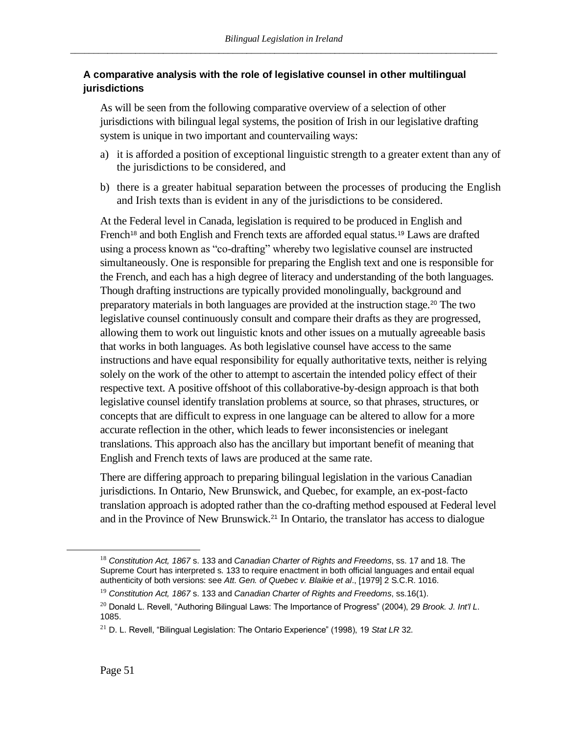### A comparative analysis with the role of legislative counsel in other multilingual jurisdictions

As will be seen from the following comparative overview of a selection of other jurisdictions with bilingual legal systems, the position of Irish in our legislative drafting system is unique in two important and countervailing ways:

a) it is afforded a position of exceptional linguistic strength to a greater extent than any of the jurisdictions to be considered, and

b) there is a greater habitual separation between the processes of producing the English and Irish texts than is evident in any of the jurisdictions to be considered.

At the Federal level in Canada, legislation is required to be produced in English and French[18] and both English and French texts are afforded equal status.[19] Laws are drafted using a process known as "co-drafting" whereby two legislative counsel are instructed simultaneously. One is responsible for preparing the English text and one is responsible for the French, and each has a high degree of literacy and understanding of the both languages. Though drafting instructions are typically provided monolingually, background and preparatory materials in both languages are provided at the instruction stage.[20] The two legislative counsel continuously consult and compare their drafts as they are progressed, allowing them to work out linguistic knots and other issues on a mutually agreeable basis that works in both languages. As both legislative counsel have access to the same instructions and have equal responsibility for equally authoritative texts, neither is relying solely on the work of the other to attempt to ascertain the intended policy effect of their respective text. A positive offshoot of this collaborative-by-design approach is that both legislative counsel identify translation problems at source, so that phrases, structures, or concepts that are difficult to express in one language can be altered to allow for a more accurate reflection in the other, which leads to fewer inconsistencies or inelegant translations. This approach also has the ancillary but important benefit of meaning that English and French texts of laws are produced at the same rate.

There are differing approach to preparing bilingual legislation in the various Canadian jurisdictions. In Ontario, New Brunswick, and Quebec, for example, an ex-post-facto translation approach is adopted rather than the co-drafting method espoused at Federal level and in the Province of New Brunswick.[21] In Ontario, the translator has access to dialogue

---

[18] *Constitution Act, 1867* s. 133 and *Canadian Charter of Rights and Freedoms*, ss. 17 and 18. The Supreme Court has interpreted s. 133 to require enactment in both official languages and entail equal authenticity of both versions: see *Att. Gen. of Quebec v. Blaikie et al*., [1979] 2 S.C.R. 1016.

[19] *Constitution Act, 1867* s. 133 and *Canadian Charter of Rights and Freedoms*, ss.16(1).

[20] Donald L. Revell, "Authoring Bilingual Laws: The Importance of Progress" (2004), 29 *Brook. J. Int'l L*. 1085.

[21] D. L. Revell, "Bilingual Legislation: The Ontario Experience" (1998), 19 *Stat LR* 32.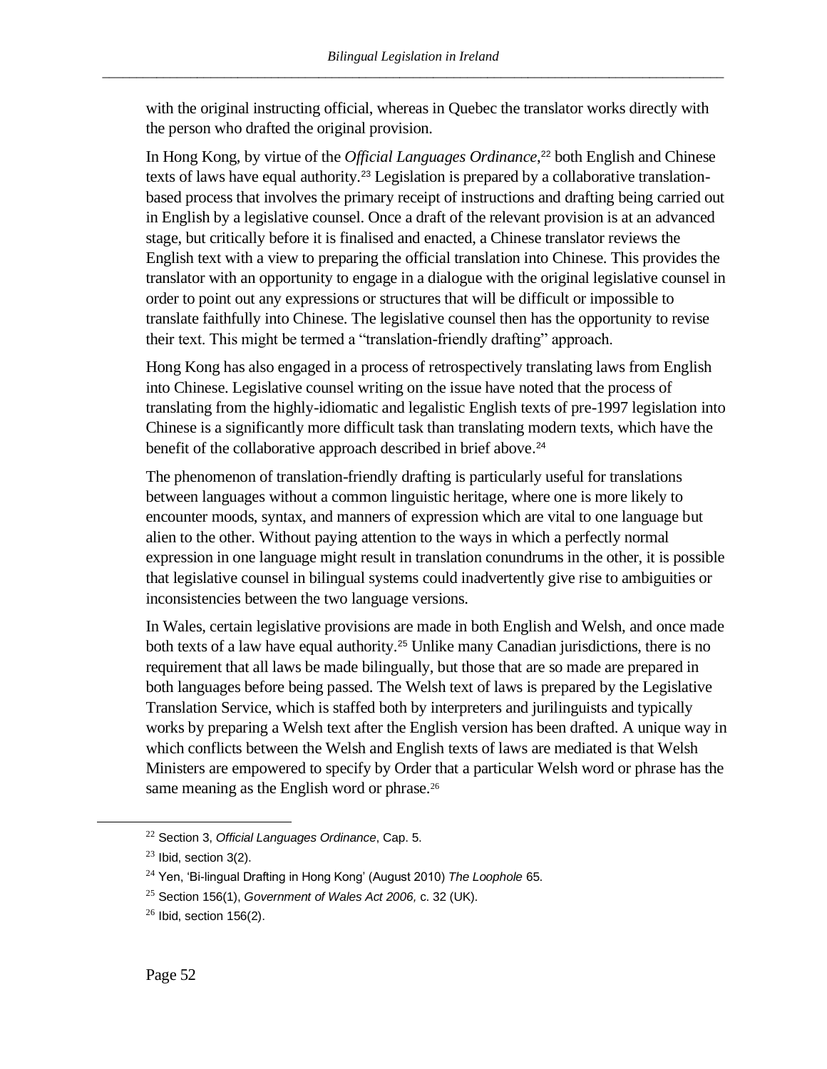with the original instructing official, whereas in Quebec the translator works directly with the person who drafted the original provision.

In Hong Kong, by virtue of the *Official Languages Ordinance*,[22] both English and Chinese texts of laws have equal authority.[23] Legislation is prepared by a collaborative translation-based process that involves the primary receipt of instructions and drafting being carried out in English by a legislative counsel. Once a draft of the relevant provision is at an advanced stage, but critically before it is finalised and enacted, a Chinese translator reviews the English text with a view to preparing the official translation into Chinese. This provides the translator with an opportunity to engage in a dialogue with the original legislative counsel in order to point out any expressions or structures that will be difficult or impossible to translate faithfully into Chinese. The legislative counsel then has the opportunity to revise their text. This might be termed a "translation-friendly drafting" approach.

Hong Kong has also engaged in a process of retrospectively translating laws from English into Chinese. Legislative counsel writing on the issue have noted that the process of translating from the highly-idiomatic and legalistic English texts of pre-1997 legislation into Chinese is a significantly more difficult task than translating modern texts, which have the benefit of the collaborative approach described in brief above.[24]

The phenomenon of translation-friendly drafting is particularly useful for translations between languages without a common linguistic heritage, where one is more likely to encounter moods, syntax, and manners of expression which are vital to one language but alien to the other. Without paying attention to the ways in which a perfectly normal expression in one language might result in translation conundrums in the other, it is possible that legislative counsel in bilingual systems could inadvertently give rise to ambiguities or inconsistencies between the two language versions.

In Wales, certain legislative provisions are made in both English and Welsh, and once made both texts of a law have equal authority.[25] Unlike many Canadian jurisdictions, there is no requirement that all laws be made bilingually, but those that are so made are prepared in both languages before being passed. The Welsh text of laws is prepared by the Legislative Translation Service, which is staffed both by interpreters and jurilinguists and typically works by preparing a Welsh text after the English version has been drafted. A unique way in which conflicts between the Welsh and English texts of laws are mediated is that Welsh Ministers are empowered to specify by Order that a particular Welsh word or phrase has the same meaning as the English word or phrase.[26]

---

[22] Section 3, *Official Languages Ordinance*, Cap. 5.

[23] Ibid, section 3(2).

[24] Yen, 'Bi-lingual Drafting in Hong Kong' (August 2010) *The Loophole* 65.

[25] Section 156(1), *Government of Wales Act 2006,* c. 32 (UK).

[26] Ibid, section 156(2).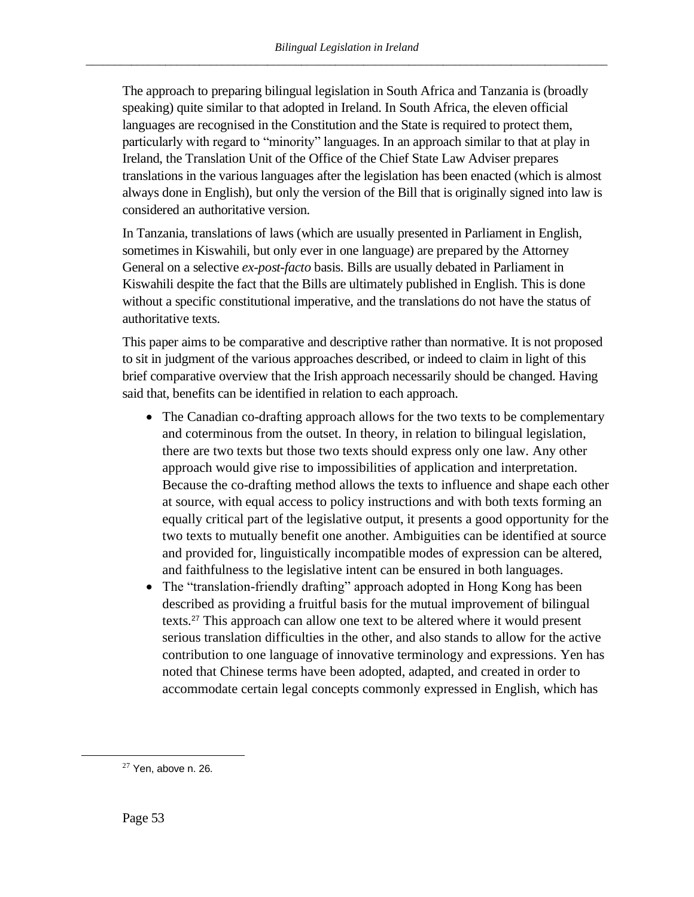The approach to preparing bilingual legislation in South Africa and Tanzania is (broadly speaking) quite similar to that adopted in Ireland. In South Africa, the eleven official languages are recognised in the Constitution and the State is required to protect them, particularly with regard to "minority" languages. In an approach similar to that at play in Ireland, the Translation Unit of the Office of the Chief State Law Adviser prepares translations in the various languages after the legislation has been enacted (which is almost always done in English), but only the version of the Bill that is originally signed into law is considered an authoritative version.

In Tanzania, translations of laws (which are usually presented in Parliament in English, sometimes in Kiswahili, but only ever in one language) are prepared by the Attorney General on a selective *ex-post-facto* basis. Bills are usually debated in Parliament in Kiswahili despite the fact that the Bills are ultimately published in English. This is done without a specific constitutional imperative, and the translations do not have the status of authoritative texts.

This paper aims to be comparative and descriptive rather than normative. It is not proposed to sit in judgment of the various approaches described, or indeed to claim in light of this brief comparative overview that the Irish approach necessarily should be changed. Having said that, benefits can be identified in relation to each approach.

- The Canadian co-drafting approach allows for the two texts to be complementary and coterminous from the outset. In theory, in relation to bilingual legislation, there are two texts but those two texts should express only one law. Any other approach would give rise to impossibilities of application and interpretation. Because the co-drafting method allows the texts to influence and shape each other at source, with equal access to policy instructions and with both texts forming an equally critical part of the legislative output, it presents a good opportunity for the two texts to mutually benefit one another. Ambiguities can be identified at source and provided for, linguistically incompatible modes of expression can be altered, and faithfulness to the legislative intent can be ensured in both languages.
- The "translation-friendly drafting" approach adopted in Hong Kong has been described as providing a fruitful basis for the mutual improvement of bilingual texts.[27] This approach can allow one text to be altered where it would present serious translation difficulties in the other, and also stands to allow for the active contribution to one language of innovative terminology and expressions. Yen has noted that Chinese terms have been adopted, adapted, and created in order to accommodate certain legal concepts commonly expressed in English, which has

[27] Yen, above n. 26.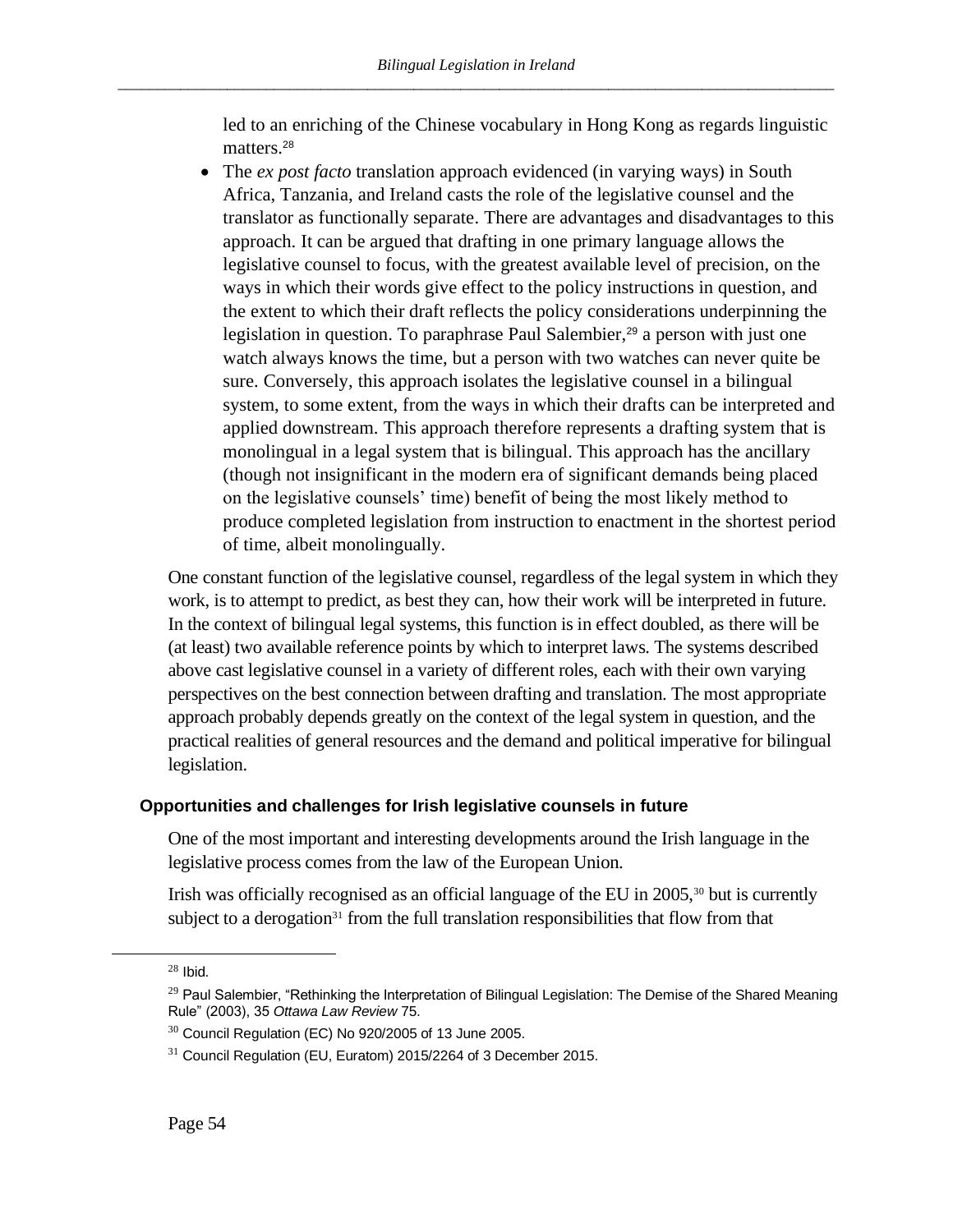led to an enriching of the Chinese vocabulary in Hong Kong as regards linguistic matters.[28]

- The *ex post facto* translation approach evidenced (in varying ways) in South Africa, Tanzania, and Ireland casts the role of the legislative counsel and the translator as functionally separate. There are advantages and disadvantages to this approach. It can be argued that drafting in one primary language allows the legislative counsel to focus, with the greatest available level of precision, on the ways in which their words give effect to the policy instructions in question, and the extent to which their draft reflects the policy considerations underpinning the legislation in question. To paraphrase Paul Salembier,[29] a person with just one watch always knows the time, but a person with two watches can never quite be sure. Conversely, this approach isolates the legislative counsel in a bilingual system, to some extent, from the ways in which their drafts can be interpreted and applied downstream. This approach therefore represents a drafting system that is monolingual in a legal system that is bilingual. This approach has the ancillary (though not insignificant in the modern era of significant demands being placed on the legislative counsels' time) benefit of being the most likely method to produce completed legislation from instruction to enactment in the shortest period of time, albeit monolingually.

One constant function of the legislative counsel, regardless of the legal system in which they work, is to attempt to predict, as best they can, how their work will be interpreted in future. In the context of bilingual legal systems, this function is in effect doubled, as there will be (at least) two available reference points by which to interpret laws. The systems described above cast legislative counsel in a variety of different roles, each with their own varying perspectives on the best connection between drafting and translation. The most appropriate approach probably depends greatly on the context of the legal system in question, and the practical realities of general resources and the demand and political imperative for bilingual legislation.

### Opportunities and challenges for Irish legislative counsels in future

One of the most important and interesting developments around the Irish language in the legislative process comes from the law of the European Union.

Irish was officially recognised as an official language of the EU in 2005,[30] but is currently subject to a derogation[31] from the full translation responsibilities that flow from that

---

[28] Ibid.

[29] Paul Salembier, "Rethinking the Interpretation of Bilingual Legislation: The Demise of the Shared Meaning Rule" (2003), 35 *Ottawa Law Review* 75.

[30] Council Regulation (EC) No 920/2005 of 13 June 2005.

[31] Council Regulation (EU, Euratom) 2015/2264 of 3 December 2015.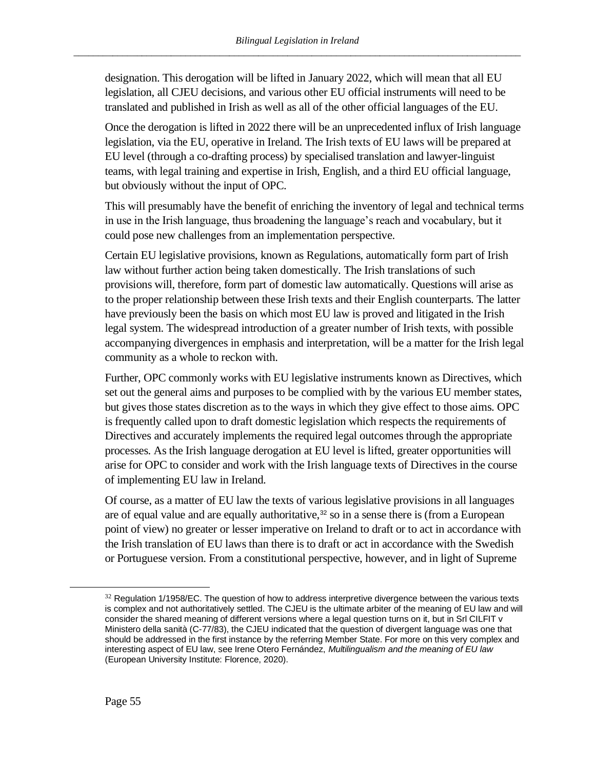designation. This derogation will be lifted in January 2022, which will mean that all EU legislation, all CJEU decisions, and various other EU official instruments will need to be translated and published in Irish as well as all of the other official languages of the EU.

Once the derogation is lifted in 2022 there will be an unprecedented influx of Irish language legislation, via the EU, operative in Ireland. The Irish texts of EU laws will be prepared at EU level (through a co-drafting process) by specialised translation and lawyer-linguist teams, with legal training and expertise in Irish, English, and a third EU official language, but obviously without the input of OPC.

This will presumably have the benefit of enriching the inventory of legal and technical terms in use in the Irish language, thus broadening the language's reach and vocabulary, but it could pose new challenges from an implementation perspective.

Certain EU legislative provisions, known as Regulations, automatically form part of Irish law without further action being taken domestically. The Irish translations of such provisions will, therefore, form part of domestic law automatically. Questions will arise as to the proper relationship between these Irish texts and their English counterparts. The latter have previously been the basis on which most EU law is proved and litigated in the Irish legal system. The widespread introduction of a greater number of Irish texts, with possible accompanying divergences in emphasis and interpretation, will be a matter for the Irish legal community as a whole to reckon with.

Further, OPC commonly works with EU legislative instruments known as Directives, which set out the general aims and purposes to be complied with by the various EU member states, but gives those states discretion as to the ways in which they give effect to those aims. OPC is frequently called upon to draft domestic legislation which respects the requirements of Directives and accurately implements the required legal outcomes through the appropriate processes. As the Irish language derogation at EU level is lifted, greater opportunities will arise for OPC to consider and work with the Irish language texts of Directives in the course of implementing EU law in Ireland.

Of course, as a matter of EU law the texts of various legislative provisions in all languages are of equal value and are equally authoritative,[32] so in a sense there is (from a European point of view) no greater or lesser imperative on Ireland to draft or to act in accordance with the Irish translation of EU laws than there is to draft or act in accordance with the Swedish or Portuguese version. From a constitutional perspective, however, and in light of Supreme

---

[32] Regulation 1/1958/EC. The question of how to address interpretive divergence between the various texts is complex and not authoritatively settled. The CJEU is the ultimate arbiter of the meaning of EU law and will consider the shared meaning of different versions where a legal question turns on it, but in Srl CILFIT v Ministero della sanità (C-77/83), the CJEU indicated that the question of divergent language was one that should be addressed in the first instance by the referring Member State. For more on this very complex and interesting aspect of EU law, see Irene Otero Fernández, *Multilingualism and the meaning of EU law* (European University Institute: Florence, 2020).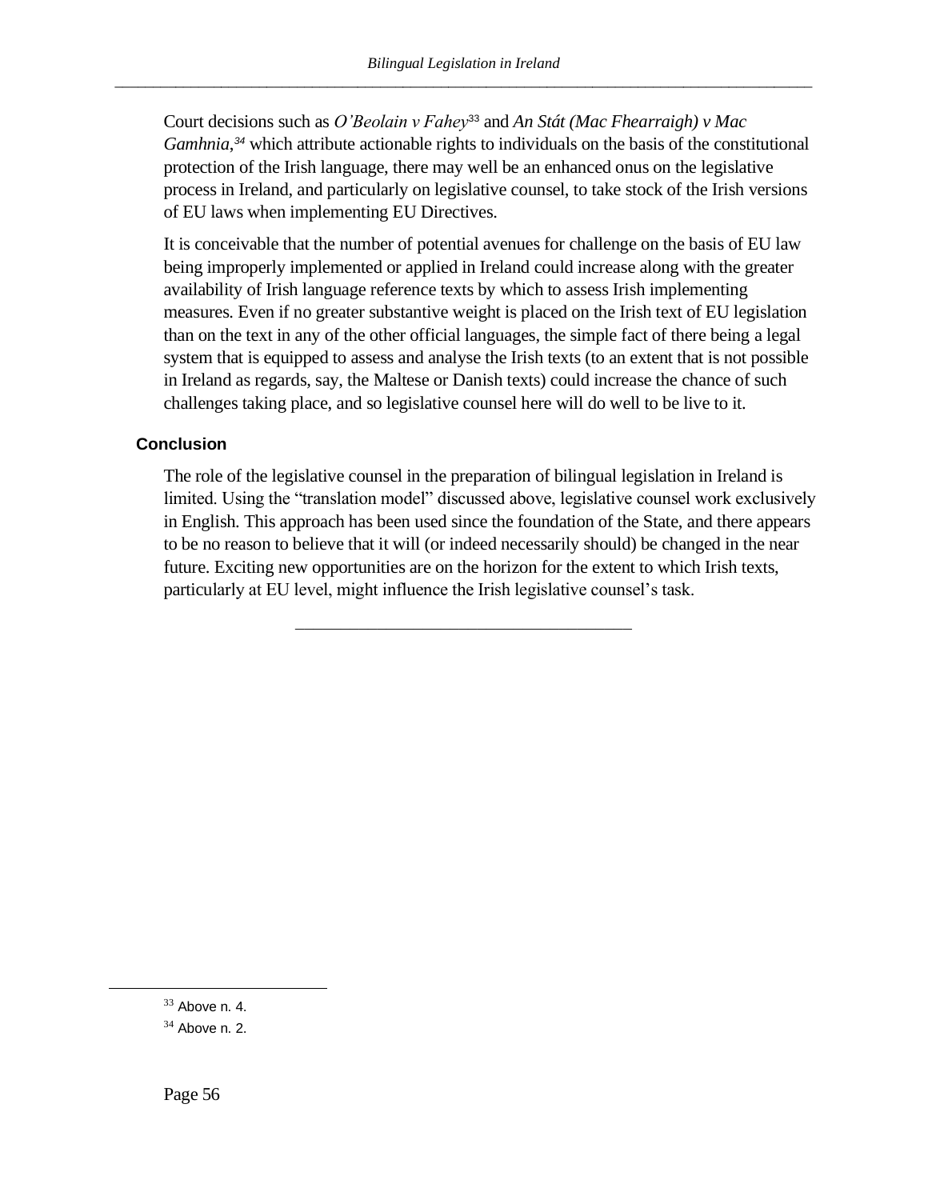Court decisions such as *O'Beolain v Fahey*[33] and *An Stát (Mac Fhearraigh) v Mac Gamhnia*,[34] which attribute actionable rights to individuals on the basis of the constitutional protection of the Irish language, there may well be an enhanced onus on the legislative process in Ireland, and particularly on legislative counsel, to take stock of the Irish versions of EU laws when implementing EU Directives.

It is conceivable that the number of potential avenues for challenge on the basis of EU law being improperly implemented or applied in Ireland could increase along with the greater availability of Irish language reference texts by which to assess Irish implementing measures. Even if no greater substantive weight is placed on the Irish text of EU legislation than on the text in any of the other official languages, the simple fact of there being a legal system that is equipped to assess and analyse the Irish texts (to an extent that is not possible in Ireland as regards, say, the Maltese or Danish texts) could increase the chance of such challenges taking place, and so legislative counsel here will do well to be live to it.

## Conclusion

The role of the legislative counsel in the preparation of bilingual legislation in Ireland is limited. Using the "translation model" discussed above, legislative counsel work exclusively in English. This approach has been used since the foundation of the State, and there appears to be no reason to believe that it will (or indeed necessarily should) be changed in the near future. Exciting new opportunities are on the horizon for the extent to which Irish texts, particularly at EU level, might influence the Irish legislative counsel's task.

---

[33] Above n. 4.

[34] Above n. 2.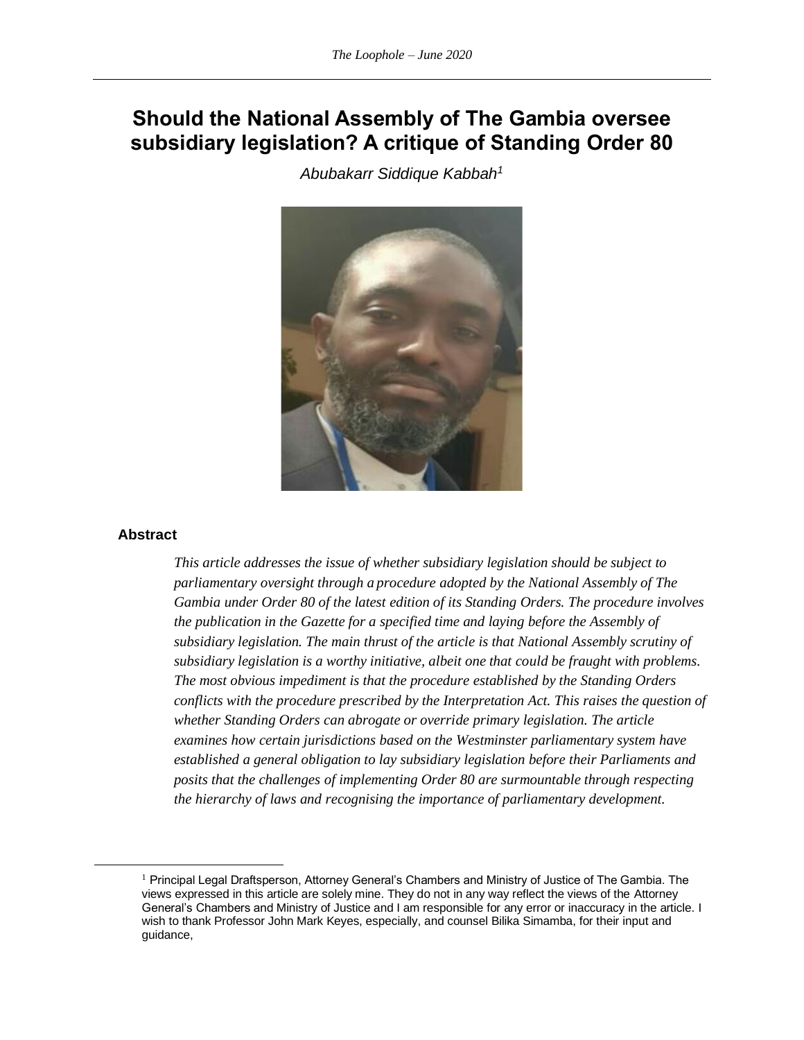# Should the National Assembly of The Gambia oversee subsidiary legislation? A critique of Standing Order 80

*Abubakarr Siddique Kabbah*[1]

### Abstract

*This article addresses the issue of whether subsidiary legislation should be subject to parliamentary oversight through a procedure adopted by the National Assembly of The Gambia under Order 80 of the latest edition of its Standing Orders. The procedure involves the publication in the Gazette for a specified time and laying before the Assembly of subsidiary legislation. The main thrust of the article is that National Assembly scrutiny of subsidiary legislation is a worthy initiative, albeit one that could be fraught with problems. The most obvious impediment is that the procedure established by the Standing Orders conflicts with the procedure prescribed by the Interpretation Act. This raises the question of whether Standing Orders can abrogate or override primary legislation. The article examines how certain jurisdictions based on the Westminster parliamentary system have established a general obligation to lay subsidiary legislation before their Parliaments and posits that the challenges of implementing Order 80 are surmountable through respecting the hierarchy of laws and recognising the importance of parliamentary development.*

---

[1] Principal Legal Draftsperson, Attorney General's Chambers and Ministry of Justice of The Gambia. The views expressed in this article are solely mine. They do not in any way reflect the views of the Attorney General's Chambers and Ministry of Justice and I am responsible for any error or inaccuracy in the article. I wish to thank Professor John Mark Keyes, especially, and counsel Bilika Simamba, for their input and guidance,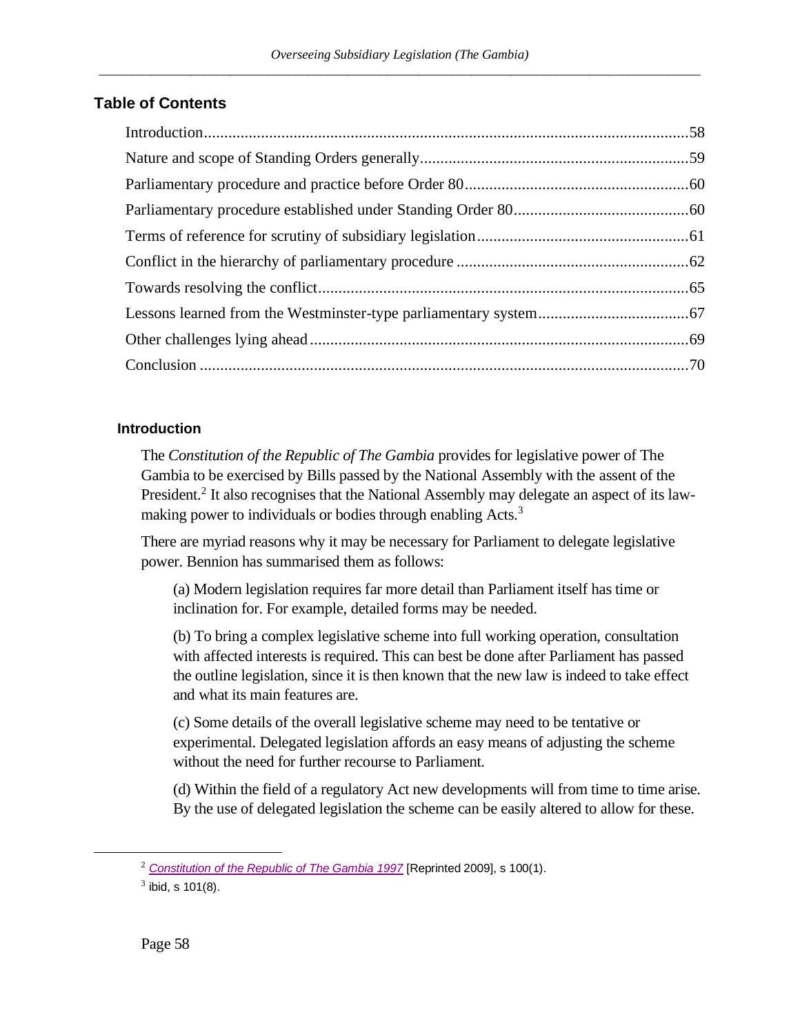## Table of Contents

- Introduction ....................................................................................................................58
- Nature and scope of Standing Orders generally .................................................................59
- Parliamentary procedure and practice before Order 80 ......................................................60
- Parliamentary procedure established under Standing Order 80 ..........................................60
- Terms of reference for scrutiny of subsidiary legislation ...................................................61
- Conflict in the hierarchy of parliamentary procedure ........................................................62
- Towards resolving the conflict ..........................................................................................65
- Lessons learned from the Westminster-type parliamentary system ....................................67
- Other challenges lying ahead ............................................................................................69
- Conclusion .......................................................................................................................70

### Introduction

The *Constitution of the Republic of The Gambia* provides for legislative power of The Gambia to be exercised by Bills passed by the National Assembly with the assent of the President.[2] It also recognises that the National Assembly may delegate an aspect of its law-making power to individuals or bodies through enabling Acts.[3]

There are myriad reasons why it may be necessary for Parliament to delegate legislative power. Bennion has summarised them as follows:

> (a) Modern legislation requires far more detail than Parliament itself has time or inclination for. For example, detailed forms may be needed.
>
> (b) To bring a complex legislative scheme into full working operation, consultation with affected interests is required. This can best be done after Parliament has passed the outline legislation, since it is then known that the new law is indeed to take effect and what its main features are.
>
> (c) Some details of the overall legislative scheme may need to be tentative or experimental. Delegated legislation affords an easy means of adjusting the scheme without the need for further recourse to Parliament.
>
> (d) Within the field of a regulatory Act new developments will from time to time arise. By the use of delegated legislation the scheme can be easily altered to allow for these.

---

[2] *Constitution of the Republic of The Gambia 1997* [Reprinted 2009], s 100(1).

[3] ibid, s 101(8).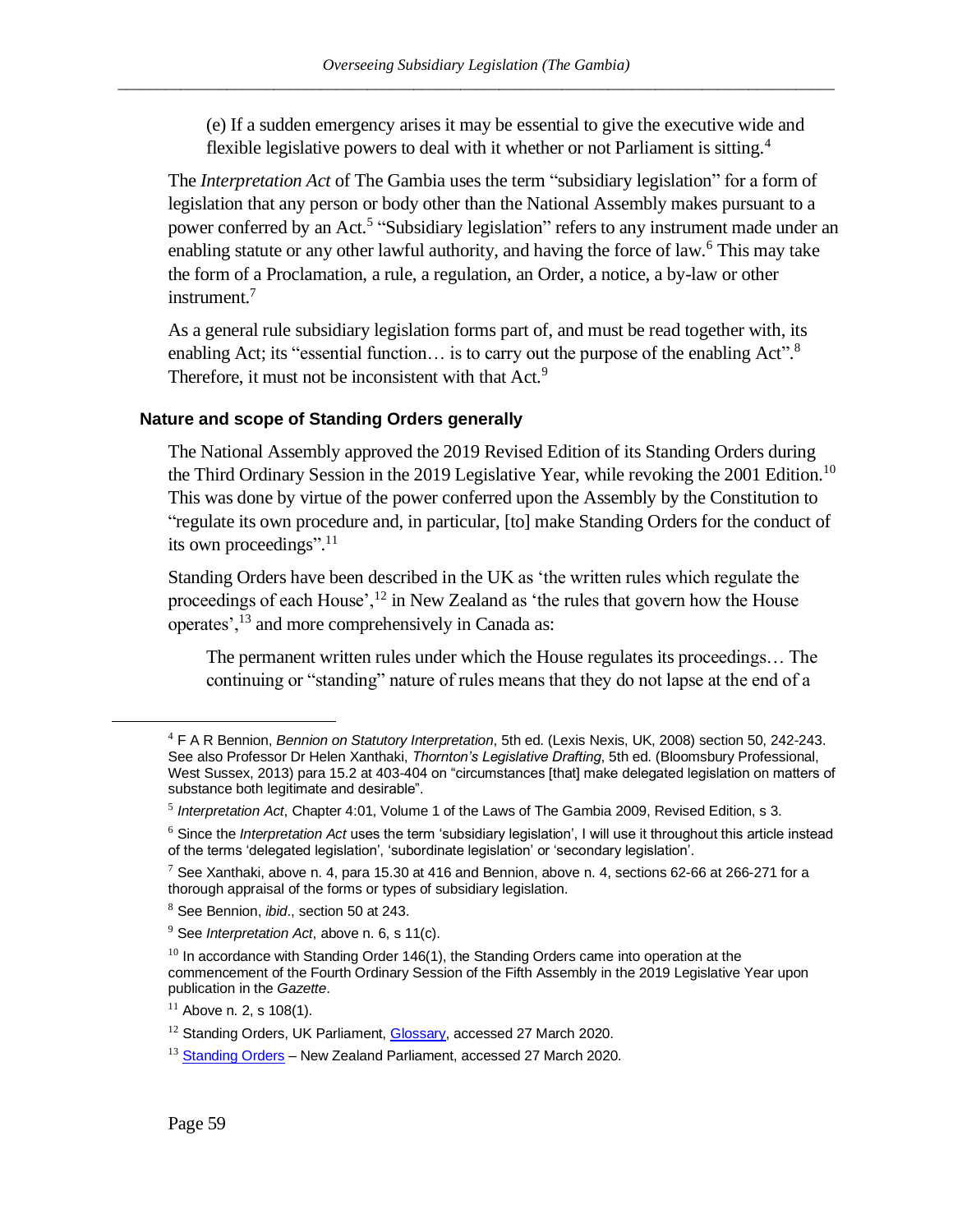(e) If a sudden emergency arises it may be essential to give the executive wide and flexible legislative powers to deal with it whether or not Parliament is sitting.[4]

The *Interpretation Act* of The Gambia uses the term "subsidiary legislation" for a form of legislation that any person or body other than the National Assembly makes pursuant to a power conferred by an Act.[5] "Subsidiary legislation" refers to any instrument made under an enabling statute or any other lawful authority, and having the force of law.[6] This may take the form of a Proclamation, a rule, a regulation, an Order, a notice, a by-law or other instrument.[7]

As a general rule subsidiary legislation forms part of, and must be read together with, its enabling Act; its "essential function… is to carry out the purpose of the enabling Act".[8] Therefore, it must not be inconsistent with that Act.[9]

### Nature and scope of Standing Orders generally

The National Assembly approved the 2019 Revised Edition of its Standing Orders during the Third Ordinary Session in the 2019 Legislative Year, while revoking the 2001 Edition.[10] This was done by virtue of the power conferred upon the Assembly by the Constitution to "regulate its own procedure and, in particular, [to] make Standing Orders for the conduct of its own proceedings".[11]

Standing Orders have been described in the UK as 'the written rules which regulate the proceedings of each House',[12] in New Zealand as 'the rules that govern how the House operates',[13] and more comprehensively in Canada as:

> The permanent written rules under which the House regulates its proceedings… The continuing or "standing" nature of rules means that they do not lapse at the end of a

---

[4] F A R Bennion, *Bennion on Statutory Interpretation*, 5th ed. (Lexis Nexis, UK, 2008) section 50, 242-243. See also Professor Dr Helen Xanthaki, *Thornton's Legislative Drafting*, 5th ed. (Bloomsbury Professional, West Sussex, 2013) para 15.2 at 403-404 on "circumstances [that] make delegated legislation on matters of substance both legitimate and desirable".

[5] *Interpretation Act*, Chapter 4:01, Volume 1 of the Laws of The Gambia 2009, Revised Edition, s 3.

[6] Since the *Interpretation Act* uses the term 'subsidiary legislation', I will use it throughout this article instead of the terms 'delegated legislation', 'subordinate legislation' or 'secondary legislation'.

[7] See Xanthaki, above n. 4, para 15.30 at 416 and Bennion, above n. 4, sections 62-66 at 266-271 for a thorough appraisal of the forms or types of subsidiary legislation.

[8] See Bennion, *ibid*., section 50 at 243.

[9] See *Interpretation Act*, above n. 6, s 11(c).

[10] In accordance with Standing Order 146(1), the Standing Orders came into operation at the commencement of the Fourth Ordinary Session of the Fifth Assembly in the 2019 Legislative Year upon publication in the *Gazette*.

[11] Above n. 2, s 108(1).

[12] Standing Orders, UK Parliament, Glossary, accessed 27 March 2020.

[13] Standing Orders – New Zealand Parliament, accessed 27 March 2020.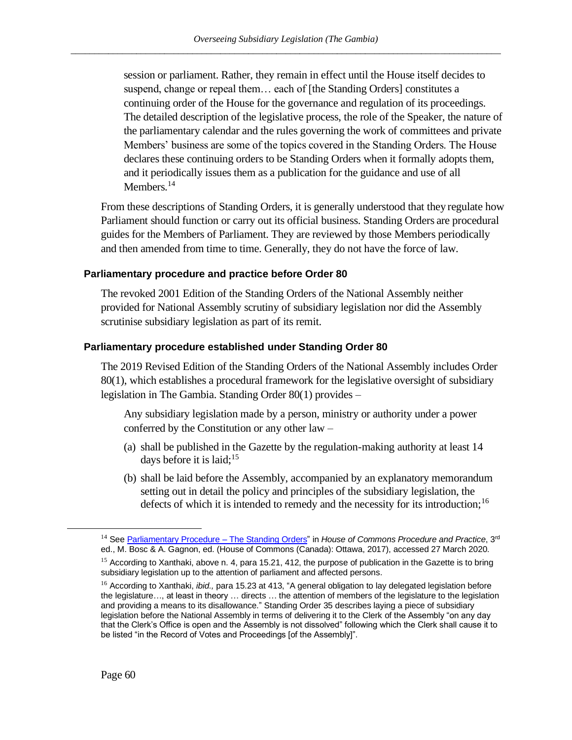> session or parliament. Rather, they remain in effect until the House itself decides to suspend, change or repeal them… each of [the Standing Orders] constitutes a continuing order of the House for the governance and regulation of its proceedings. The detailed description of the legislative process, the role of the Speaker, the nature of the parliamentary calendar and the rules governing the work of committees and private Members' business are some of the topics covered in the Standing Orders. The House declares these continuing orders to be Standing Orders when it formally adopts them, and it periodically issues them as a publication for the guidance and use of all Members.[14]

From these descriptions of Standing Orders, it is generally understood that they regulate how Parliament should function or carry out its official business. Standing Orders are procedural guides for the Members of Parliament. They are reviewed by those Members periodically and then amended from time to time. Generally, they do not have the force of law.

### Parliamentary procedure and practice before Order 80

The revoked 2001 Edition of the Standing Orders of the National Assembly neither provided for National Assembly scrutiny of subsidiary legislation nor did the Assembly scrutinise subsidiary legislation as part of its remit.

### Parliamentary procedure established under Standing Order 80

The 2019 Revised Edition of the Standing Orders of the National Assembly includes Order 80(1), which establishes a procedural framework for the legislative oversight of subsidiary legislation in The Gambia. Standing Order 80(1) provides –

> Any subsidiary legislation made by a person, ministry or authority under a power conferred by the Constitution or any other law –
>
> (a) shall be published in the Gazette by the regulation-making authority at least 14 days before it is laid;[15]
>
> (b) shall be laid before the Assembly, accompanied by an explanatory memorandum setting out in detail the policy and principles of the subsidiary legislation, the defects of which it is intended to remedy and the necessity for its introduction;[16]

---

[14] See Parliamentary Procedure – The Standing Orders" in *House of Commons Procedure and Practice*, 3rd ed., M. Bosc & A. Gagnon, ed. (House of Commons (Canada): Ottawa, 2017), accessed 27 March 2020.

[15] According to Xanthaki, above n. 4, para 15.21, 412, the purpose of publication in the Gazette is to bring subsidiary legislation up to the attention of parliament and affected persons.

[16] According to Xanthaki, *ibid.,* para 15.23 at 413, "A general obligation to lay delegated legislation before the legislature…, at least in theory … directs … the attention of members of the legislature to the legislation and providing a means to its disallowance." Standing Order 35 describes laying a piece of subsidiary legislation before the National Assembly in terms of delivering it to the Clerk of the Assembly "on any day that the Clerk's Office is open and the Assembly is not dissolved" following which the Clerk shall cause it to be listed "in the Record of Votes and Proceedings [of the Assembly]".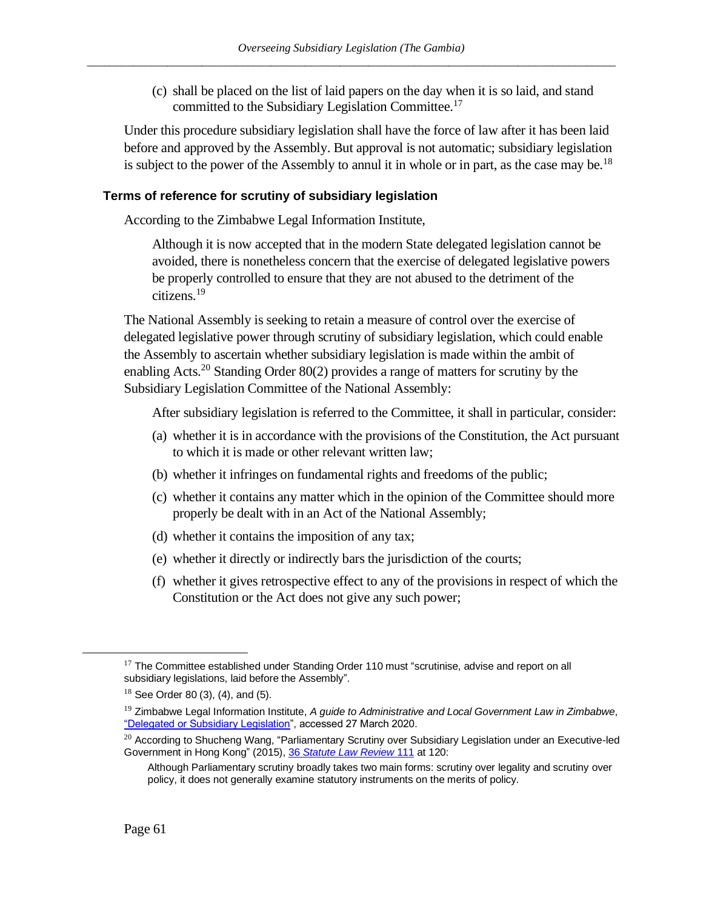(c) shall be placed on the list of laid papers on the day when it is so laid, and stand committed to the Subsidiary Legislation Committee.[17]

Under this procedure subsidiary legislation shall have the force of law after it has been laid before and approved by the Assembly. But approval is not automatic; subsidiary legislation is subject to the power of the Assembly to annul it in whole or in part, as the case may be.[18]

### Terms of reference for scrutiny of subsidiary legislation

According to the Zimbabwe Legal Information Institute,

> Although it is now accepted that in the modern State delegated legislation cannot be avoided, there is nonetheless concern that the exercise of delegated legislative powers be properly controlled to ensure that they are not abused to the detriment of the citizens.[19]

The National Assembly is seeking to retain a measure of control over the exercise of delegated legislative power through scrutiny of subsidiary legislation, which could enable the Assembly to ascertain whether subsidiary legislation is made within the ambit of enabling Acts.[20] Standing Order 80(2) provides a range of matters for scrutiny by the Subsidiary Legislation Committee of the National Assembly:

> After subsidiary legislation is referred to the Committee, it shall in particular, consider:
>
> (a) whether it is in accordance with the provisions of the Constitution, the Act pursuant to which it is made or other relevant written law;
>
> (b) whether it infringes on fundamental rights and freedoms of the public;
>
> (c) whether it contains any matter which in the opinion of the Committee should more properly be dealt with in an Act of the National Assembly;
>
> (d) whether it contains the imposition of any tax;
>
> (e) whether it directly or indirectly bars the jurisdiction of the courts;
>
> (f) whether it gives retrospective effect to any of the provisions in respect of which the Constitution or the Act does not give any such power;

---

[17] The Committee established under Standing Order 110 must "scrutinise, advise and report on all subsidiary legislations, laid before the Assembly".

[18] See Order 80 (3), (4), and (5).

[19] Zimbabwe Legal Information Institute, *A guide to Administrative and Local Government Law in Zimbabwe*, "Delegated or Subsidiary Legislation", accessed 27 March 2020.

[20] According to Shucheng Wang, "Parliamentary Scrutiny over Subsidiary Legislation under an Executive-led Government in Hong Kong" (2015), 36 *Statute Law Review* 111 at 120:

> Although Parliamentary scrutiny broadly takes two main forms: scrutiny over legality and scrutiny over policy, it does not generally examine statutory instruments on the merits of policy.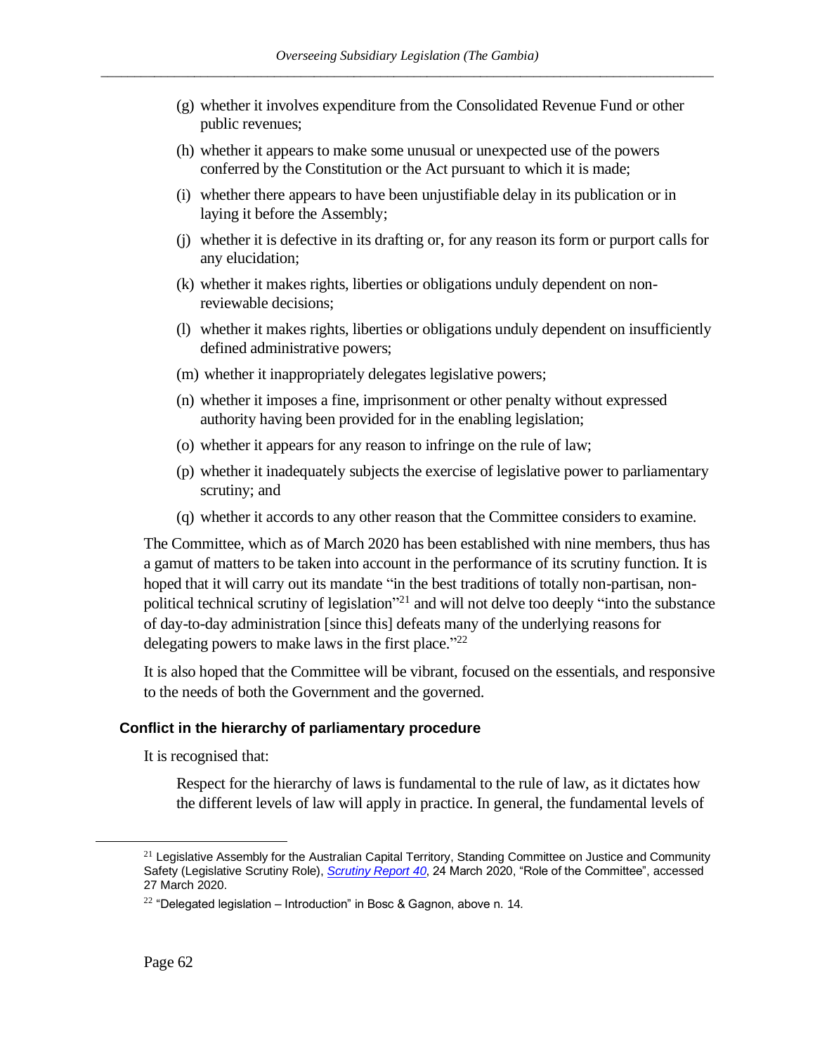(g) whether it involves expenditure from the Consolidated Revenue Fund or other public revenues;

(h) whether it appears to make some unusual or unexpected use of the powers conferred by the Constitution or the Act pursuant to which it is made;

(i) whether there appears to have been unjustifiable delay in its publication or in laying it before the Assembly;

(j) whether it is defective in its drafting or, for any reason its form or purport calls for any elucidation;

(k) whether it makes rights, liberties or obligations unduly dependent on non-reviewable decisions;

(l) whether it makes rights, liberties or obligations unduly dependent on insufficiently defined administrative powers;

(m) whether it inappropriately delegates legislative powers;

(n) whether it imposes a fine, imprisonment or other penalty without expressed authority having been provided for in the enabling legislation;

(o) whether it appears for any reason to infringe on the rule of law;

(p) whether it inadequately subjects the exercise of legislative power to parliamentary scrutiny; and

(q) whether it accords to any other reason that the Committee considers to examine.

The Committee, which as of March 2020 has been established with nine members, thus has a gamut of matters to be taken into account in the performance of its scrutiny function. It is hoped that it will carry out its mandate "in the best traditions of totally non-partisan, non-political technical scrutiny of legislation"[21] and will not delve too deeply "into the substance of day-to-day administration [since this] defeats many of the underlying reasons for delegating powers to make laws in the first place."[22]

It is also hoped that the Committee will be vibrant, focused on the essentials, and responsive to the needs of both the Government and the governed.

### Conflict in the hierarchy of parliamentary procedure

It is recognised that:

> Respect for the hierarchy of laws is fundamental to the rule of law, as it dictates how the different levels of law will apply in practice. In general, the fundamental levels of

---

[21] Legislative Assembly for the Australian Capital Territory, Standing Committee on Justice and Community Safety (Legislative Scrutiny Role), *Scrutiny Report 40*, 24 March 2020, "Role of the Committee", accessed 27 March 2020.

[22] "Delegated legislation – Introduction" in Bosc & Gagnon, above n. 14.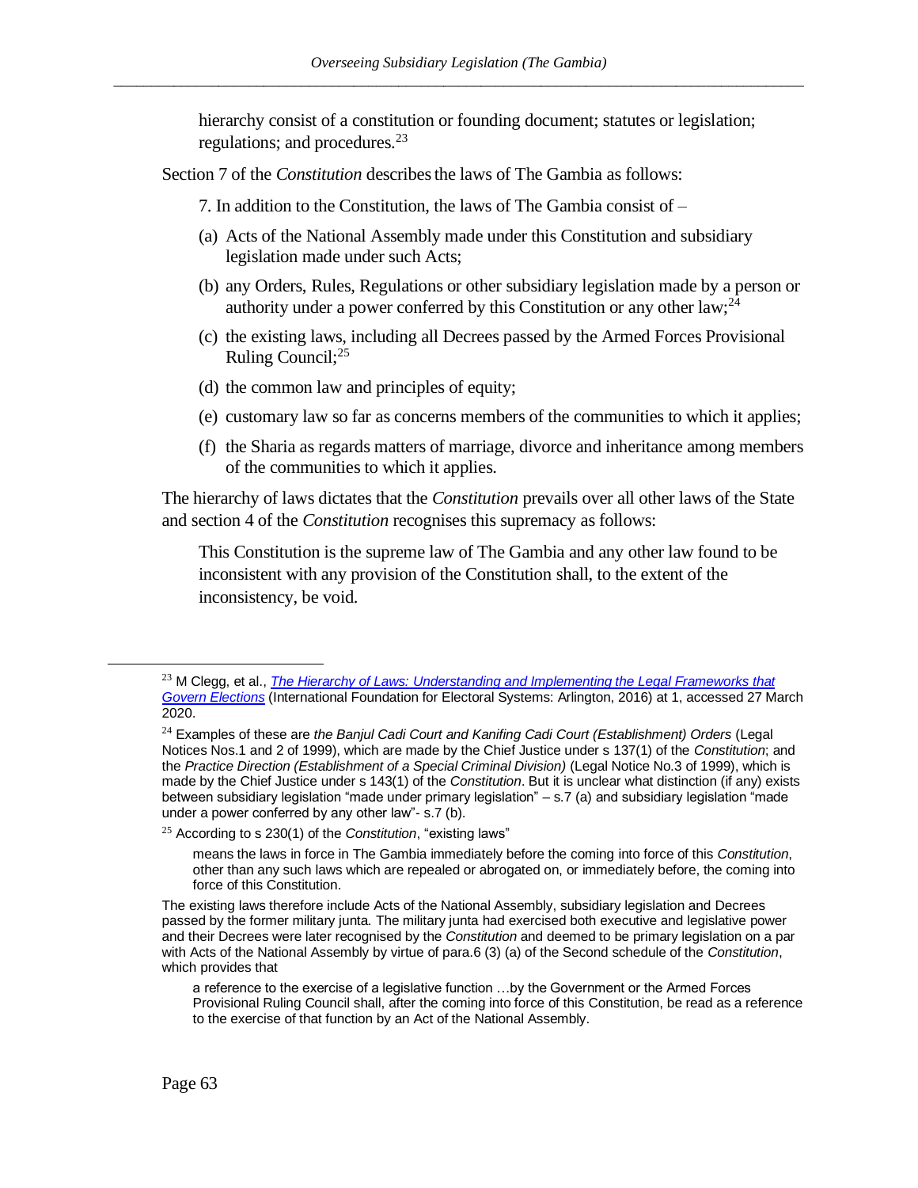hierarchy consist of a constitution or founding document; statutes or legislation; regulations; and procedures.[23]

Section 7 of the *Constitution* describes the laws of The Gambia as follows:

> 7. In addition to the Constitution, the laws of The Gambia consist of –
>
> (a) Acts of the National Assembly made under this Constitution and subsidiary legislation made under such Acts;
>
> (b) any Orders, Rules, Regulations or other subsidiary legislation made by a person or authority under a power conferred by this Constitution or any other law;[24]
>
> (c) the existing laws, including all Decrees passed by the Armed Forces Provisional Ruling Council;[25]
>
> (d) the common law and principles of equity;
>
> (e) customary law so far as concerns members of the communities to which it applies;
>
> (f) the Sharia as regards matters of marriage, divorce and inheritance among members of the communities to which it applies.

The hierarchy of laws dictates that the *Constitution* prevails over all other laws of the State and section 4 of the *Constitution* recognises this supremacy as follows:

> This Constitution is the supreme law of The Gambia and any other law found to be inconsistent with any provision of the Constitution shall, to the extent of the inconsistency, be void.

---

[23] M Clegg, et al., *The Hierarchy of Laws: Understanding and Implementing the Legal Frameworks that Govern Elections* (International Foundation for Electoral Systems: Arlington, 2016) at 1, accessed 27 March 2020.

[24] Examples of these are *the Banjul Cadi Court and Kanifing Cadi Court (Establishment) Orders* (Legal Notices Nos.1 and 2 of 1999), which are made by the Chief Justice under s 137(1) of the *Constitution*; and the *Practice Direction (Establishment of a Special Criminal Division)* (Legal Notice No.3 of 1999), which is made by the Chief Justice under s 143(1) of the *Constitution*. But it is unclear what distinction (if any) exists between subsidiary legislation "made under primary legislation" – s.7 (a) and subsidiary legislation "made under a power conferred by any other law"- s.7 (b).

[25] According to s 230(1) of the *Constitution*, "existing laws"

> means the laws in force in The Gambia immediately before the coming into force of this *Constitution*, other than any such laws which are repealed or abrogated on, or immediately before, the coming into force of this Constitution.

The existing laws therefore include Acts of the National Assembly, subsidiary legislation and Decrees passed by the former military junta. The military junta had exercised both executive and legislative power and their Decrees were later recognised by the *Constitution* and deemed to be primary legislation on a par with Acts of the National Assembly by virtue of para.6 (3) (a) of the Second schedule of the *Constitution*, which provides that

> a reference to the exercise of a legislative function …by the Government or the Armed Forces Provisional Ruling Council shall, after the coming into force of this Constitution, be read as a reference to the exercise of that function by an Act of the National Assembly.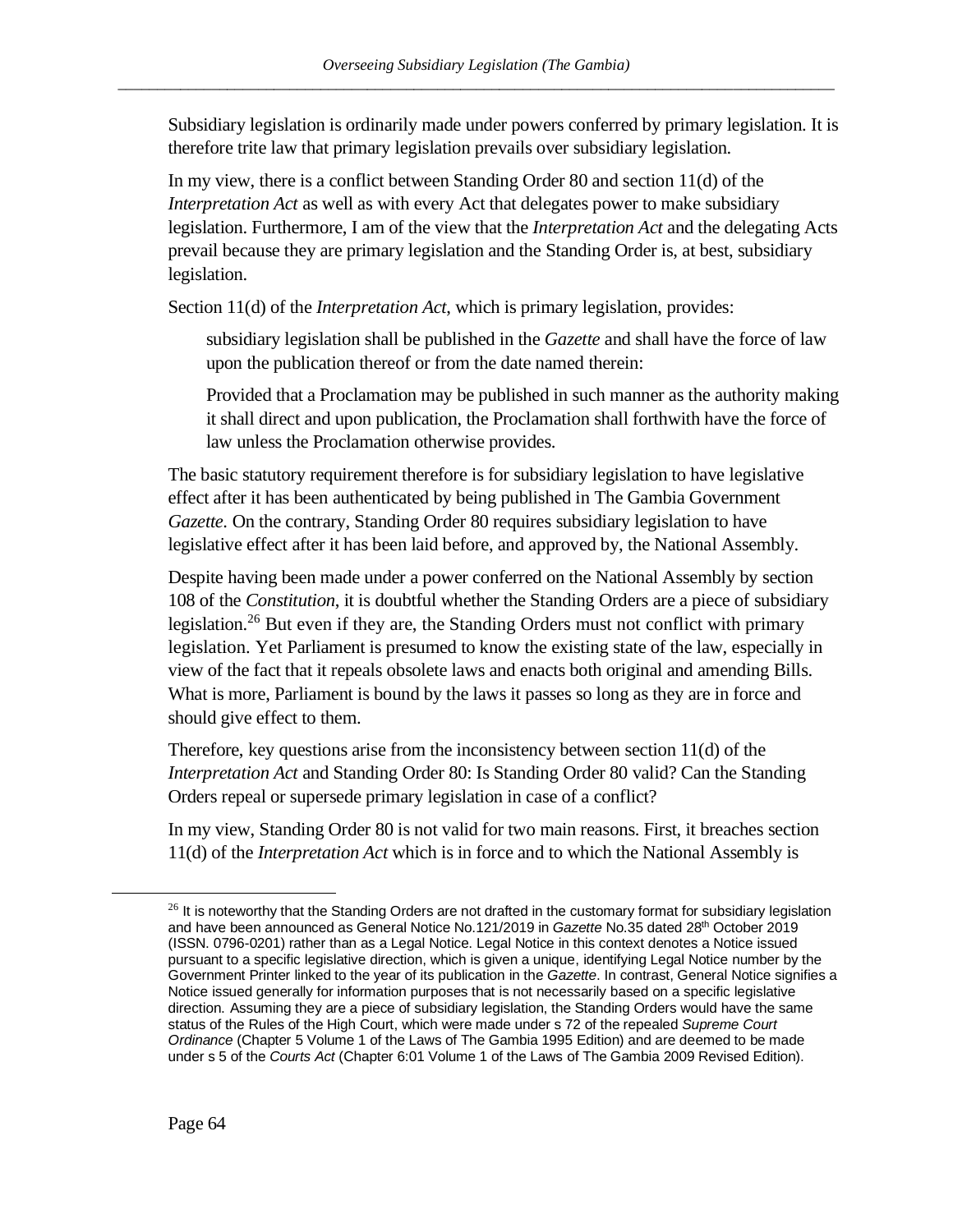Subsidiary legislation is ordinarily made under powers conferred by primary legislation. It is therefore trite law that primary legislation prevails over subsidiary legislation.

In my view, there is a conflict between Standing Order 80 and section 11(d) of the *Interpretation Act* as well as with every Act that delegates power to make subsidiary legislation. Furthermore, I am of the view that the *Interpretation Act* and the delegating Acts prevail because they are primary legislation and the Standing Order is, at best, subsidiary legislation.

Section 11(d) of the *Interpretation Act*, which is primary legislation, provides:

> subsidiary legislation shall be published in the *Gazette* and shall have the force of law upon the publication thereof or from the date named therein:
>
> Provided that a Proclamation may be published in such manner as the authority making it shall direct and upon publication, the Proclamation shall forthwith have the force of law unless the Proclamation otherwise provides.

The basic statutory requirement therefore is for subsidiary legislation to have legislative effect after it has been authenticated by being published in The Gambia Government *Gazette*. On the contrary, Standing Order 80 requires subsidiary legislation to have legislative effect after it has been laid before, and approved by, the National Assembly.

Despite having been made under a power conferred on the National Assembly by section 108 of the *Constitution*, it is doubtful whether the Standing Orders are a piece of subsidiary legislation.[26] But even if they are, the Standing Orders must not conflict with primary legislation. Yet Parliament is presumed to know the existing state of the law, especially in view of the fact that it repeals obsolete laws and enacts both original and amending Bills. What is more, Parliament is bound by the laws it passes so long as they are in force and should give effect to them.

Therefore, key questions arise from the inconsistency between section 11(d) of the *Interpretation Act* and Standing Order 80: Is Standing Order 80 valid? Can the Standing Orders repeal or supersede primary legislation in case of a conflict?

In my view, Standing Order 80 is not valid for two main reasons. First, it breaches section 11(d) of the *Interpretation Act* which is in force and to which the National Assembly is

---

[26] It is noteworthy that the Standing Orders are not drafted in the customary format for subsidiary legislation and have been announced as General Notice No.121/2019 in *Gazette* No.35 dated 28th October 2019 (ISSN. 0796-0201) rather than as a Legal Notice. Legal Notice in this context denotes a Notice issued pursuant to a specific legislative direction, which is given a unique, identifying Legal Notice number by the Government Printer linked to the year of its publication in the *Gazette*. In contrast, General Notice signifies a Notice issued generally for information purposes that is not necessarily based on a specific legislative direction. Assuming they are a piece of subsidiary legislation, the Standing Orders would have the same status of the Rules of the High Court, which were made under s 72 of the repealed *Supreme Court Ordinance* (Chapter 5 Volume 1 of the Laws of The Gambia 1995 Edition) and are deemed to be made under s 5 of the *Courts Act* (Chapter 6:01 Volume 1 of the Laws of The Gambia 2009 Revised Edition).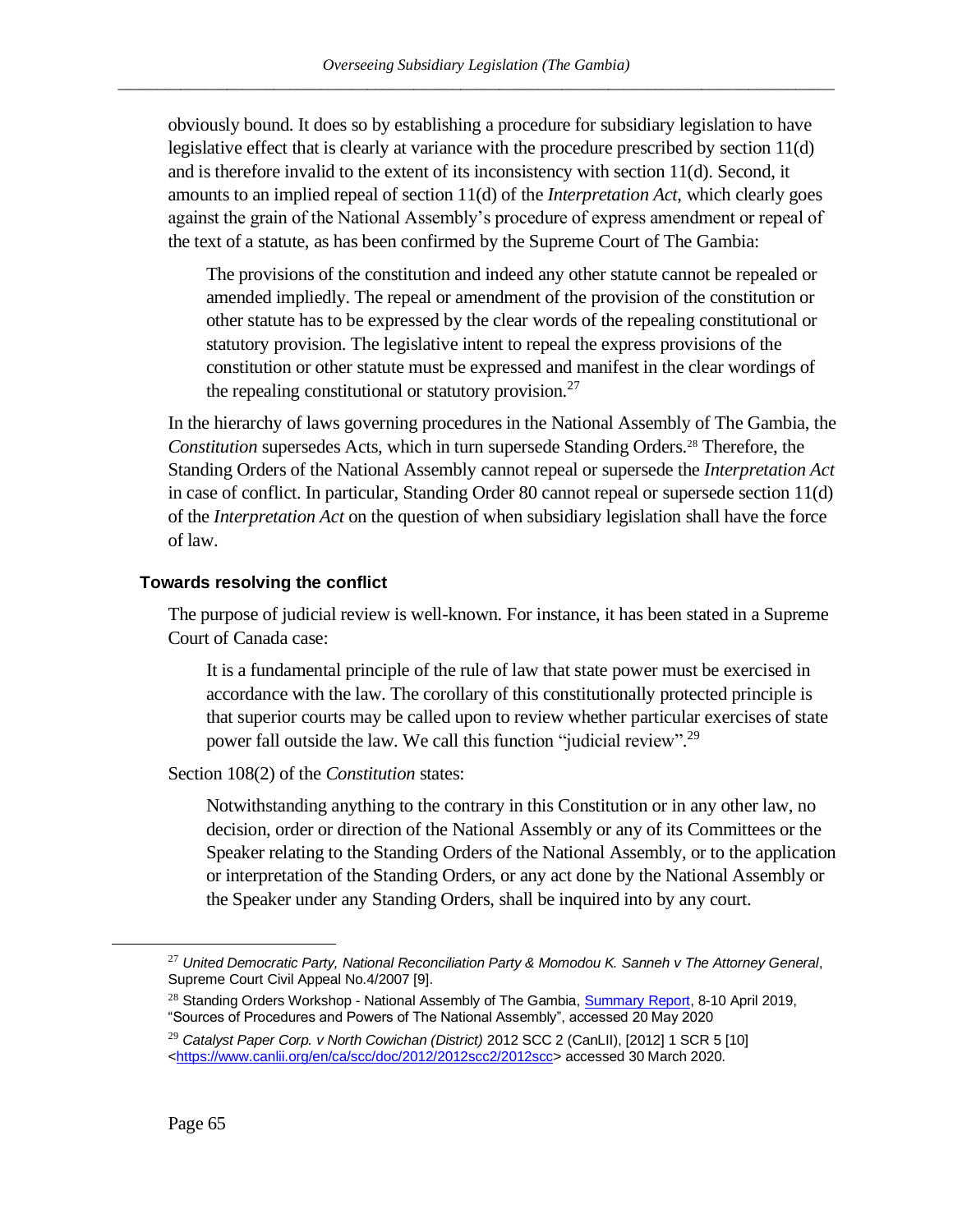obviously bound. It does so by establishing a procedure for subsidiary legislation to have legislative effect that is clearly at variance with the procedure prescribed by section 11(d) and is therefore invalid to the extent of its inconsistency with section 11(d). Second, it amounts to an implied repeal of section 11(d) of the *Interpretation Act*, which clearly goes against the grain of the National Assembly's procedure of express amendment or repeal of the text of a statute, as has been confirmed by the Supreme Court of The Gambia:

> The provisions of the constitution and indeed any other statute cannot be repealed or amended impliedly. The repeal or amendment of the provision of the constitution or other statute has to be expressed by the clear words of the repealing constitutional or statutory provision. The legislative intent to repeal the express provisions of the constitution or other statute must be expressed and manifest in the clear wordings of the repealing constitutional or statutory provision.[27]

In the hierarchy of laws governing procedures in the National Assembly of The Gambia, the *Constitution* supersedes Acts, which in turn supersede Standing Orders.[28] Therefore, the Standing Orders of the National Assembly cannot repeal or supersede the *Interpretation Act* in case of conflict. In particular, Standing Order 80 cannot repeal or supersede section 11(d) of the *Interpretation Act* on the question of when subsidiary legislation shall have the force of law.

### Towards resolving the conflict

The purpose of judicial review is well-known. For instance, it has been stated in a Supreme Court of Canada case:

> It is a fundamental principle of the rule of law that state power must be exercised in accordance with the law. The corollary of this constitutionally protected principle is that superior courts may be called upon to review whether particular exercises of state power fall outside the law. We call this function "judicial review".[29]

Section 108(2) of the *Constitution* states:

> Notwithstanding anything to the contrary in this Constitution or in any other law, no decision, order or direction of the National Assembly or any of its Committees or the Speaker relating to the Standing Orders of the National Assembly, or to the application or interpretation of the Standing Orders, or any act done by the National Assembly or the Speaker under any Standing Orders, shall be inquired into by any court.

---

[27] *United Democratic Party, National Reconciliation Party & Momodou K. Sanneh v The Attorney General*, Supreme Court Civil Appeal No.4/2007 [9].

[28] Standing Orders Workshop - National Assembly of The Gambia, Summary Report, 8-10 April 2019, "Sources of Procedures and Powers of The National Assembly", accessed 20 May 2020

[29] *Catalyst Paper Corp. v North Cowichan (District)* 2012 SCC 2 (CanLII), [2012] 1 SCR 5 [10] <https://www.canlii.org/en/ca/scc/doc/2012/2012scc2/2012scc> accessed 30 March 2020.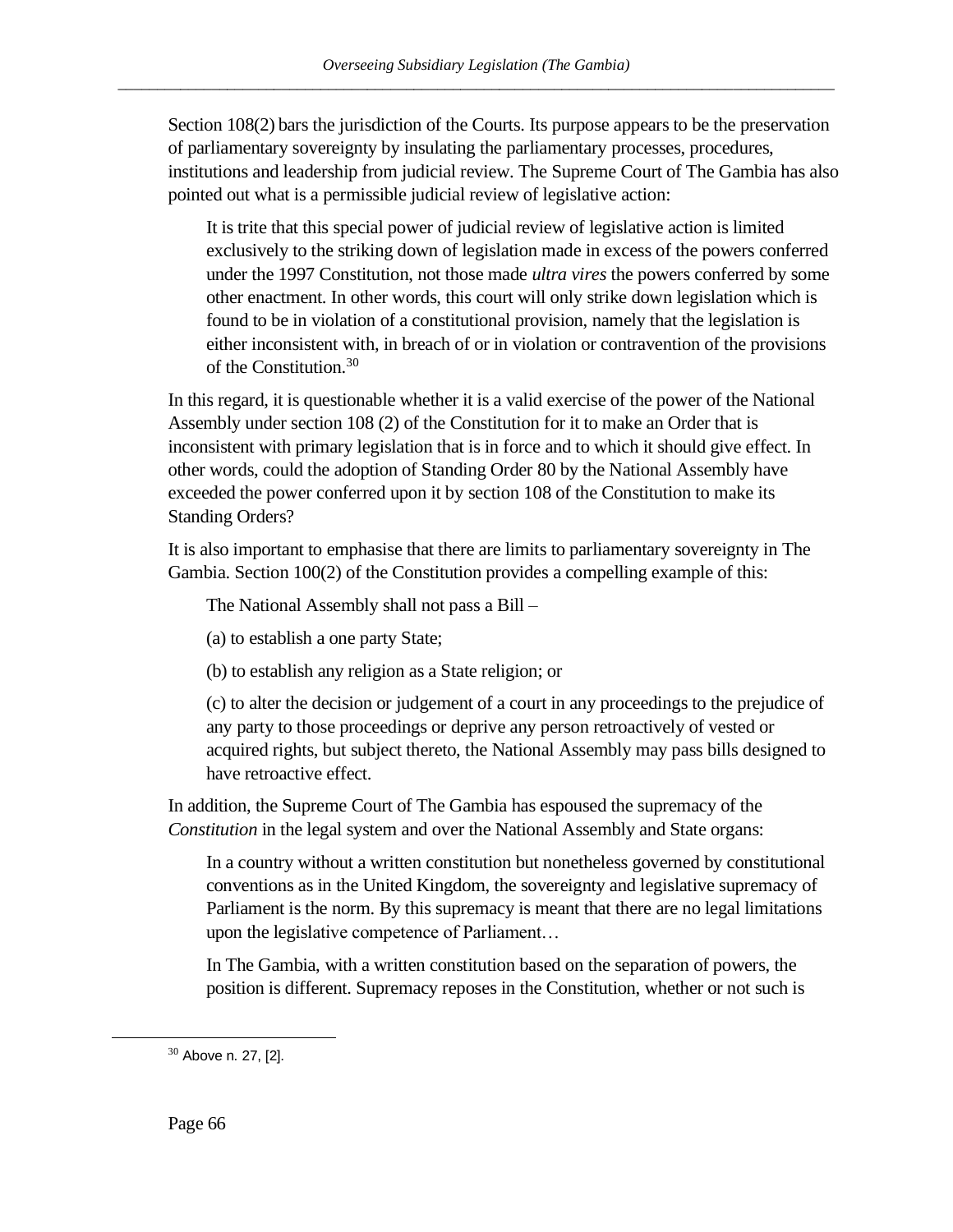Section 108(2) bars the jurisdiction of the Courts. Its purpose appears to be the preservation of parliamentary sovereignty by insulating the parliamentary processes, procedures, institutions and leadership from judicial review. The Supreme Court of The Gambia has also pointed out what is a permissible judicial review of legislative action:

> It is trite that this special power of judicial review of legislative action is limited exclusively to the striking down of legislation made in excess of the powers conferred under the 1997 Constitution, not those made *ultra vires* the powers conferred by some other enactment. In other words, this court will only strike down legislation which is found to be in violation of a constitutional provision, namely that the legislation is either inconsistent with, in breach of or in violation or contravention of the provisions of the Constitution.[30]

In this regard, it is questionable whether it is a valid exercise of the power of the National Assembly under section 108 (2) of the Constitution for it to make an Order that is inconsistent with primary legislation that is in force and to which it should give effect. In other words, could the adoption of Standing Order 80 by the National Assembly have exceeded the power conferred upon it by section 108 of the Constitution to make its Standing Orders?

It is also important to emphasise that there are limits to parliamentary sovereignty in The Gambia. Section 100(2) of the Constitution provides a compelling example of this:

> The National Assembly shall not pass a Bill –
>
> (a) to establish a one party State;
>
> (b) to establish any religion as a State religion; or
>
> (c) to alter the decision or judgement of a court in any proceedings to the prejudice of any party to those proceedings or deprive any person retroactively of vested or acquired rights, but subject thereto, the National Assembly may pass bills designed to have retroactive effect.

In addition, the Supreme Court of The Gambia has espoused the supremacy of the *Constitution* in the legal system and over the National Assembly and State organs:

> In a country without a written constitution but nonetheless governed by constitutional conventions as in the United Kingdom, the sovereignty and legislative supremacy of Parliament is the norm. By this supremacy is meant that there are no legal limitations upon the legislative competence of Parliament…
>
> In The Gambia, with a written constitution based on the separation of powers, the position is different. Supremacy reposes in the Constitution, whether or not such is

[30] Above n. 27, [2].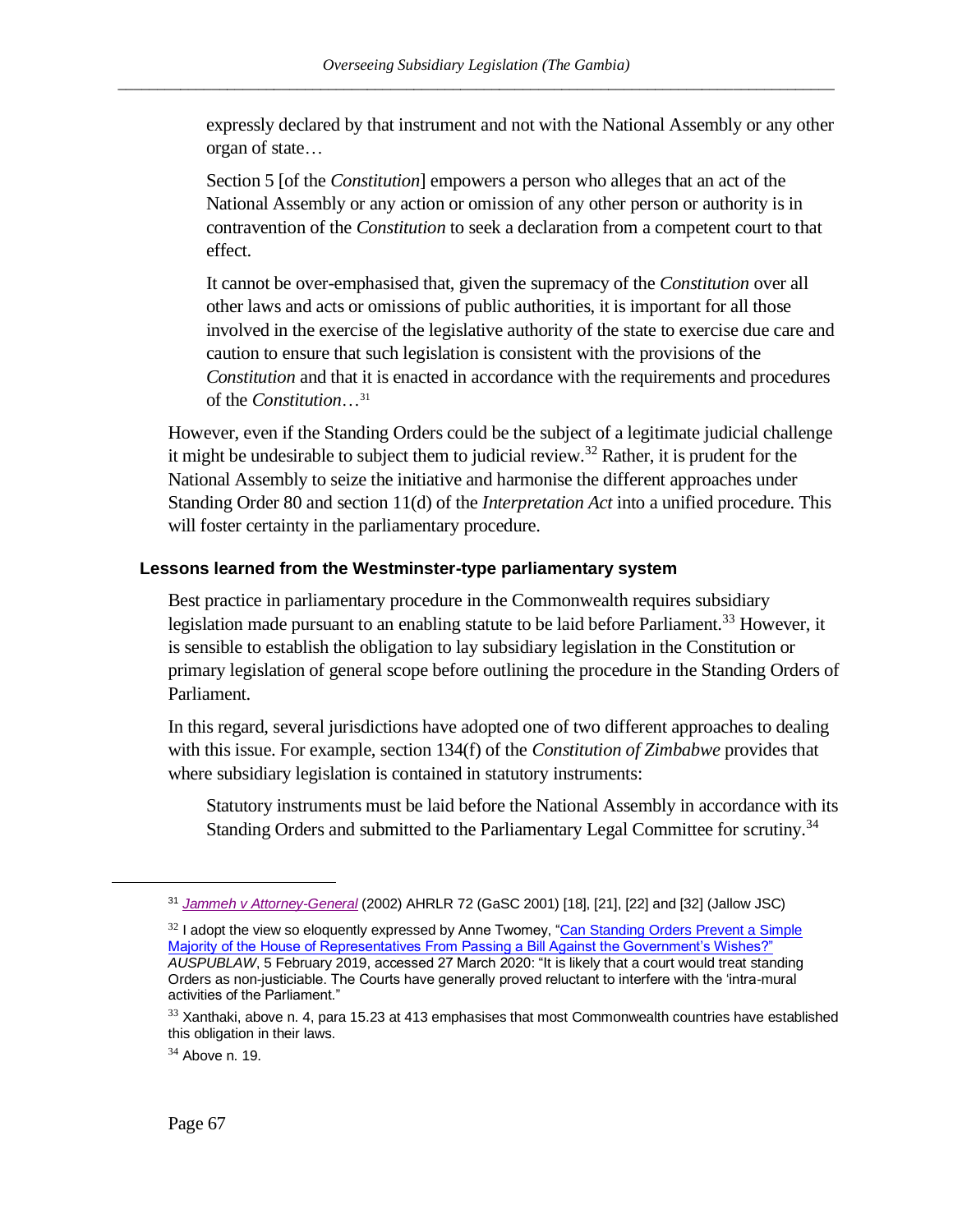> expressly declared by that instrument and not with the National Assembly or any other organ of state…
>
> Section 5 [of the *Constitution*] empowers a person who alleges that an act of the National Assembly or any action or omission of any other person or authority is in contravention of the *Constitution* to seek a declaration from a competent court to that effect.
>
> It cannot be over-emphasised that, given the supremacy of the *Constitution* over all other laws and acts or omissions of public authorities, it is important for all those involved in the exercise of the legislative authority of the state to exercise due care and caution to ensure that such legislation is consistent with the provisions of the *Constitution* and that it is enacted in accordance with the requirements and procedures of the *Constitution*…[31]

However, even if the Standing Orders could be the subject of a legitimate judicial challenge it might be undesirable to subject them to judicial review.[32] Rather, it is prudent for the National Assembly to seize the initiative and harmonise the different approaches under Standing Order 80 and section 11(d) of the *Interpretation Act* into a unified procedure. This will foster certainty in the parliamentary procedure.

### Lessons learned from the Westminster-type parliamentary system

Best practice in parliamentary procedure in the Commonwealth requires subsidiary legislation made pursuant to an enabling statute to be laid before Parliament.[33] However, it is sensible to establish the obligation to lay subsidiary legislation in the Constitution or primary legislation of general scope before outlining the procedure in the Standing Orders of Parliament.

In this regard, several jurisdictions have adopted one of two different approaches to dealing with this issue. For example, section 134(f) of the *Constitution of Zimbabwe* provides that where subsidiary legislation is contained in statutory instruments:

> Statutory instruments must be laid before the National Assembly in accordance with its Standing Orders and submitted to the Parliamentary Legal Committee for scrutiny.[34]

---

[31] *Jammeh v Attorney-General* (2002) AHRLR 72 (GaSC 2001) [18], [21], [22] and [32] (Jallow JSC)

[32] I adopt the view so eloquently expressed by Anne Twomey, "Can Standing Orders Prevent a Simple Majority of the House of Representatives From Passing a Bill Against the Government's Wishes?" *AUSPUBLAW*, 5 February 2019, accessed 27 March 2020: "It is likely that a court would treat standing Orders as non-justiciable. The Courts have generally proved reluctant to interfere with the 'intra-mural activities of the Parliament."

[33] Xanthaki, above n. 4, para 15.23 at 413 emphasises that most Commonwealth countries have established this obligation in their laws.

[34] Above n. 19.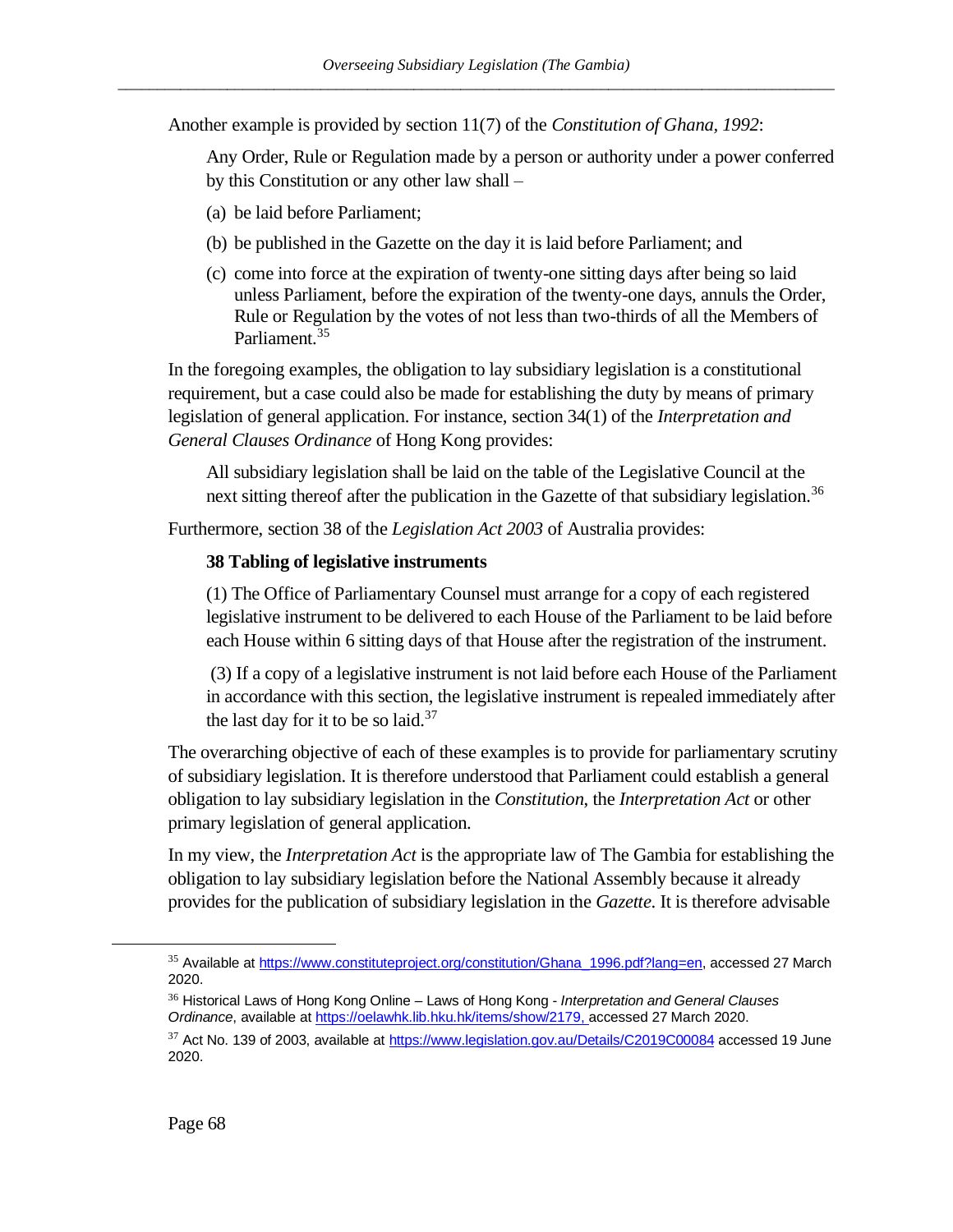Another example is provided by section 11(7) of the *Constitution of Ghana, 1992*:

> Any Order, Rule or Regulation made by a person or authority under a power conferred by this Constitution or any other law shall –
>
> (a) be laid before Parliament;
>
> (b) be published in the Gazette on the day it is laid before Parliament; and
>
> (c) come into force at the expiration of twenty-one sitting days after being so laid unless Parliament, before the expiration of the twenty-one days, annuls the Order, Rule or Regulation by the votes of not less than two-thirds of all the Members of Parliament.[35]

In the foregoing examples, the obligation to lay subsidiary legislation is a constitutional requirement, but a case could also be made for establishing the duty by means of primary legislation of general application. For instance, section 34(1) of the *Interpretation and General Clauses Ordinance* of Hong Kong provides:

> All subsidiary legislation shall be laid on the table of the Legislative Council at the next sitting thereof after the publication in the Gazette of that subsidiary legislation.[36]

Furthermore, section 38 of the *Legislation Act 2003* of Australia provides:

> **38 Tabling of legislative instruments**
>
> (1) The Office of Parliamentary Counsel must arrange for a copy of each registered legislative instrument to be delivered to each House of the Parliament to be laid before each House within 6 sitting days of that House after the registration of the instrument.
>
> (3) If a copy of a legislative instrument is not laid before each House of the Parliament in accordance with this section, the legislative instrument is repealed immediately after the last day for it to be so laid.[37]

The overarching objective of each of these examples is to provide for parliamentary scrutiny of subsidiary legislation. It is therefore understood that Parliament could establish a general obligation to lay subsidiary legislation in the *Constitution*, the *Interpretation Act* or other primary legislation of general application.

In my view, the *Interpretation Act* is the appropriate law of The Gambia for establishing the obligation to lay subsidiary legislation before the National Assembly because it already provides for the publication of subsidiary legislation in the *Gazette*. It is therefore advisable

---

[35] Available at https://www.constituteproject.org/constitution/Ghana_1996.pdf?lang=en, accessed 27 March 2020.

[36] Historical Laws of Hong Kong Online – Laws of Hong Kong - *Interpretation and General Clauses Ordinance*, available at https://oelawhk.lib.hku.hk/items/show/2179, accessed 27 March 2020.

[37] Act No. 139 of 2003, available at https://www.legislation.gov.au/Details/C2019C00084 accessed 19 June 2020.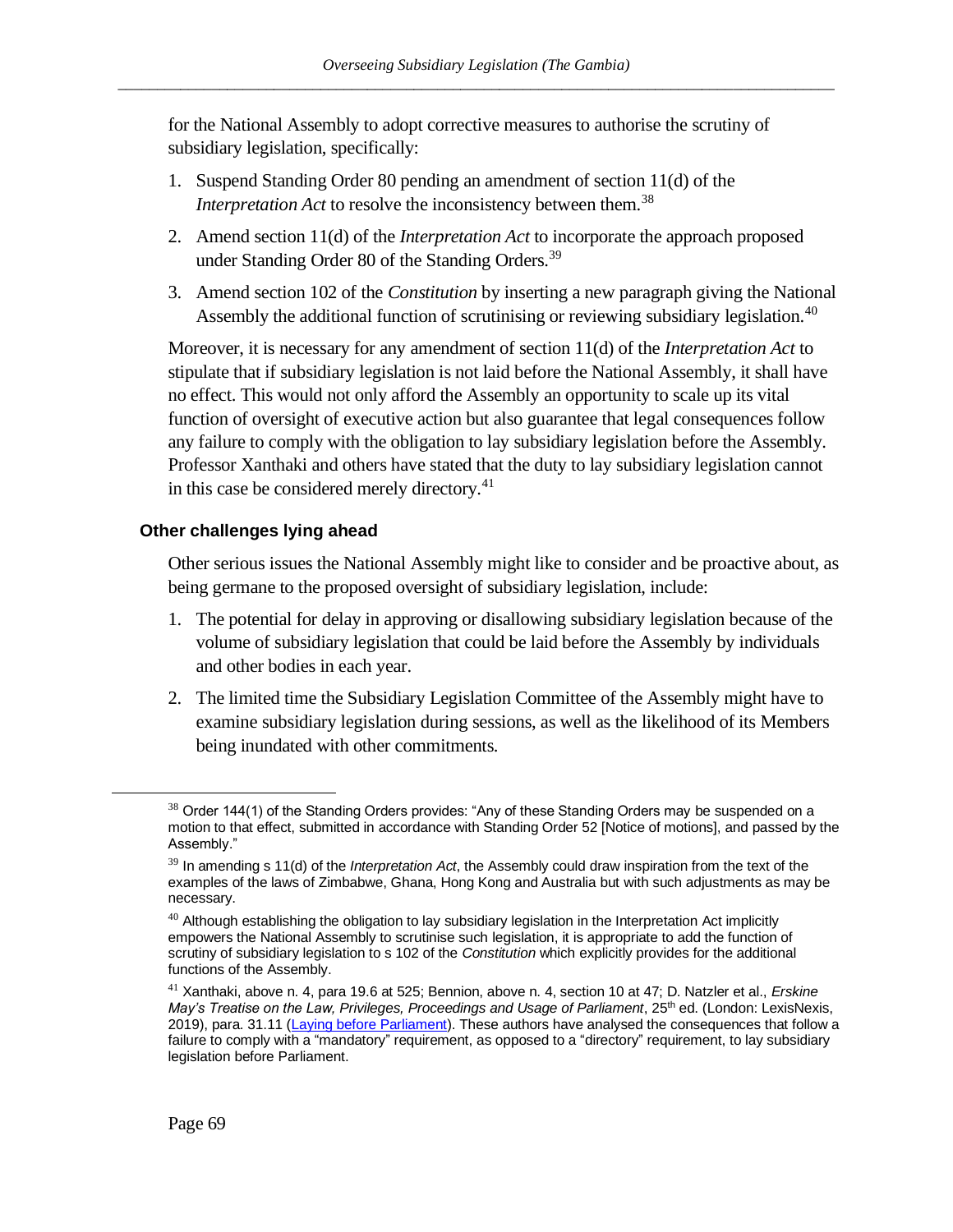for the National Assembly to adopt corrective measures to authorise the scrutiny of subsidiary legislation, specifically:

1. Suspend Standing Order 80 pending an amendment of section 11(d) of the *Interpretation Act* to resolve the inconsistency between them.[38]
2. Amend section 11(d) of the *Interpretation Act* to incorporate the approach proposed under Standing Order 80 of the Standing Orders.[39]
3. Amend section 102 of the *Constitution* by inserting a new paragraph giving the National Assembly the additional function of scrutinising or reviewing subsidiary legislation.[40]

Moreover, it is necessary for any amendment of section 11(d) of the *Interpretation Act* to stipulate that if subsidiary legislation is not laid before the National Assembly, it shall have no effect. This would not only afford the Assembly an opportunity to scale up its vital function of oversight of executive action but also guarantee that legal consequences follow any failure to comply with the obligation to lay subsidiary legislation before the Assembly. Professor Xanthaki and others have stated that the duty to lay subsidiary legislation cannot in this case be considered merely directory.[41]

### Other challenges lying ahead

Other serious issues the National Assembly might like to consider and be proactive about, as being germane to the proposed oversight of subsidiary legislation, include:

1. The potential for delay in approving or disallowing subsidiary legislation because of the volume of subsidiary legislation that could be laid before the Assembly by individuals and other bodies in each year.
2. The limited time the Subsidiary Legislation Committee of the Assembly might have to examine subsidiary legislation during sessions, as well as the likelihood of its Members being inundated with other commitments.

---

[38] Order 144(1) of the Standing Orders provides: "Any of these Standing Orders may be suspended on a motion to that effect, submitted in accordance with Standing Order 52 [Notice of motions], and passed by the Assembly."

[39] In amending s 11(d) of the *Interpretation Act*, the Assembly could draw inspiration from the text of the examples of the laws of Zimbabwe, Ghana, Hong Kong and Australia but with such adjustments as may be necessary.

[40] Although establishing the obligation to lay subsidiary legislation in the Interpretation Act implicitly empowers the National Assembly to scrutinise such legislation, it is appropriate to add the function of scrutiny of subsidiary legislation to s 102 of the *Constitution* which explicitly provides for the additional functions of the Assembly.

[41] Xanthaki, above n. 4, para 19.6 at 525; Bennion, above n. 4, section 10 at 47; D. Natzler et al., *Erskine May's Treatise on the Law, Privileges, Proceedings and Usage of Parliament*, 25th ed. (London: LexisNexis, 2019), para. 31.11 (Laying before Parliament). These authors have analysed the consequences that follow a failure to comply with a "mandatory" requirement, as opposed to a "directory" requirement, to lay subsidiary legislation before Parliament.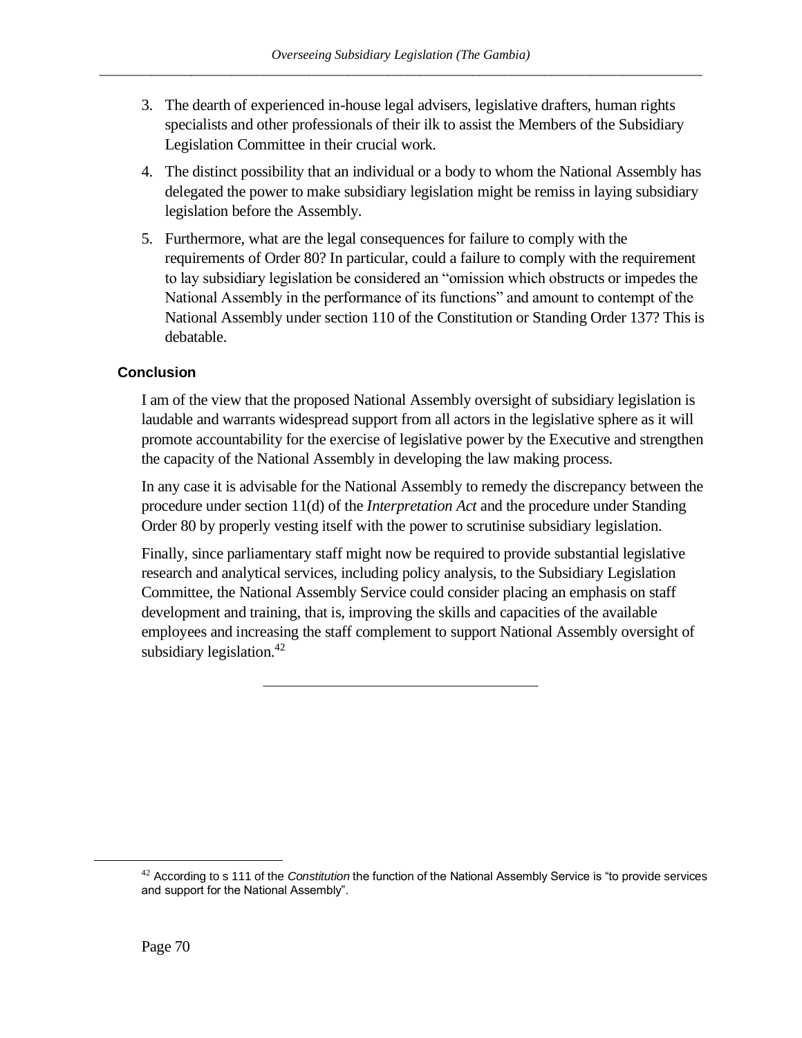3. The dearth of experienced in-house legal advisers, legislative drafters, human rights specialists and other professionals of their ilk to assist the Members of the Subsidiary Legislation Committee in their crucial work.
4. The distinct possibility that an individual or a body to whom the National Assembly has delegated the power to make subsidiary legislation might be remiss in laying subsidiary legislation before the Assembly.
5. Furthermore, what are the legal consequences for failure to comply with the requirements of Order 80? In particular, could a failure to comply with the requirement to lay subsidiary legislation be considered an "omission which obstructs or impedes the National Assembly in the performance of its functions" and amount to contempt of the National Assembly under section 110 of the Constitution or Standing Order 137? This is debatable.

### Conclusion

I am of the view that the proposed National Assembly oversight of subsidiary legislation is laudable and warrants widespread support from all actors in the legislative sphere as it will promote accountability for the exercise of legislative power by the Executive and strengthen the capacity of the National Assembly in developing the law making process.

In any case it is advisable for the National Assembly to remedy the discrepancy between the procedure under section 11(d) of the *Interpretation Act* and the procedure under Standing Order 80 by properly vesting itself with the power to scrutinise subsidiary legislation.

Finally, since parliamentary staff might now be required to provide substantial legislative research and analytical services, including policy analysis, to the Subsidiary Legislation Committee, the National Assembly Service could consider placing an emphasis on staff development and training, that is, improving the skills and capacities of the available employees and increasing the staff complement to support National Assembly oversight of subsidiary legislation.[42]

---

[42] According to s 111 of the *Constitution* the function of the National Assembly Service is "to provide services and support for the National Assembly".